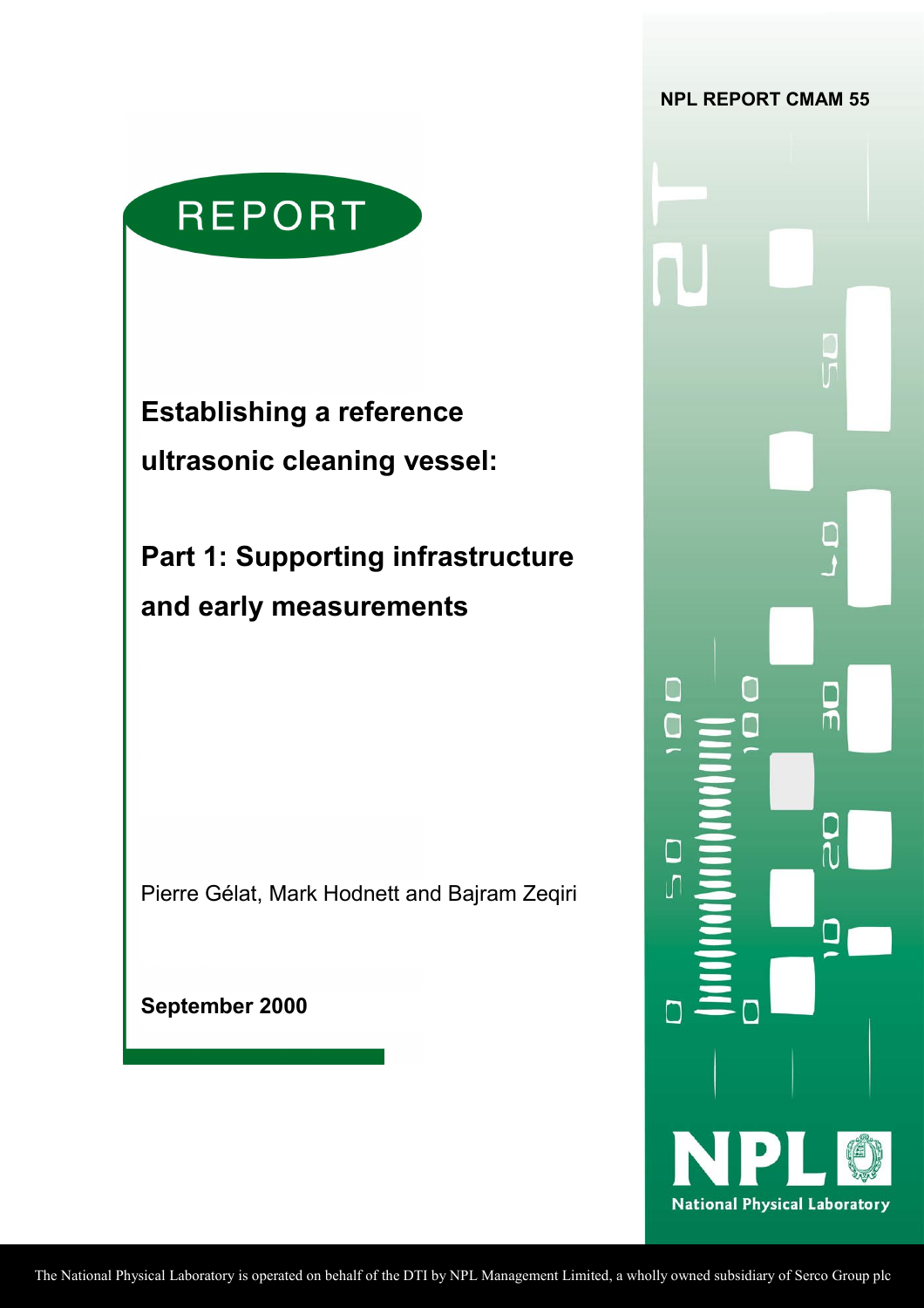NPL REPORT CMAM 55

REPORT

# Establishing a reference ultrasonic cleaning vessel:

# Part 1: Supporting infrastructure and early measurements

Pierre Gélat, Mark Hodnett and Bajram Zeqiri

**September 2000**

NPL National Physical Laboratory

The National Physical Laboratory is operated on behalf of the DTI by NPL Management Limited, a wholly owned subsidiary of Serco Group plc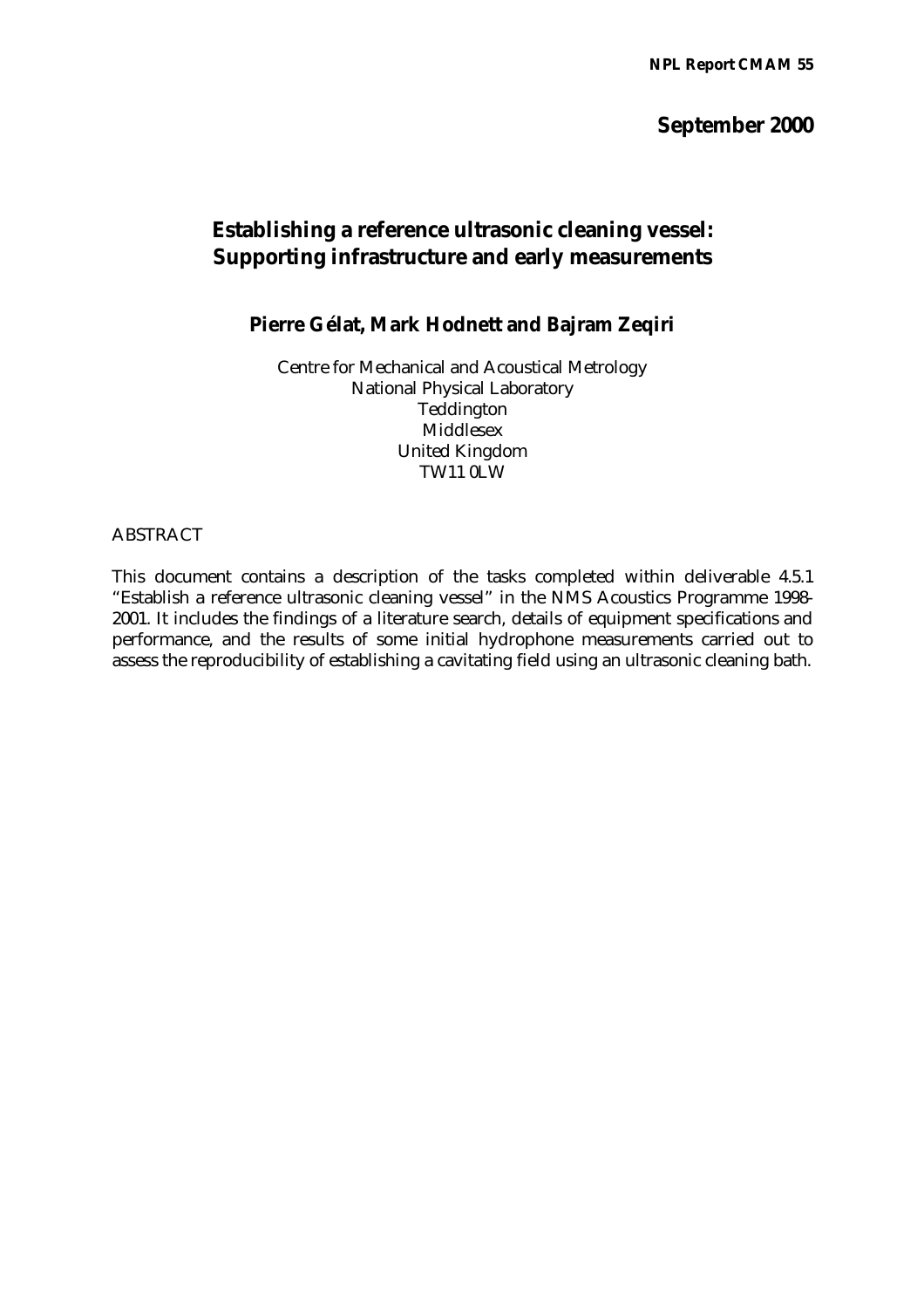NPL Report CMAM 55

**September 2000**

# Establishing a reference ultrasonic cleaning vessel: Supporting infrastructure and early measurements

**Pierre Gélat, Mark Hodnett and Bajram Zeqiri**

Centre for Mechanical and Acoustical Metrology
National Physical Laboratory
Teddington
Middlesex
United Kingdom
TW11 0LW

ABSTRACT

This document contains a description of the tasks completed within deliverable 4.5.1 "Establish a reference ultrasonic cleaning vessel" in the NMS Acoustics Programme 1998-2001. It includes the findings of a literature search, details of equipment specifications and performance, and the results of some initial hydrophone measurements carried out to assess the reproducibility of establishing a cavitating field using an ultrasonic cleaning bath.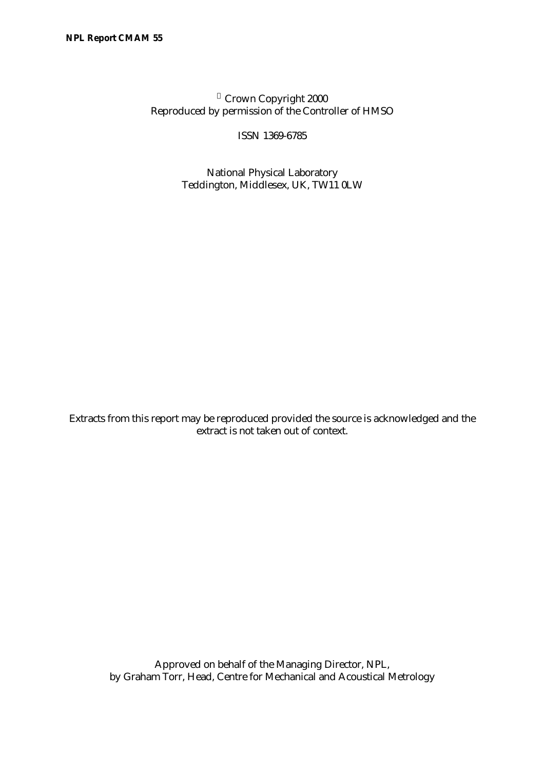© Crown Copyright 2000
Reproduced by permission of the Controller of HMSO

ISSN 1369-6785

National Physical Laboratory
Teddington, Middlesex, UK, TW11 0LW

Extracts from this report may be reproduced provided the source is acknowledged and the extract is not taken out of context.

Approved on behalf of the Managing Director, NPL,
by Graham Torr, Head, Centre for Mechanical and Acoustical Metrology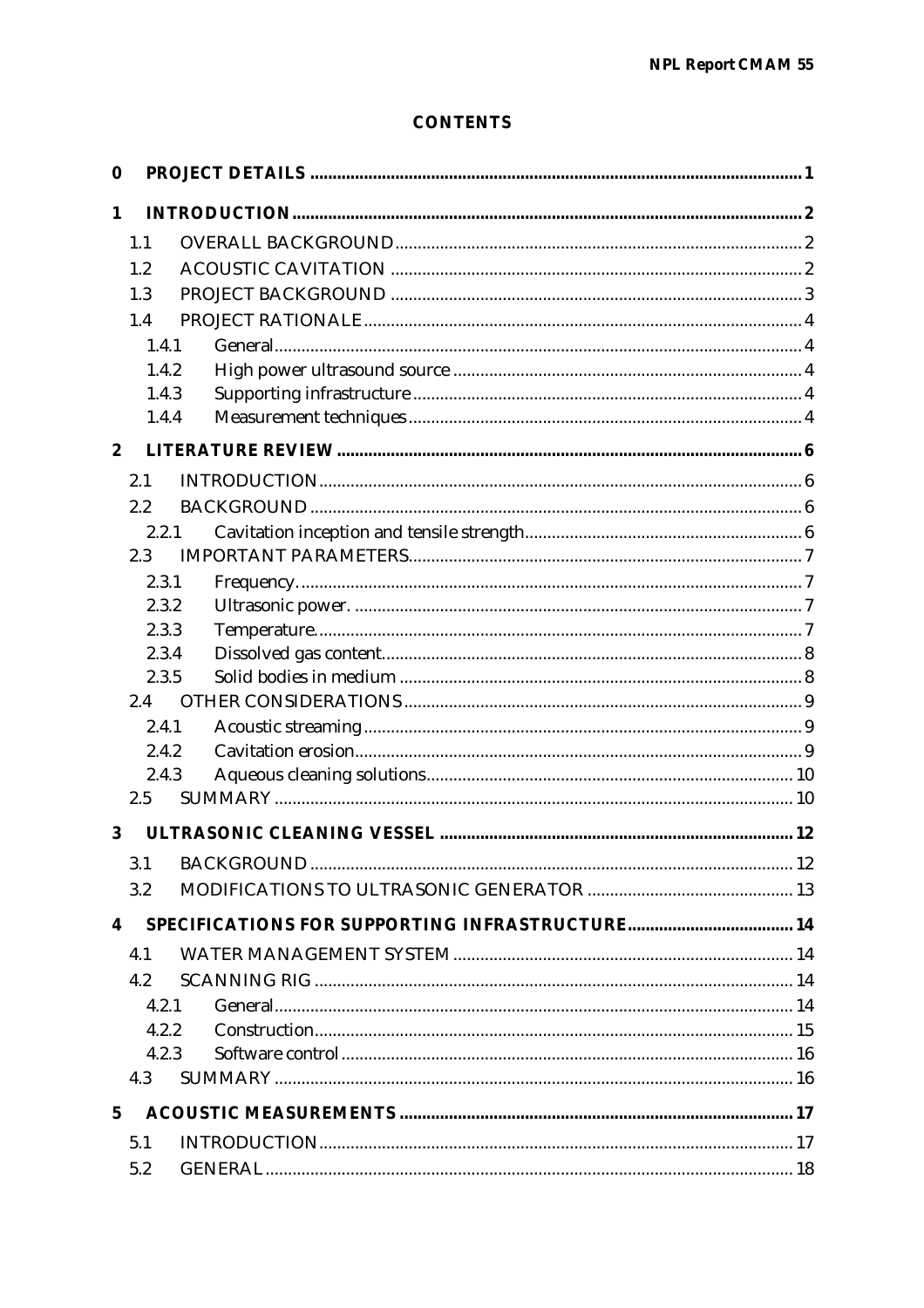# CONTENTS

**0 PROJECT DETAILS** ............................................................. 1

**1 INTRODUCTION** ............................................................. 2

- 1.1 OVERALL BACKGROUND ............................................................. 2
- 1.2 ACOUSTIC CAVITATION ............................................................. 2
- 1.3 PROJECT BACKGROUND ............................................................. 3
- 1.4 PROJECT RATIONALE ............................................................. 4
  - 1.4.1 General ............................................................. 4
  - 1.4.2 High power ultrasound source ............................................................. 4
  - 1.4.3 Supporting infrastructure ............................................................. 4
  - 1.4.4 Measurement techniques ............................................................. 4

**2 LITERATURE REVIEW** ............................................................. 6

- 2.1 INTRODUCTION ............................................................. 6
- 2.2 BACKGROUND ............................................................. 6
  - 2.2.1 Cavitation inception and tensile strength ............................................................. 6
- 2.3 IMPORTANT PARAMETERS ............................................................. 7
  - 2.3.1 Frequency. ............................................................. 7
  - 2.3.2 Ultrasonic power. ............................................................. 7
  - 2.3.3 Temperature. ............................................................. 7
  - 2.3.4 Dissolved gas content ............................................................. 8
  - 2.3.5 Solid bodies in medium ............................................................. 8
- 2.4 OTHER CONSIDERATIONS ............................................................. 9
  - 2.4.1 Acoustic streaming ............................................................. 9
  - 2.4.2 Cavitation erosion ............................................................. 9
  - 2.4.3 Aqueous cleaning solutions ............................................................. 10
- 2.5 SUMMARY ............................................................. 10

**3 ULTRASONIC CLEANING VESSEL** ............................................................. 12

- 3.1 BACKGROUND ............................................................. 12
- 3.2 MODIFICATIONS TO ULTRASONIC GENERATOR ............................................................. 13

**4 SPECIFICATIONS FOR SUPPORTING INFRASTRUCTURE** ............................................................. 14

- 4.1 WATER MANAGEMENT SYSTEM ............................................................. 14
- 4.2 SCANNING RIG ............................................................. 14
  - 4.2.1 General ............................................................. 14
  - 4.2.2 Construction ............................................................. 15
  - 4.2.3 Software control ............................................................. 16
- 4.3 SUMMARY ............................................................. 16

**5 ACOUSTIC MEASUREMENTS** ............................................................. 17

- 5.1 INTRODUCTION ............................................................. 17
- 5.2 GENERAL ............................................................. 18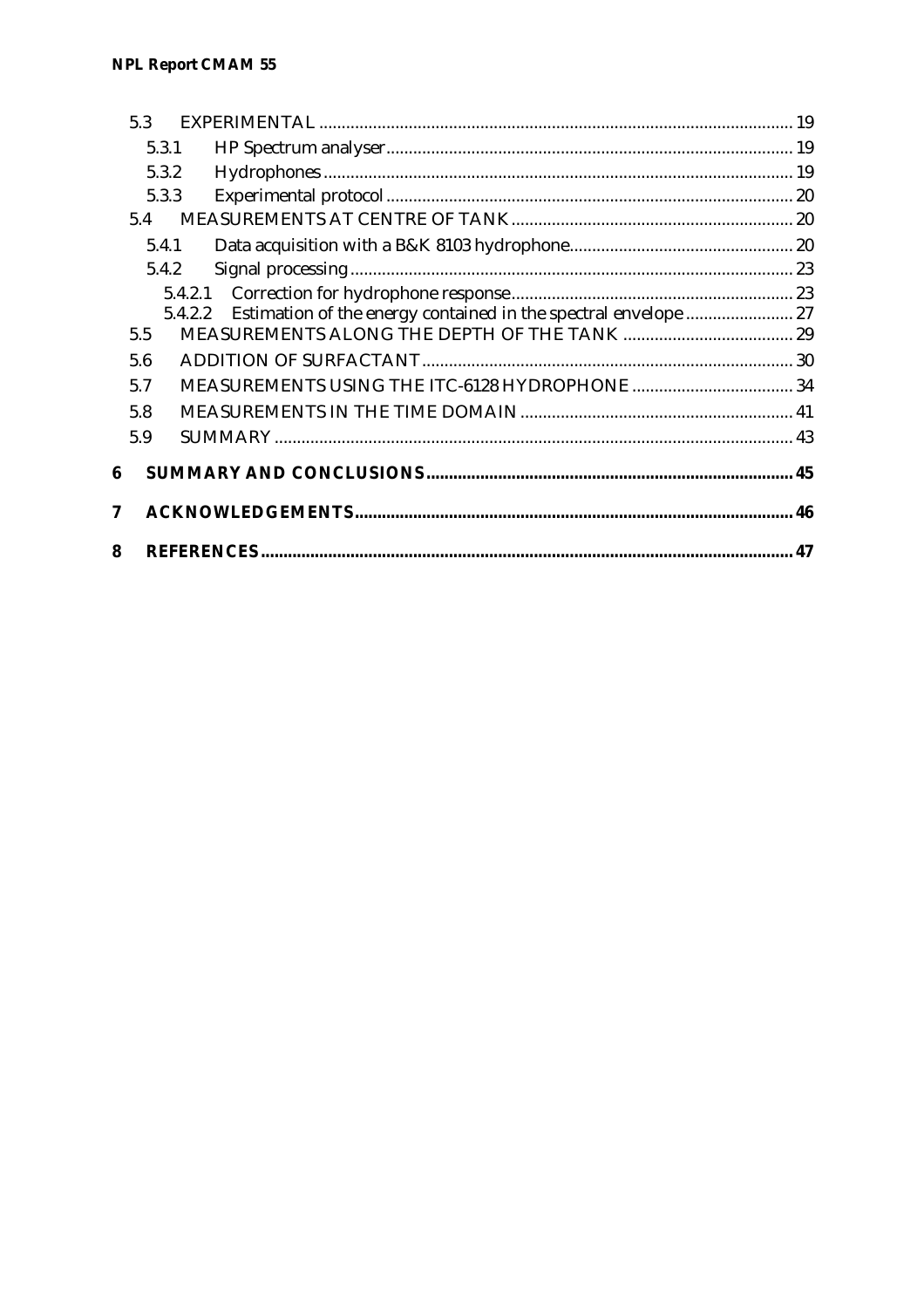- 5.3 EXPERIMENTAL ... 19
  - 5.3.1 HP Spectrum analyser ... 19
  - 5.3.2 Hydrophones ... 19
  - 5.3.3 Experimental protocol ... 20
- 5.4 MEASUREMENTS AT CENTRE OF TANK ... 20
  - 5.4.1 Data acquisition with a B&K 8103 hydrophone ... 20
  - 5.4.2 Signal processing ... 23
    - 5.4.2.1 Correction for hydrophone response ... 23
    - 5.4.2.2 Estimation of the energy contained in the spectral envelope ... 27
- 5.5 MEASUREMENTS ALONG THE DEPTH OF THE TANK ... 29
- 5.6 ADDITION OF SURFACTANT ... 30
- 5.7 MEASUREMENTS USING THE ITC-6128 HYDROPHONE ... 34
- 5.8 MEASUREMENTS IN THE TIME DOMAIN ... 41
- 5.9 SUMMARY ... 43

**6 SUMMARY AND CONCLUSIONS ... 45**

**7 ACKNOWLEDGEMENTS ... 46**

**8 REFERENCES ... 47**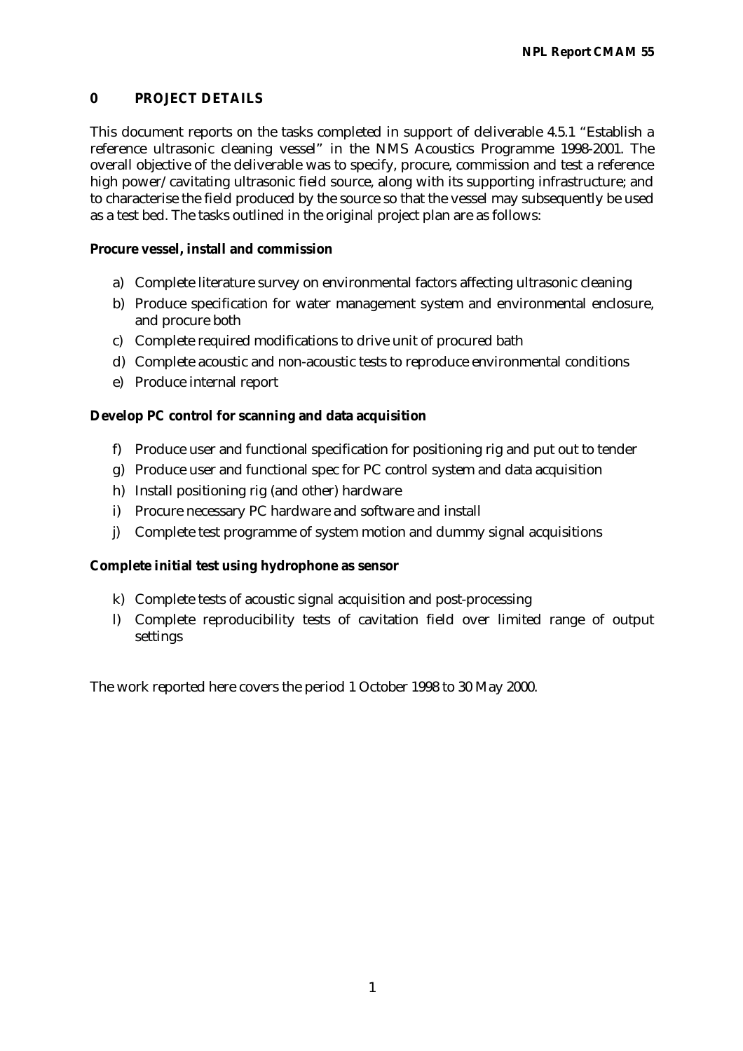# 0 PROJECT DETAILS

This document reports on the tasks completed in support of deliverable 4.5.1 "Establish a reference ultrasonic cleaning vessel" in the NMS Acoustics Programme 1998-2001. The overall objective of the deliverable was to specify, procure, commission and test a reference high power/cavitating ultrasonic field source, along with its supporting infrastructure; and to characterise the field produced by the source so that the vessel may subsequently be used as a test bed. The tasks outlined in the original project plan are as follows:

**Procure vessel, install and commission**

a) Complete literature survey on environmental factors affecting ultrasonic cleaning
b) Produce specification for water management system and environmental enclosure, and procure both
c) Complete required modifications to drive unit of procured bath
d) Complete acoustic and non-acoustic tests to reproduce environmental conditions
e) Produce internal report

**Develop PC control for scanning and data acquisition**

f) Produce user and functional specification for positioning rig and put out to tender
g) Produce user and functional spec for PC control system and data acquisition
h) Install positioning rig (and other) hardware
i) Procure necessary PC hardware and software and install
j) Complete test programme of system motion and dummy signal acquisitions

**Complete initial test using hydrophone as sensor**

k) Complete tests of acoustic signal acquisition and post-processing
l) Complete reproducibility tests of cavitation field over limited range of output settings

The work reported here covers the period 1 October 1998 to 30 May 2000.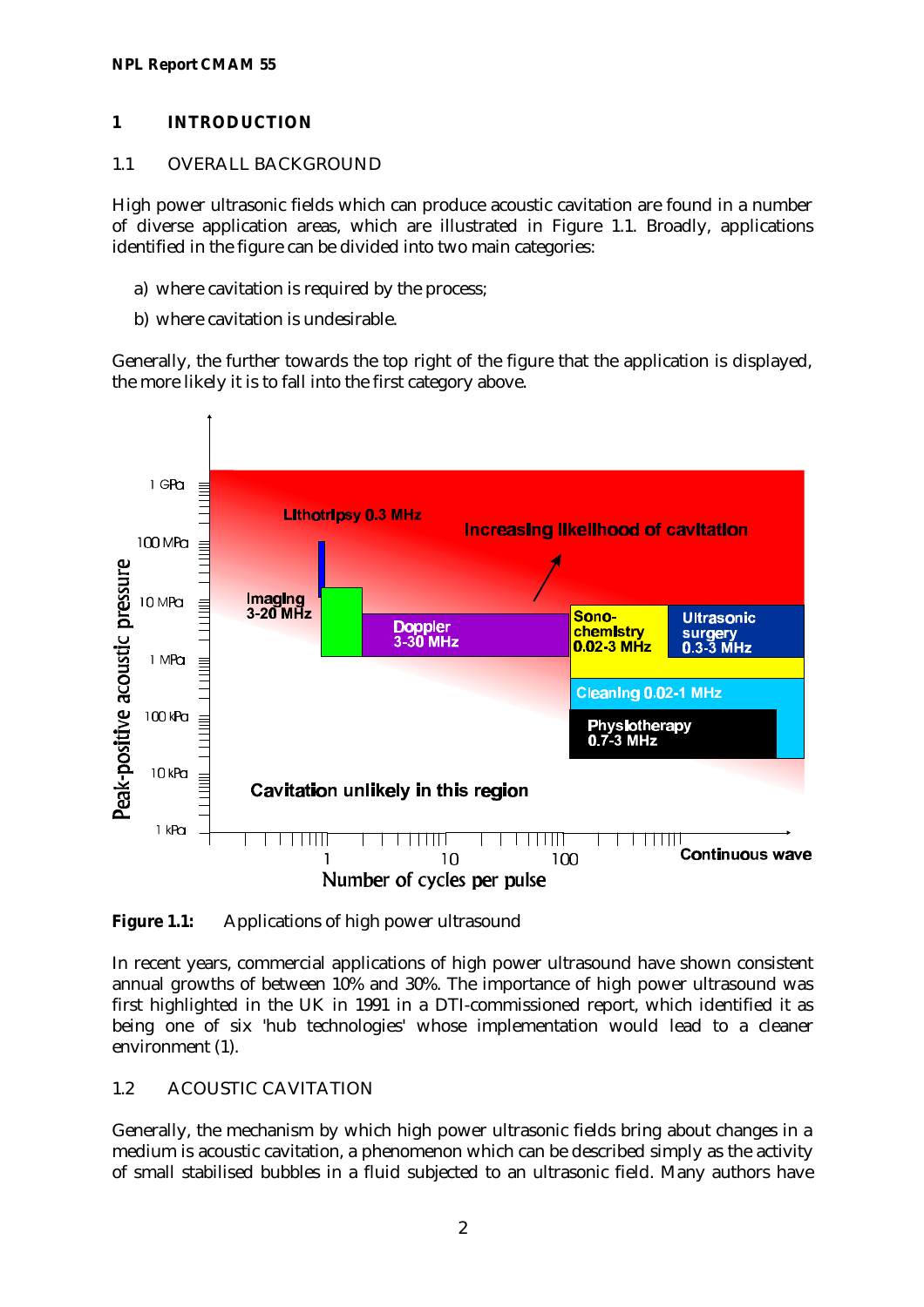# 1 INTRODUCTION

## 1.1 OVERALL BACKGROUND

High power ultrasonic fields which can produce acoustic cavitation are found in a number of diverse application areas, which are illustrated in Figure 1.1. Broadly, applications identified in the figure can be divided into two main categories:

a) where cavitation is required by the process;

b) where cavitation is undesirable.

Generally, the further towards the top right of the figure that the application is displayed, the more likely it is to fall into the first category above.

**Figure 1.1:** Applications of high power ultrasound

In recent years, commercial applications of high power ultrasound have shown consistent annual growths of between 10% and 30%. The importance of high power ultrasound was first highlighted in the UK in 1991 in a DTI-commissioned report, which identified it as being one of six 'hub technologies' whose implementation would lead to a cleaner environment (1).

## 1.2 ACOUSTIC CAVITATION

Generally, the mechanism by which high power ultrasonic fields bring about changes in a medium is acoustic cavitation, a phenomenon which can be described simply as the activity of small stabilised bubbles in a fluid subjected to an ultrasonic field. Many authors have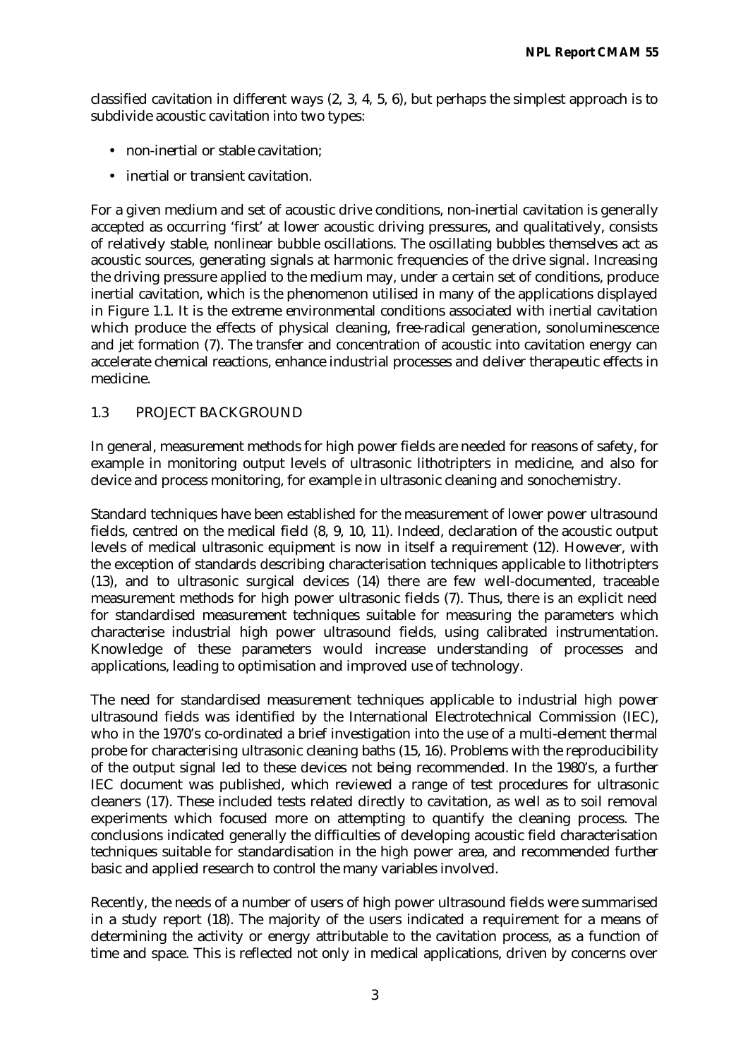classified cavitation in different ways (2, 3, 4, 5, 6), but perhaps the simplest approach is to subdivide acoustic cavitation into two types:

- non-inertial or stable cavitation;
- inertial or transient cavitation.

For a given medium and set of acoustic drive conditions, non-inertial cavitation is generally accepted as occurring 'first' at lower acoustic driving pressures, and qualitatively, consists of relatively stable, nonlinear bubble oscillations. The oscillating bubbles themselves act as acoustic sources, generating signals at harmonic frequencies of the drive signal. Increasing the driving pressure applied to the medium may, under a certain set of conditions, produce inertial cavitation, which is the phenomenon utilised in many of the applications displayed in Figure 1.1. It is the extreme environmental conditions associated with inertial cavitation which produce the effects of physical cleaning, free-radical generation, sonoluminescence and jet formation (7). The transfer and concentration of acoustic into cavitation energy can accelerate chemical reactions, enhance industrial processes and deliver therapeutic effects in medicine.

## 1.3 PROJECT BACKGROUND

In general, measurement methods for high power fields are needed for reasons of safety, for example in monitoring output levels of ultrasonic lithotripters in medicine, and also for device and process monitoring, for example in ultrasonic cleaning and sonochemistry.

Standard techniques have been established for the measurement of lower power ultrasound fields, centred on the medical field (8, 9, 10, 11). Indeed, declaration of the acoustic output levels of medical ultrasonic equipment is now in itself a requirement (12). However, with the exception of standards describing characterisation techniques applicable to lithotripters (13), and to ultrasonic surgical devices (14) there are few well-documented, traceable measurement methods for high power ultrasonic fields (7). Thus, there is an explicit need for standardised measurement techniques suitable for measuring the parameters which characterise industrial high power ultrasound fields, using calibrated instrumentation. Knowledge of these parameters would increase understanding of processes and applications, leading to optimisation and improved use of technology.

The need for standardised measurement techniques applicable to industrial high power ultrasound fields was identified by the International Electrotechnical Commission (IEC), who in the 1970's co-ordinated a brief investigation into the use of a multi-element thermal probe for characterising ultrasonic cleaning baths (15, 16). Problems with the reproducibility of the output signal led to these devices not being recommended. In the 1980's, a further IEC document was published, which reviewed a range of test procedures for ultrasonic cleaners (17). These included tests related directly to cavitation, as well as to soil removal experiments which focused more on attempting to quantify the cleaning process. The conclusions indicated generally the difficulties of developing acoustic field characterisation techniques suitable for standardisation in the high power area, and recommended further basic and applied research to control the many variables involved.

Recently, the needs of a number of users of high power ultrasound fields were summarised in a study report (18). The majority of the users indicated a requirement for a means of determining the activity or energy attributable to the cavitation process, as a function of time and space. This is reflected not only in medical applications, driven by concerns over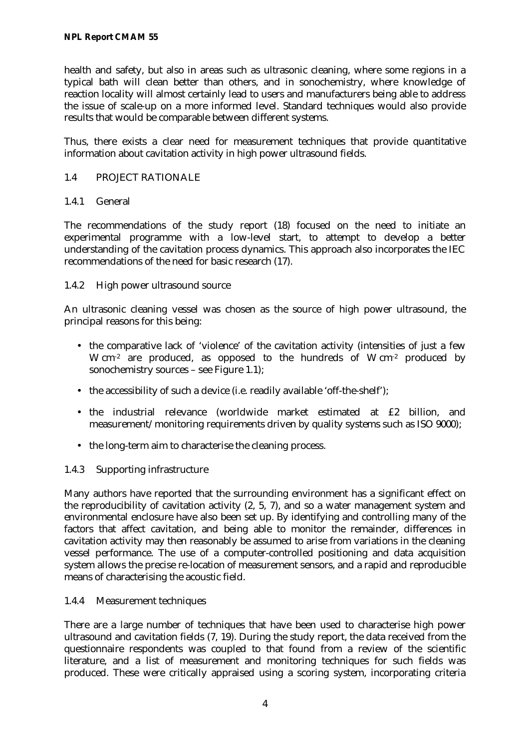health and safety, but also in areas such as ultrasonic cleaning, where some regions in a typical bath will clean better than others, and in sonochemistry, where knowledge of reaction locality will almost certainly lead to users and manufacturers being able to address the issue of scale-up on a more informed level. Standard techniques would also provide results that would be comparable between different systems.

Thus, there exists a clear need for measurement techniques that provide quantitative information about cavitation activity in high power ultrasound fields.

## 1.4 PROJECT RATIONALE

### 1.4.1 General

The recommendations of the study report (18) focused on the need to initiate an experimental programme with a low-level start, to attempt to develop a better understanding of the cavitation process dynamics. This approach also incorporates the IEC recommendations of the need for basic research (17).

### 1.4.2 High power ultrasound source

An ultrasonic cleaning vessel was chosen as the source of high power ultrasound, the principal reasons for this being:

- the comparative lack of 'violence' of the cavitation activity (intensities of just a few W cm$^{-2}$ are produced, as opposed to the hundreds of W cm$^{-2}$ produced by sonochemistry sources – see Figure 1.1);
- the accessibility of such a device (i.e. readily available 'off-the-shelf');
- the industrial relevance (worldwide market estimated at £2 billion, and measurement/monitoring requirements driven by quality systems such as ISO 9000);
- the long-term aim to characterise the cleaning process.

### 1.4.3 Supporting infrastructure

Many authors have reported that the surrounding environment has a significant effect on the reproducibility of cavitation activity (2, 5, 7), and so a water management system and environmental enclosure have also been set up. By identifying and controlling many of the factors that affect cavitation, and being able to monitor the remainder, differences in cavitation activity may then reasonably be assumed to arise from variations in the cleaning vessel performance. The use of a computer-controlled positioning and data acquisition system allows the precise re-location of measurement sensors, and a rapid and reproducible means of characterising the acoustic field.

### 1.4.4 Measurement techniques

There are a large number of techniques that have been used to characterise high power ultrasound and cavitation fields (7, 19). During the study report, the data received from the questionnaire respondents was coupled to that found from a review of the scientific literature, and a list of measurement and monitoring techniques for such fields was produced. These were critically appraised using a scoring system, incorporating criteria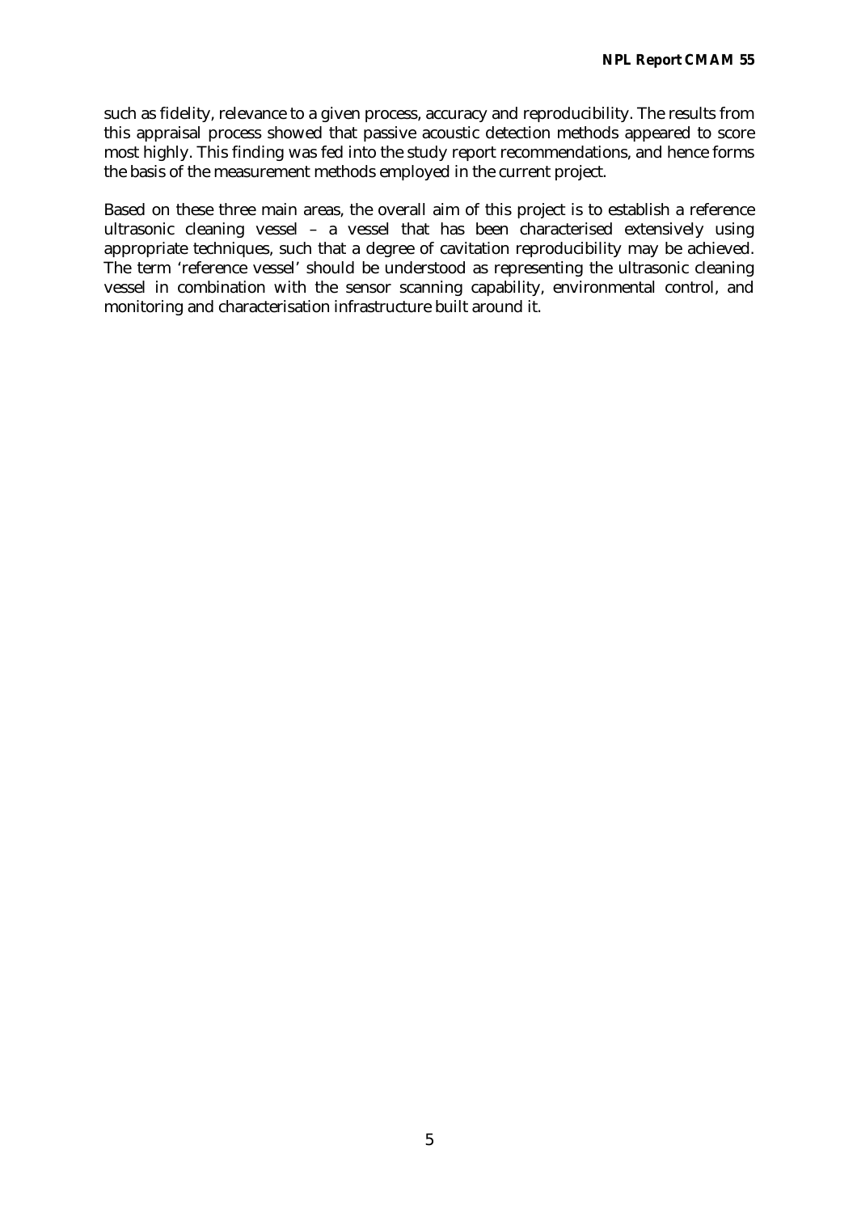such as fidelity, relevance to a given process, accuracy and reproducibility. The results from this appraisal process showed that passive acoustic detection methods appeared to score most highly. This finding was fed into the study report recommendations, and hence forms the basis of the measurement methods employed in the current project.

Based on these three main areas, the overall aim of this project is to establish a reference ultrasonic cleaning vessel – a vessel that has been characterised extensively using appropriate techniques, such that a degree of cavitation reproducibility may be achieved. The term 'reference vessel' should be understood as representing the ultrasonic cleaning vessel in combination with the sensor scanning capability, environmental control, and monitoring and characterisation infrastructure built around it.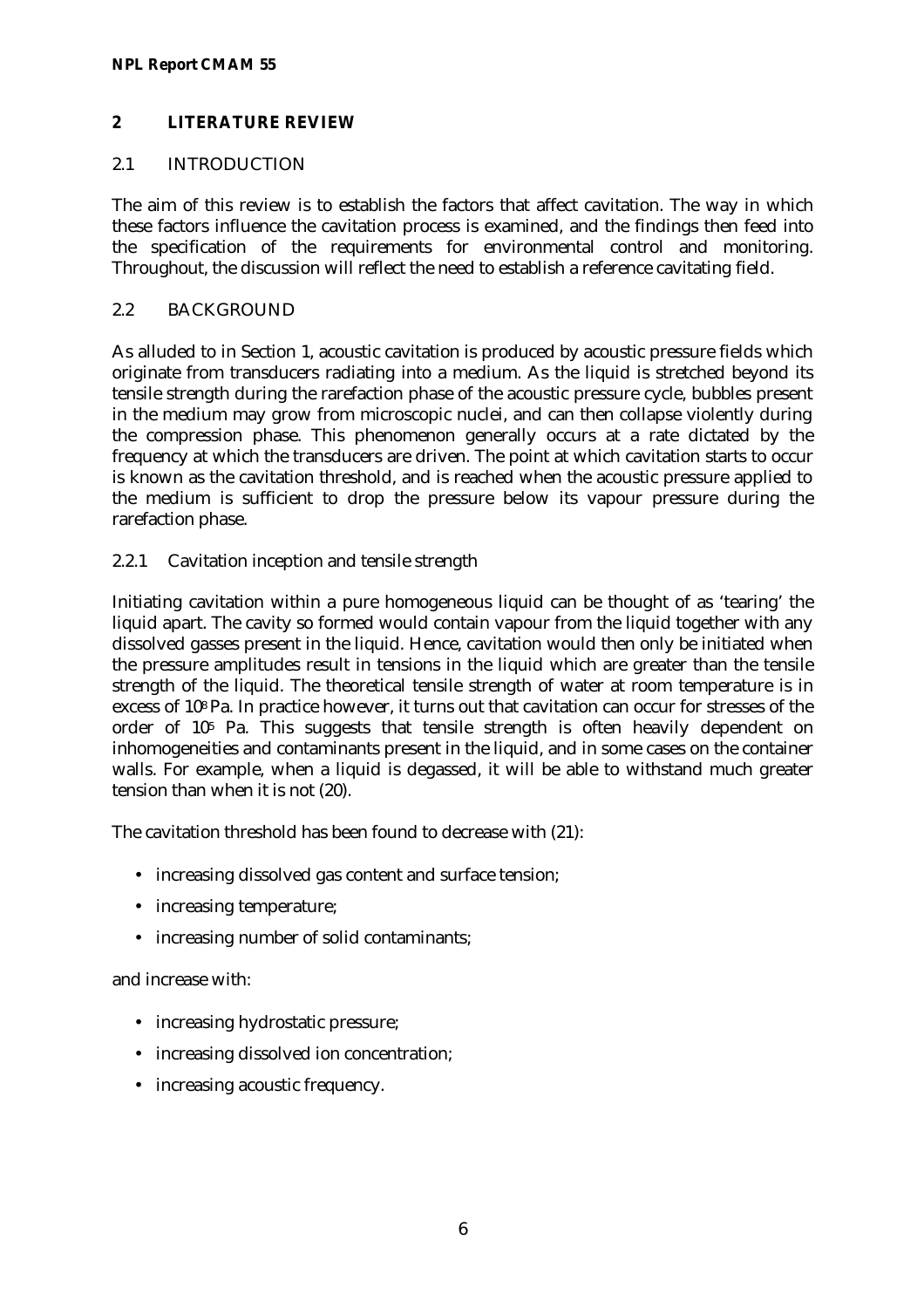## 2 LITERATURE REVIEW

### 2.1 INTRODUCTION

The aim of this review is to establish the factors that affect cavitation. The way in which these factors influence the cavitation process is examined, and the findings then feed into the specification of the requirements for environmental control and monitoring. Throughout, the discussion will reflect the need to establish a reference cavitating field.

### 2.2 BACKGROUND

As alluded to in Section 1, acoustic cavitation is produced by acoustic pressure fields which originate from transducers radiating into a medium. As the liquid is stretched beyond its tensile strength during the rarefaction phase of the acoustic pressure cycle, bubbles present in the medium may grow from microscopic nuclei, and can then collapse violently during the compression phase. This phenomenon generally occurs at a rate dictated by the frequency at which the transducers are driven. The point at which cavitation starts to occur is known as the cavitation threshold, and is reached when the acoustic pressure applied to the medium is sufficient to drop the pressure below its vapour pressure during the rarefaction phase.

#### 2.2.1 Cavitation inception and tensile strength

Initiating cavitation within a pure homogeneous liquid can be thought of as 'tearing' the liquid apart. The cavity so formed would contain vapour from the liquid together with any dissolved gasses present in the liquid. Hence, cavitation would then only be initiated when the pressure amplitudes result in tensions in the liquid which are greater than the tensile strength of the liquid. The theoretical tensile strength of water at room temperature is in excess of $10^8$ Pa. In practice however, it turns out that cavitation can occur for stresses of the order of $10^5$ Pa. This suggests that tensile strength is often heavily dependent on inhomogeneities and contaminants present in the liquid, and in some cases on the container walls. For example, when a liquid is degassed, it will be able to withstand much greater tension than when it is not (20).

The cavitation threshold has been found to decrease with (21):

- increasing dissolved gas content and surface tension;
- increasing temperature;
- increasing number of solid contaminants;

and increase with:

- increasing hydrostatic pressure;
- increasing dissolved ion concentration;
- increasing acoustic frequency.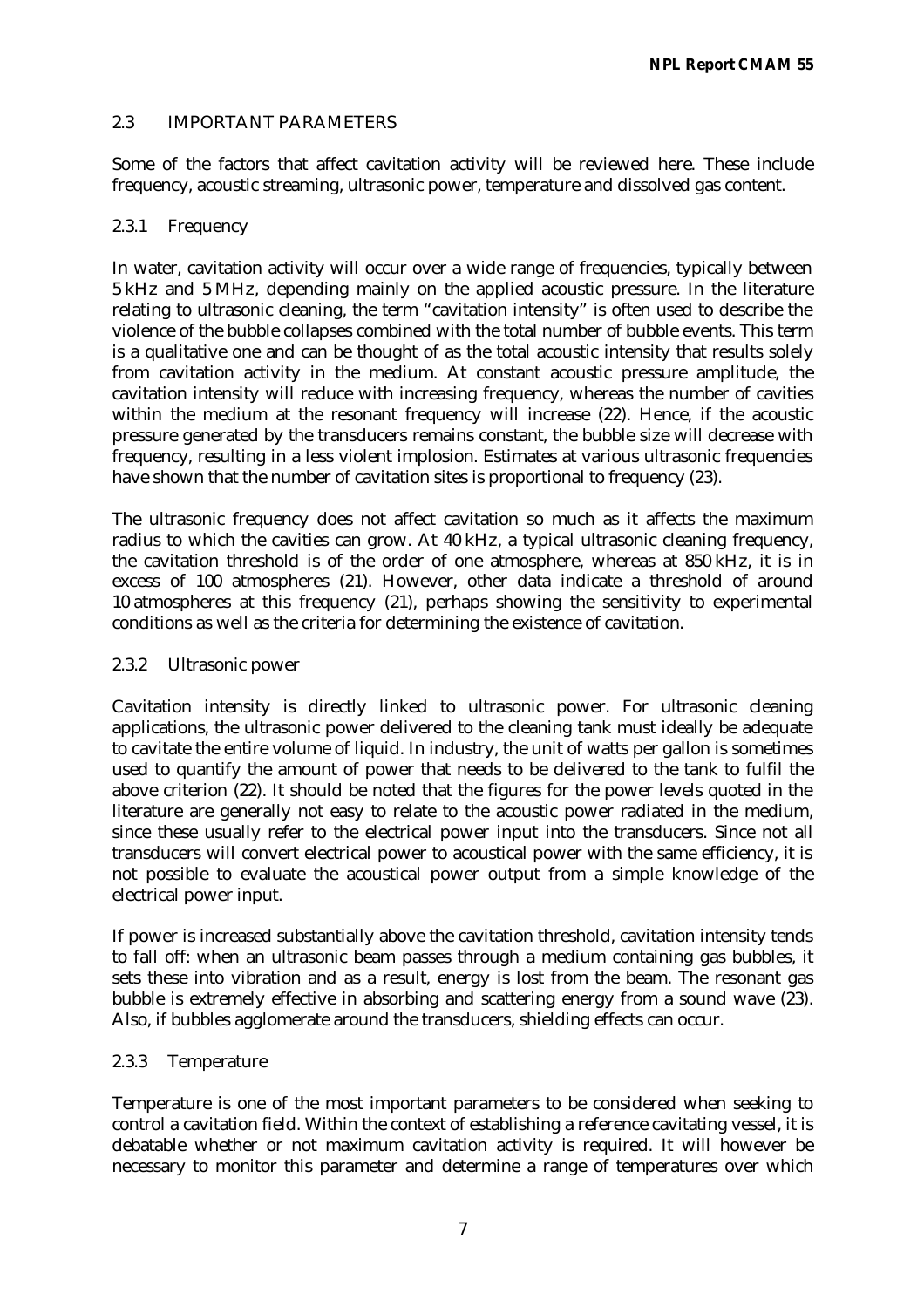## 2.3 IMPORTANT PARAMETERS

Some of the factors that affect cavitation activity will be reviewed here. These include frequency, acoustic streaming, ultrasonic power, temperature and dissolved gas content.

### 2.3.1 Frequency

In water, cavitation activity will occur over a wide range of frequencies, typically between 5 kHz and 5 MHz, depending mainly on the applied acoustic pressure. In the literature relating to ultrasonic cleaning, the term "cavitation intensity" is often used to describe the violence of the bubble collapses combined with the total number of bubble events. This term is a qualitative one and can be thought of as the total acoustic intensity that results solely from cavitation activity in the medium. At constant acoustic pressure amplitude, the cavitation intensity will reduce with increasing frequency, whereas the number of cavities within the medium at the resonant frequency will increase (22). Hence, if the acoustic pressure generated by the transducers remains constant, the bubble size will decrease with frequency, resulting in a less violent implosion. Estimates at various ultrasonic frequencies have shown that the number of cavitation sites is proportional to frequency (23).

The ultrasonic frequency does not affect cavitation so much as it affects the maximum radius to which the cavities can grow. At 40 kHz, a typical ultrasonic cleaning frequency, the cavitation threshold is of the order of one atmosphere, whereas at 850 kHz, it is in excess of 100 atmospheres (21). However, other data indicate a threshold of around 10 atmospheres at this frequency (21), perhaps showing the sensitivity to experimental conditions as well as the criteria for determining the existence of cavitation.

### 2.3.2 Ultrasonic power

Cavitation intensity is directly linked to ultrasonic power. For ultrasonic cleaning applications, the ultrasonic power delivered to the cleaning tank must ideally be adequate to cavitate the entire volume of liquid. In industry, the unit of watts per gallon is sometimes used to quantify the amount of power that needs to be delivered to the tank to fulfil the above criterion (22). It should be noted that the figures for the power levels quoted in the literature are generally not easy to relate to the acoustic power radiated in the medium, since these usually refer to the electrical power input into the transducers. Since not all transducers will convert electrical power to acoustical power with the same efficiency, it is not possible to evaluate the acoustical power output from a simple knowledge of the electrical power input.

If power is increased substantially above the cavitation threshold, cavitation intensity tends to fall off: when an ultrasonic beam passes through a medium containing gas bubbles, it sets these into vibration and as a result, energy is lost from the beam. The resonant gas bubble is extremely effective in absorbing and scattering energy from a sound wave (23). Also, if bubbles agglomerate around the transducers, shielding effects can occur.

### 2.3.3 Temperature

Temperature is one of the most important parameters to be considered when seeking to control a cavitation field. Within the context of establishing a reference cavitating vessel, it is debatable whether or not maximum cavitation activity is required. It will however be necessary to monitor this parameter and determine a range of temperatures over which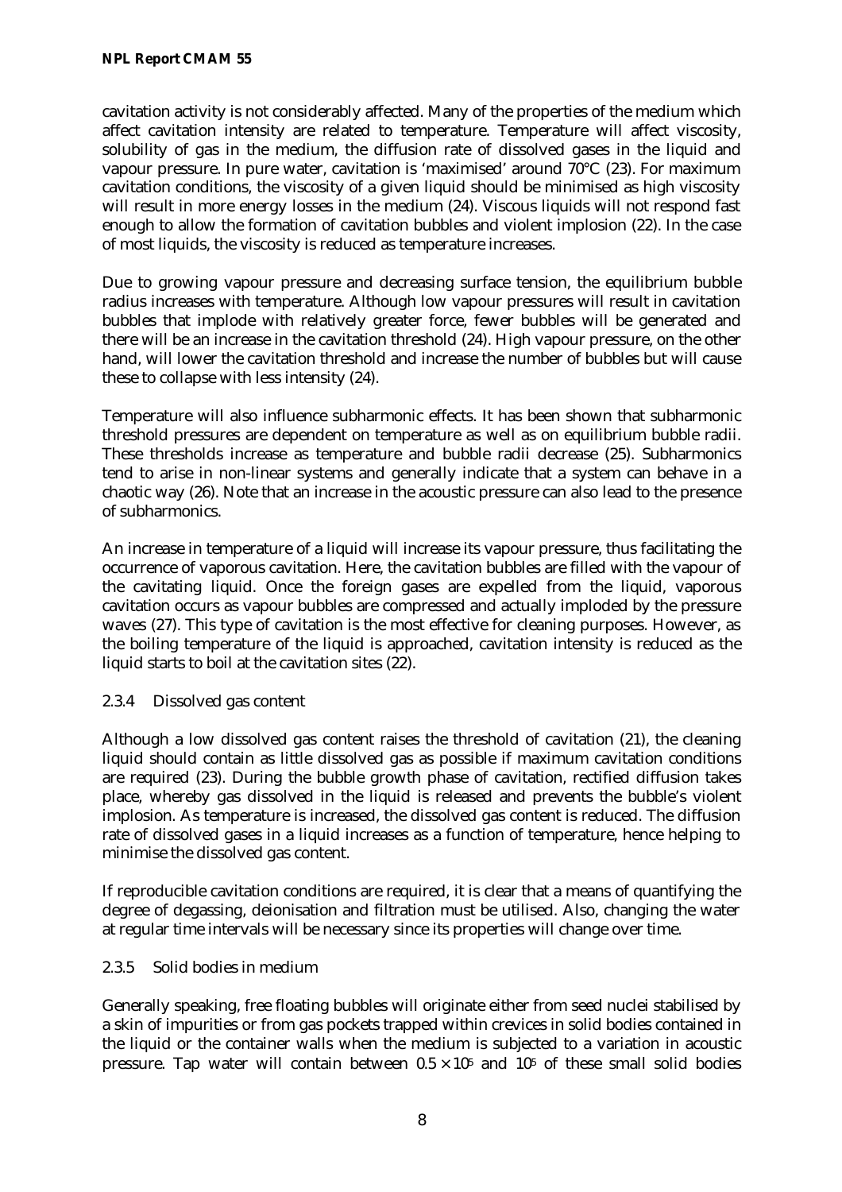cavitation activity is not considerably affected. Many of the properties of the medium which affect cavitation intensity are related to temperature. Temperature will affect viscosity, solubility of gas in the medium, the diffusion rate of dissolved gases in the liquid and vapour pressure. In pure water, cavitation is 'maximised' around 70°C (23). For maximum cavitation conditions, the viscosity of a given liquid should be minimised as high viscosity will result in more energy losses in the medium (24). Viscous liquids will not respond fast enough to allow the formation of cavitation bubbles and violent implosion (22). In the case of most liquids, the viscosity is reduced as temperature increases.

Due to growing vapour pressure and decreasing surface tension, the equilibrium bubble radius increases with temperature. Although low vapour pressures will result in cavitation bubbles that implode with relatively greater force, fewer bubbles will be generated and there will be an increase in the cavitation threshold (24). High vapour pressure, on the other hand, will lower the cavitation threshold and increase the number of bubbles but will cause these to collapse with less intensity (24).

Temperature will also influence subharmonic effects. It has been shown that subharmonic threshold pressures are dependent on temperature as well as on equilibrium bubble radii. These thresholds increase as temperature and bubble radii decrease (25). Subharmonics tend to arise in non-linear systems and generally indicate that a system can behave in a chaotic way (26). Note that an increase in the acoustic pressure can also lead to the presence of subharmonics.

An increase in temperature of a liquid will increase its vapour pressure, thus facilitating the occurrence of vaporous cavitation. Here, the cavitation bubbles are filled with the vapour of the cavitating liquid. Once the foreign gases are expelled from the liquid, vaporous cavitation occurs as vapour bubbles are compressed and actually imploded by the pressure waves (27). This type of cavitation is the most effective for cleaning purposes. However, as the boiling temperature of the liquid is approached, cavitation intensity is reduced as the liquid starts to boil at the cavitation sites (22).

### 2.3.4 Dissolved gas content

Although a low dissolved gas content raises the threshold of cavitation (21), the cleaning liquid should contain as little dissolved gas as possible if maximum cavitation conditions are required (23). During the bubble growth phase of cavitation, rectified diffusion takes place, whereby gas dissolved in the liquid is released and prevents the bubble's violent implosion. As temperature is increased, the dissolved gas content is reduced. The diffusion rate of dissolved gases in a liquid increases as a function of temperature, hence helping to minimise the dissolved gas content.

If reproducible cavitation conditions are required, it is clear that a means of quantifying the degree of degassing, deionisation and filtration must be utilised. Also, changing the water at regular time intervals will be necessary since its properties will change over time.

### 2.3.5 Solid bodies in medium

Generally speaking, free floating bubbles will originate either from seed nuclei stabilised by a skin of impurities or from gas pockets trapped within crevices in solid bodies contained in the liquid or the container walls when the medium is subjected to a variation in acoustic pressure. Tap water will contain between $0.5 \times 10^5$ and $10^5$ of these small solid bodies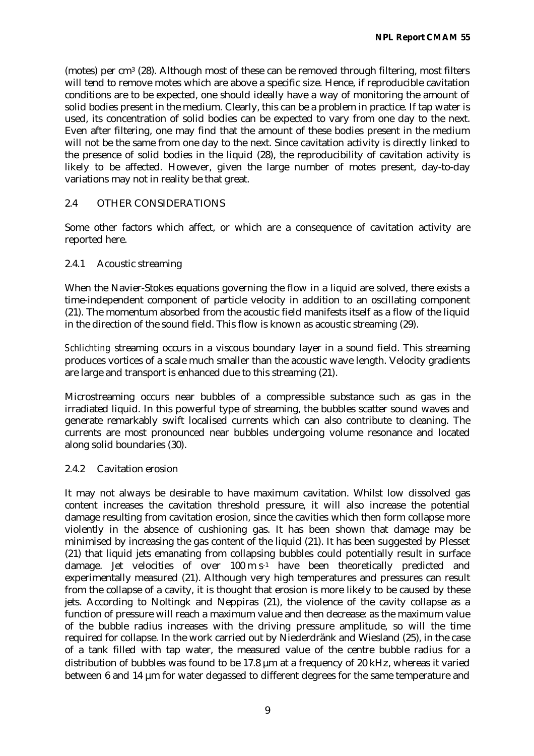(motes) per cm$^3$ (28). Although most of these can be removed through filtering, most filters will tend to remove motes which are above a specific size. Hence, if reproducible cavitation conditions are to be expected, one should ideally have a way of monitoring the amount of solid bodies present in the medium. Clearly, this can be a problem in practice. If tap water is used, its concentration of solid bodies can be expected to vary from one day to the next. Even after filtering, one may find that the amount of these bodies present in the medium will not be the same from one day to the next. Since cavitation activity is directly linked to the presence of solid bodies in the liquid (28), the reproducibility of cavitation activity is likely to be affected. However, given the large number of motes present, day-to-day variations may not in reality be that great.

## 2.4 OTHER CONSIDERATIONS

Some other factors which affect, or which are a consequence of cavitation activity are reported here.

### 2.4.1 Acoustic streaming

When the Navier-Stokes equations governing the flow in a liquid are solved, there exists a time-independent component of particle velocity in addition to an oscillating component (21). The momentum absorbed from the acoustic field manifests itself as a flow of the liquid in the direction of the sound field. This flow is known as acoustic streaming (29).

*Schlichting* streaming occurs in a viscous boundary layer in a sound field. This streaming produces vortices of a scale much smaller than the acoustic wave length. Velocity gradients are large and transport is enhanced due to this streaming (21).

Microstreaming occurs near bubbles of a compressible substance such as gas in the irradiated liquid. In this powerful type of streaming, the bubbles scatter sound waves and generate remarkably swift localised currents which can also contribute to cleaning. The currents are most pronounced near bubbles undergoing volume resonance and located along solid boundaries (30).

### 2.4.2 Cavitation erosion

It may not always be desirable to have maximum cavitation. Whilst low dissolved gas content increases the cavitation threshold pressure, it will also increase the potential damage resulting from cavitation erosion, since the cavities which then form collapse more violently in the absence of cushioning gas. It has been shown that damage may be minimised by increasing the gas content of the liquid (21). It has been suggested by Plesset (21) that liquid jets emanating from collapsing bubbles could potentially result in surface damage. Jet velocities of over 100 m s$^{-1}$ have been theoretically predicted and experimentally measured (21). Although very high temperatures and pressures can result from the collapse of a cavity, it is thought that erosion is more likely to be caused by these jets. According to Noltingk and Neppiras (21), the violence of the cavity collapse as a function of pressure will reach a maximum value and then decrease: as the maximum value of the bubble radius increases with the driving pressure amplitude, so will the time required for collapse. In the work carried out by Niederdränk and Wiesland (25), in the case of a tank filled with tap water, the measured value of the centre bubble radius for a distribution of bubbles was found to be 17.8 µm at a frequency of 20 kHz, whereas it varied between 6 and 14 µm for water degassed to different degrees for the same temperature and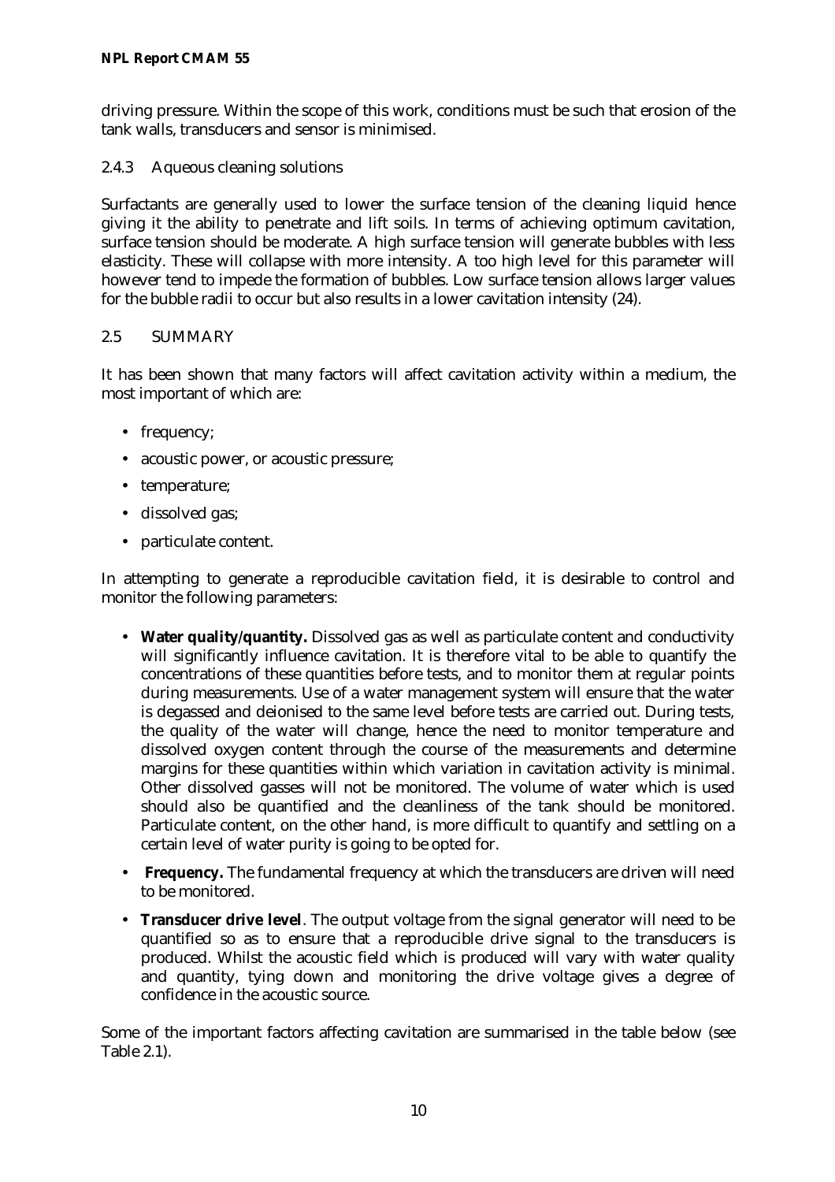driving pressure. Within the scope of this work, conditions must be such that erosion of the tank walls, transducers and sensor is minimised.

### 2.4.3 Aqueous cleaning solutions

Surfactants are generally used to lower the surface tension of the cleaning liquid hence giving it the ability to penetrate and lift soils. In terms of achieving optimum cavitation, surface tension should be moderate. A high surface tension will generate bubbles with less elasticity. These will collapse with more intensity. A too high level for this parameter will however tend to impede the formation of bubbles. Low surface tension allows larger values for the bubble radii to occur but also results in a lower cavitation intensity (24).

## 2.5 SUMMARY

It has been shown that many factors will affect cavitation activity within a medium, the most important of which are:

- frequency;
- acoustic power, or acoustic pressure;
- temperature;
- dissolved gas;
- particulate content.

In attempting to generate a reproducible cavitation field, it is desirable to control and monitor the following parameters:

- **Water quality/quantity.** Dissolved gas as well as particulate content and conductivity will significantly influence cavitation. It is therefore vital to be able to quantify the concentrations of these quantities before tests, and to monitor them at regular points during measurements. Use of a water management system will ensure that the water is degassed and deionised to the same level before tests are carried out. During tests, the quality of the water will change, hence the need to monitor temperature and dissolved oxygen content through the course of the measurements and determine margins for these quantities within which variation in cavitation activity is minimal. Other dissolved gasses will not be monitored. The volume of water which is used should also be quantified and the cleanliness of the tank should be monitored. Particulate content, on the other hand, is more difficult to quantify and settling on a certain level of water purity is going to be opted for.
- **Frequency.** The fundamental frequency at which the transducers are driven will need to be monitored.
- **Transducer drive level**. The output voltage from the signal generator will need to be quantified so as to ensure that a reproducible drive signal to the transducers is produced. Whilst the acoustic field which is produced will vary with water quality and quantity, tying down and monitoring the drive voltage gives a degree of confidence in the acoustic source.

Some of the important factors affecting cavitation are summarised in the table below (see Table 2.1).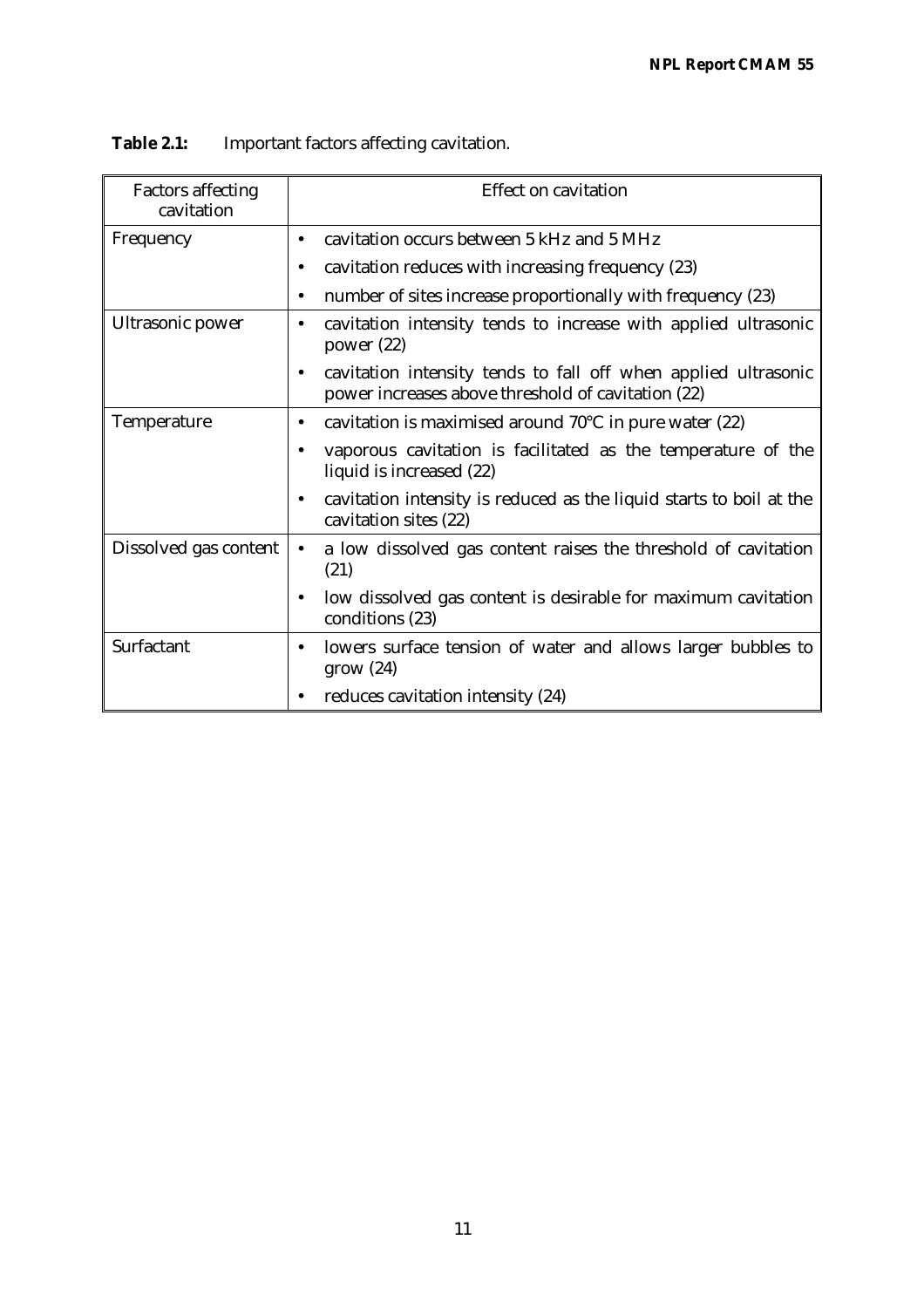**Table 2.1:** Important factors affecting cavitation.

| Factors affecting cavitation | Effect on cavitation |
| --- | --- |
| Frequency | • cavitation occurs between 5 kHz and 5 MHz<br>• cavitation reduces with increasing frequency (23)<br>• number of sites increase proportionally with frequency (23) |
| Ultrasonic power | • cavitation intensity tends to increase with applied ultrasonic power (22)<br>• cavitation intensity tends to fall off when applied ultrasonic power increases above threshold of cavitation (22) |
| Temperature | • cavitation is maximised around 70°C in pure water (22)<br>• vaporous cavitation is facilitated as the temperature of the liquid is increased (22)<br>• cavitation intensity is reduced as the liquid starts to boil at the cavitation sites (22) |
| Dissolved gas content | • a low dissolved gas content raises the threshold of cavitation (21)<br>• low dissolved gas content is desirable for maximum cavitation conditions (23) |
| Surfactant | • lowers surface tension of water and allows larger bubbles to grow (24)<br>• reduces cavitation intensity (24) |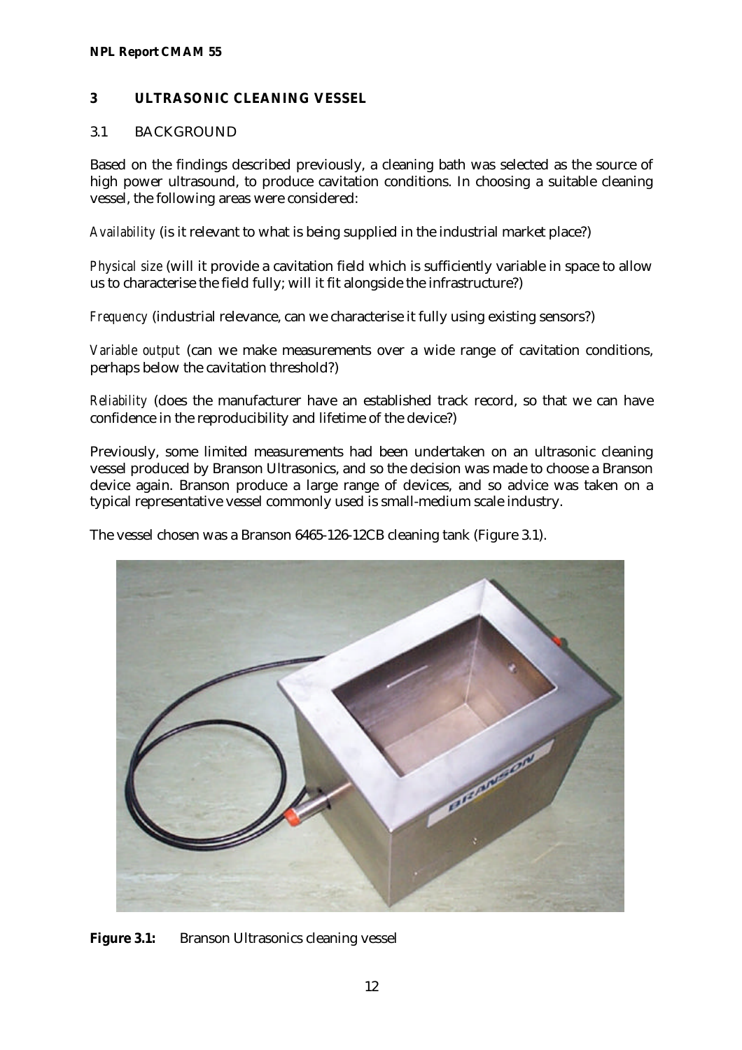## 3 ULTRASONIC CLEANING VESSEL

### 3.1 BACKGROUND

Based on the findings described previously, a cleaning bath was selected as the source of high power ultrasound, to produce cavitation conditions. In choosing a suitable cleaning vessel, the following areas were considered:

*Availability* (is it relevant to what is being supplied in the industrial market place?)

*Physical size* (will it provide a cavitation field which is sufficiently variable in space to allow us to characterise the field fully; will it fit alongside the infrastructure?)

*Frequency* (industrial relevance, can we characterise it fully using existing sensors?)

*Variable output* (can we make measurements over a wide range of cavitation conditions, perhaps below the cavitation threshold?)

*Reliability* (does the manufacturer have an established track record, so that we can have confidence in the reproducibility and lifetime of the device?)

Previously, some limited measurements had been undertaken on an ultrasonic cleaning vessel produced by Branson Ultrasonics, and so the decision was made to choose a Branson device again. Branson produce a large range of devices, and so advice was taken on a typical representative vessel commonly used is small-medium scale industry.

The vessel chosen was a Branson 6465-126-12CB cleaning tank (Figure 3.1).

**Figure 3.1:** Branson Ultrasonics cleaning vessel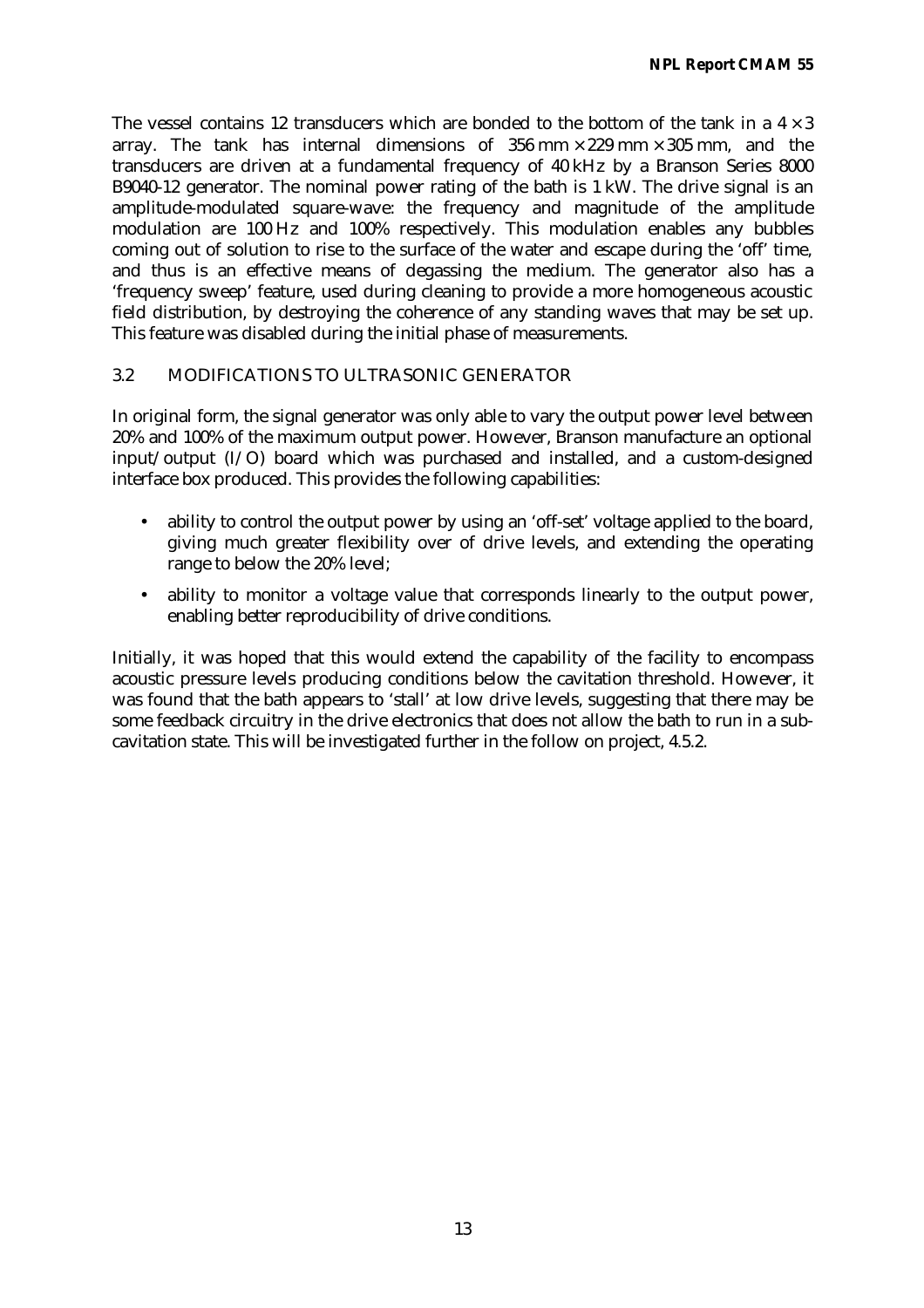The vessel contains 12 transducers which are bonded to the bottom of the tank in a $4 \times 3$ array. The tank has internal dimensions of 356 mm × 229 mm × 305 mm, and the transducers are driven at a fundamental frequency of 40 kHz by a Branson Series 8000 B9040-12 generator. The nominal power rating of the bath is 1 kW. The drive signal is an amplitude-modulated square-wave: the frequency and magnitude of the amplitude modulation are 100 Hz and 100% respectively. This modulation enables any bubbles coming out of solution to rise to the surface of the water and escape during the 'off' time, and thus is an effective means of degassing the medium. The generator also has a 'frequency sweep' feature, used during cleaning to provide a more homogeneous acoustic field distribution, by destroying the coherence of any standing waves that may be set up. This feature was disabled during the initial phase of measurements.

### 3.2 MODIFICATIONS TO ULTRASONIC GENERATOR

In original form, the signal generator was only able to vary the output power level between 20% and 100% of the maximum output power. However, Branson manufacture an optional input/output (I/O) board which was purchased and installed, and a custom-designed interface box produced. This provides the following capabilities:

- ability to control the output power by using an 'off-set' voltage applied to the board, giving much greater flexibility over of drive levels, and extending the operating range to below the 20% level;
- ability to monitor a voltage value that corresponds linearly to the output power, enabling better reproducibility of drive conditions.

Initially, it was hoped that this would extend the capability of the facility to encompass acoustic pressure levels producing conditions below the cavitation threshold. However, it was found that the bath appears to 'stall' at low drive levels, suggesting that there may be some feedback circuitry in the drive electronics that does not allow the bath to run in a sub-cavitation state. This will be investigated further in the follow on project, 4.5.2.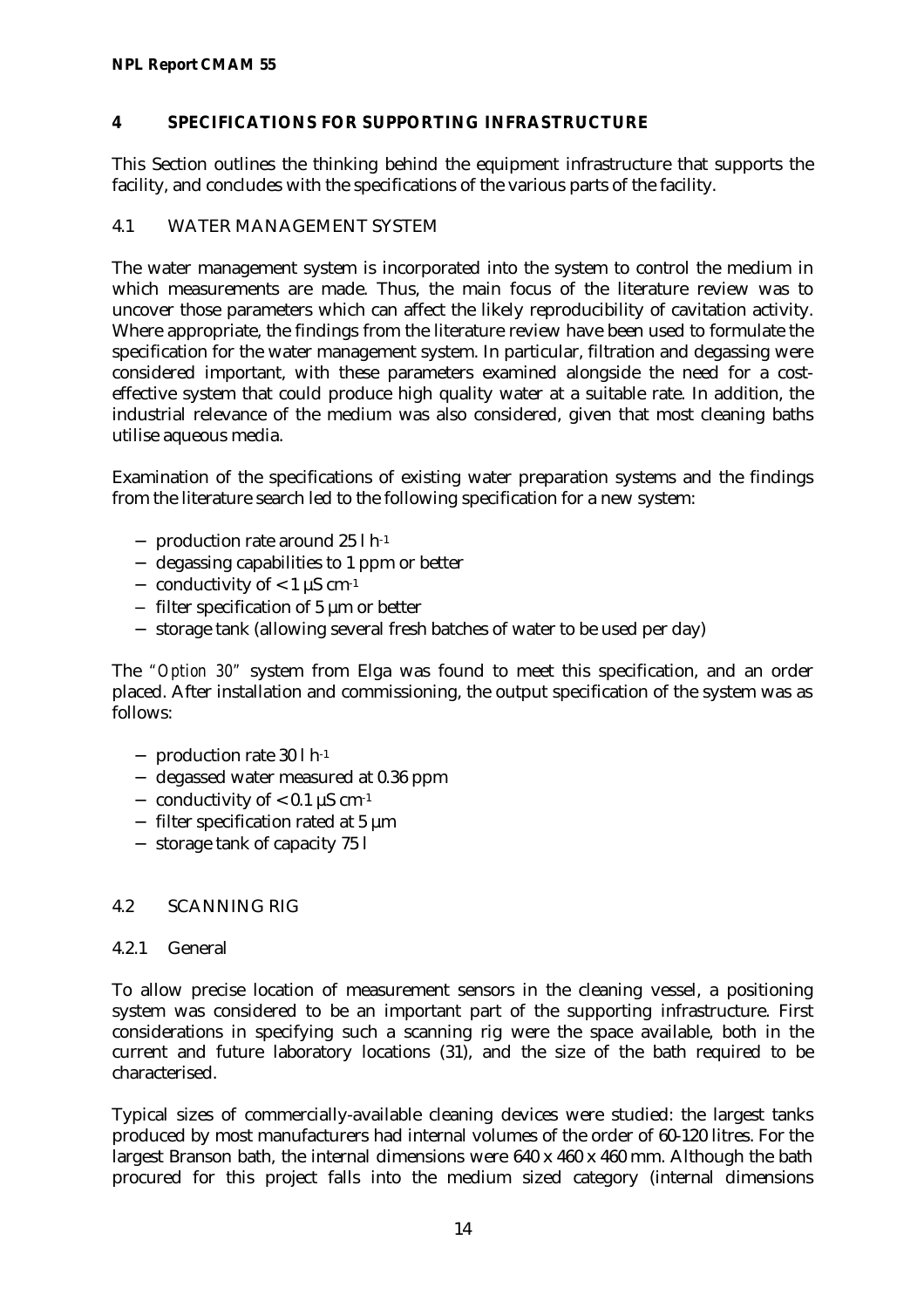## 4 SPECIFICATIONS FOR SUPPORTING INFRASTRUCTURE

This Section outlines the thinking behind the equipment infrastructure that supports the facility, and concludes with the specifications of the various parts of the facility.

### 4.1 WATER MANAGEMENT SYSTEM

The water management system is incorporated into the system to control the medium in which measurements are made. Thus, the main focus of the literature review was to uncover those parameters which can affect the likely reproducibility of cavitation activity. Where appropriate, the findings from the literature review have been used to formulate the specification for the water management system. In particular, filtration and degassing were considered important, with these parameters examined alongside the need for a cost-effective system that could produce high quality water at a suitable rate. In addition, the industrial relevance of the medium was also considered, given that most cleaning baths utilise aqueous media.

Examination of the specifications of existing water preparation systems and the findings from the literature search led to the following specification for a new system:

- production rate around 25 l $h^{-1}$
- degassing capabilities to 1 ppm or better
- conductivity of < 1 µS $cm^{-1}$
- filter specification of 5 µm or better
- storage tank (allowing several fresh batches of water to be used per day)

The *"Option 30"* system from Elga was found to meet this specification, and an order placed. After installation and commissioning, the output specification of the system was as follows:

- production rate 30 l $h^{-1}$
- degassed water measured at 0.36 ppm
- conductivity of < 0.1 µS $cm^{-1}$
- filter specification rated at 5 µm
- storage tank of capacity 75 l

### 4.2 SCANNING RIG

#### 4.2.1 General

To allow precise location of measurement sensors in the cleaning vessel, a positioning system was considered to be an important part of the supporting infrastructure. First considerations in specifying such a scanning rig were the space available, both in the current and future laboratory locations (31), and the size of the bath required to be characterised.

Typical sizes of commercially-available cleaning devices were studied: the largest tanks produced by most manufacturers had internal volumes of the order of 60-120 litres. For the largest Branson bath, the internal dimensions were 640 x 460 x 460 mm. Although the bath procured for this project falls into the medium sized category (internal dimensions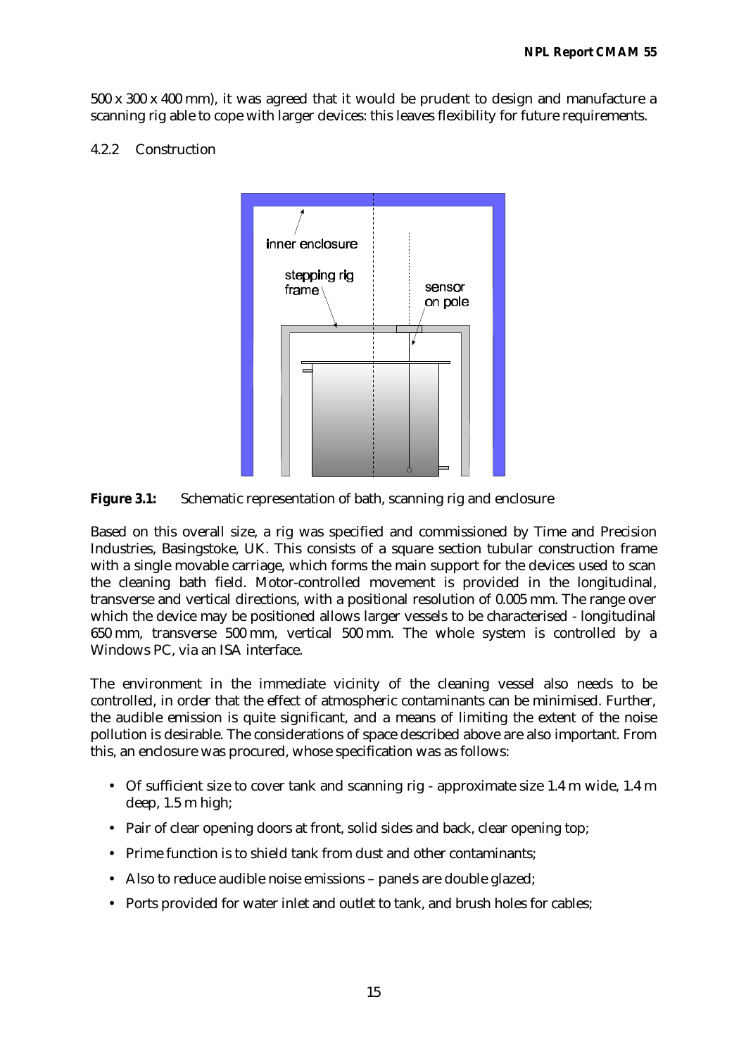500 x 300 x 400 mm), it was agreed that it would be prudent to design and manufacture a scanning rig able to cope with larger devices: this leaves flexibility for future requirements.

### 4.2.2 Construction

**Figure 3.1:** Schematic representation of bath, scanning rig and enclosure

Based on this overall size, a rig was specified and commissioned by Time and Precision Industries, Basingstoke, UK. This consists of a square section tubular construction frame with a single movable carriage, which forms the main support for the devices used to scan the cleaning bath field. Motor-controlled movement is provided in the longitudinal, transverse and vertical directions, with a positional resolution of 0.005 mm. The range over which the device may be positioned allows larger vessels to be characterised - longitudinal 650 mm, transverse 500 mm, vertical 500 mm. The whole system is controlled by a Windows PC, via an ISA interface.

The environment in the immediate vicinity of the cleaning vessel also needs to be controlled, in order that the effect of atmospheric contaminants can be minimised. Further, the audible emission is quite significant, and a means of limiting the extent of the noise pollution is desirable. The considerations of space described above are also important. From this, an enclosure was procured, whose specification was as follows:

- Of sufficient size to cover tank and scanning rig - approximate size 1.4 m wide, 1.4 m deep, 1.5 m high;
- Pair of clear opening doors at front, solid sides and back, clear opening top;
- Prime function is to shield tank from dust and other contaminants;
- Also to reduce audible noise emissions – panels are double glazed;
- Ports provided for water inlet and outlet to tank, and brush holes for cables;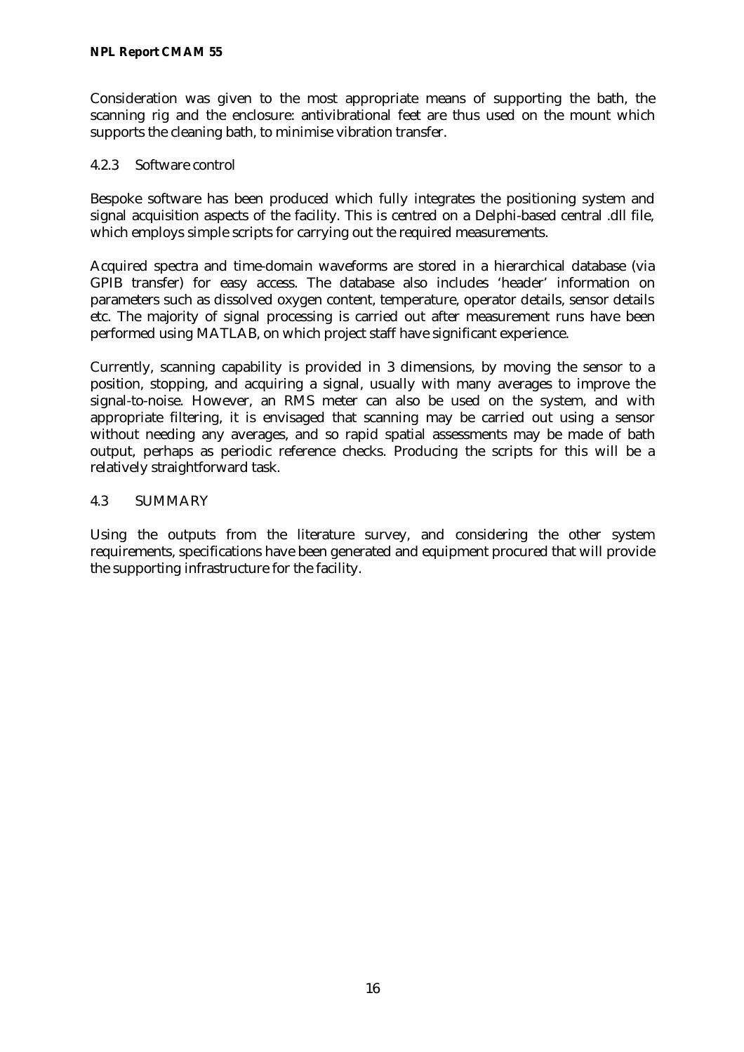Consideration was given to the most appropriate means of supporting the bath, the scanning rig and the enclosure: antivibrational feet are thus used on the mount which supports the cleaning bath, to minimise vibration transfer.

### 4.2.3 Software control

Bespoke software has been produced which fully integrates the positioning system and signal acquisition aspects of the facility. This is centred on a Delphi-based central .dll file, which employs simple scripts for carrying out the required measurements.

Acquired spectra and time-domain waveforms are stored in a hierarchical database (via GPIB transfer) for easy access. The database also includes 'header' information on parameters such as dissolved oxygen content, temperature, operator details, sensor details etc. The majority of signal processing is carried out after measurement runs have been performed using MATLAB, on which project staff have significant experience.

Currently, scanning capability is provided in 3 dimensions, by moving the sensor to a position, stopping, and acquiring a signal, usually with many averages to improve the signal-to-noise. However, an RMS meter can also be used on the system, and with appropriate filtering, it is envisaged that scanning may be carried out using a sensor without needing any averages, and so rapid spatial assessments may be made of bath output, perhaps as periodic reference checks. Producing the scripts for this will be a relatively straightforward task.

## 4.3 SUMMARY

Using the outputs from the literature survey, and considering the other system requirements, specifications have been generated and equipment procured that will provide the supporting infrastructure for the facility.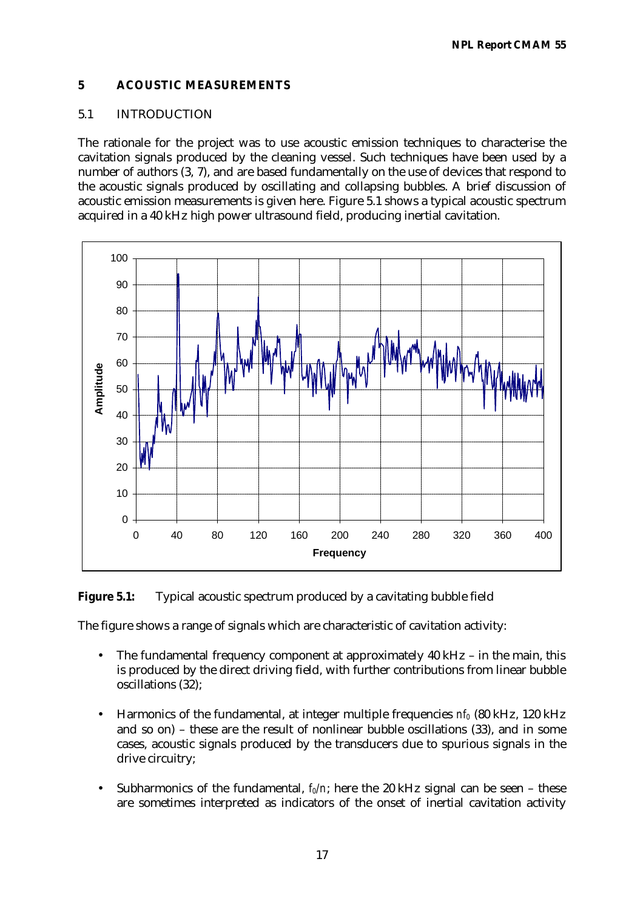## 5 ACOUSTIC MEASUREMENTS

### 5.1 INTRODUCTION

The rationale for the project was to use acoustic emission techniques to characterise the cavitation signals produced by the cleaning vessel. Such techniques have been used by a number of authors (3, 7), and are based fundamentally on the use of devices that respond to the acoustic signals produced by oscillating and collapsing bubbles. A brief discussion of acoustic emission measurements is given here. Figure 5.1 shows a typical acoustic spectrum acquired in a 40 kHz high power ultrasound field, producing inertial cavitation.

**Figure 5.1:** Typical acoustic spectrum produced by a cavitating bubble field

The figure shows a range of signals which are characteristic of cavitation activity:

- The fundamental frequency component at approximately 40 kHz – in the main, this is produced by the direct driving field, with further contributions from linear bubble oscillations (32);

- Harmonics of the fundamental, at integer multiple frequencies $nf_0$ (80 kHz, 120 kHz and so on) – these are the result of nonlinear bubble oscillations (33), and in some cases, acoustic signals produced by the transducers due to spurious signals in the drive circuitry;

- Subharmonics of the fundamental, $f_0/n$; here the 20 kHz signal can be seen – these are sometimes interpreted as indicators of the onset of inertial cavitation activity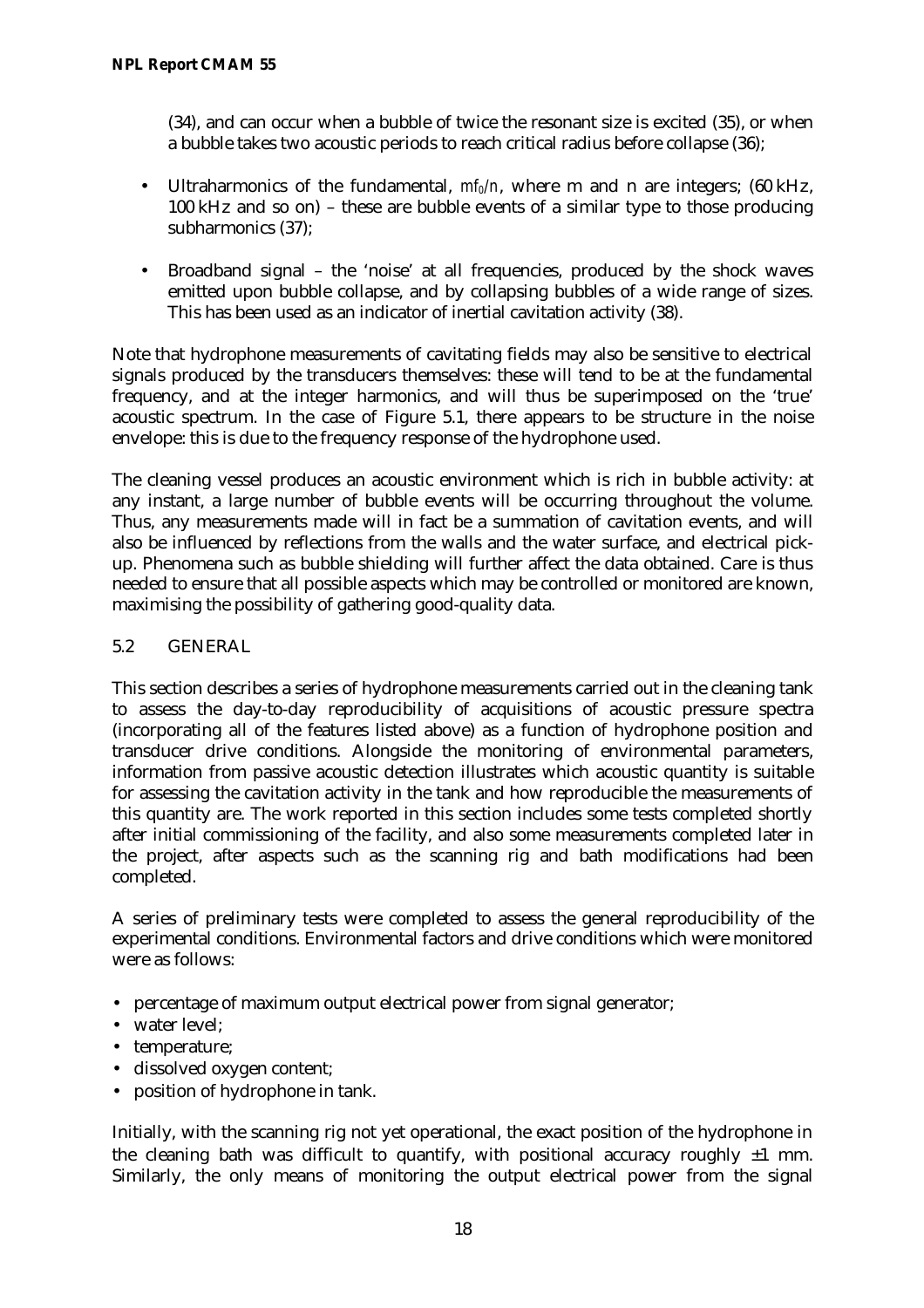(34), and can occur when a bubble of twice the resonant size is excited (35), or when a bubble takes two acoustic periods to reach critical radius before collapse (36);

- Ultraharmonics of the fundamental, $mf_0/n$, where m and n are integers; (60 kHz, 100 kHz and so on) – these are bubble events of a similar type to those producing subharmonics (37);

- Broadband signal – the 'noise' at all frequencies, produced by the shock waves emitted upon bubble collapse, and by collapsing bubbles of a wide range of sizes. This has been used as an indicator of inertial cavitation activity (38).

Note that hydrophone measurements of cavitating fields may also be sensitive to electrical signals produced by the transducers themselves: these will tend to be at the fundamental frequency, and at the integer harmonics, and will thus be superimposed on the 'true' acoustic spectrum. In the case of Figure 5.1, there appears to be structure in the noise envelope: this is due to the frequency response of the hydrophone used.

The cleaning vessel produces an acoustic environment which is rich in bubble activity: at any instant, a large number of bubble events will be occurring throughout the volume. Thus, any measurements made will in fact be a summation of cavitation events, and will also be influenced by reflections from the walls and the water surface, and electrical pick-up. Phenomena such as bubble shielding will further affect the data obtained. Care is thus needed to ensure that all possible aspects which may be controlled or monitored are known, maximising the possibility of gathering good-quality data.

## 5.2 GENERAL

This section describes a series of hydrophone measurements carried out in the cleaning tank to assess the day-to-day reproducibility of acquisitions of acoustic pressure spectra (incorporating all of the features listed above) as a function of hydrophone position and transducer drive conditions. Alongside the monitoring of environmental parameters, information from passive acoustic detection illustrates which acoustic quantity is suitable for assessing the cavitation activity in the tank and how reproducible the measurements of this quantity are. The work reported in this section includes some tests completed shortly after initial commissioning of the facility, and also some measurements completed later in the project, after aspects such as the scanning rig and bath modifications had been completed.

A series of preliminary tests were completed to assess the general reproducibility of the experimental conditions. Environmental factors and drive conditions which were monitored were as follows:

- percentage of maximum output electrical power from signal generator;
- water level;
- temperature;
- dissolved oxygen content;
- position of hydrophone in tank.

Initially, with the scanning rig not yet operational, the exact position of the hydrophone in the cleaning bath was difficult to quantify, with positional accuracy roughly ±1 mm. Similarly, the only means of monitoring the output electrical power from the signal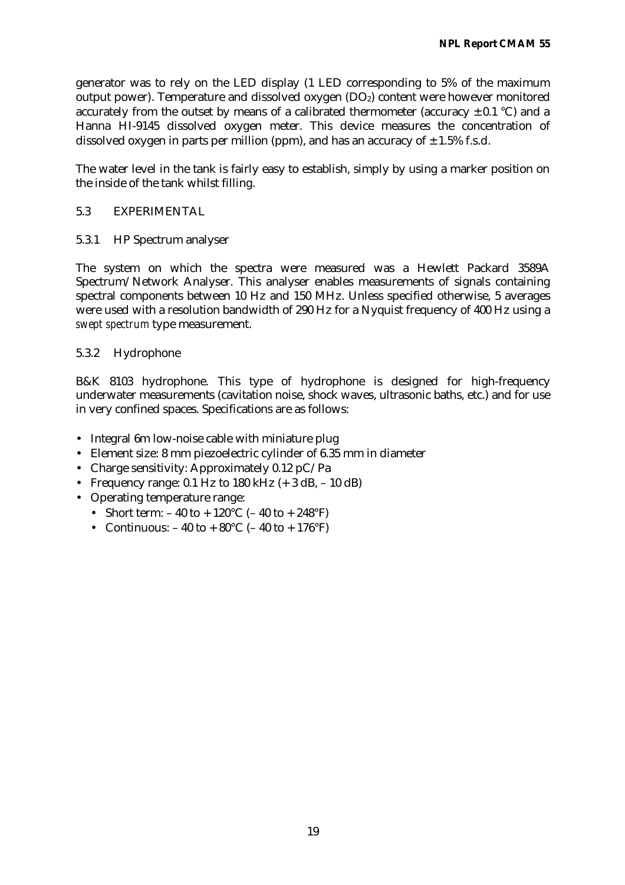generator was to rely on the LED display (1 LED corresponding to 5% of the maximum output power). Temperature and dissolved oxygen ($DO_2$) content were however monitored accurately from the outset by means of a calibrated thermometer (accuracy ± 0.1 °C) and a Hanna HI-9145 dissolved oxygen meter. This device measures the concentration of dissolved oxygen in parts per million (ppm), and has an accuracy of ± 1.5% f.s.d.

The water level in the tank is fairly easy to establish, simply by using a marker position on the inside of the tank whilst filling.

## 5.3 EXPERIMENTAL

### 5.3.1 HP Spectrum analyser

The system on which the spectra were measured was a Hewlett Packard 3589A Spectrum/Network Analyser. This analyser enables measurements of signals containing spectral components between 10 Hz and 150 MHz. Unless specified otherwise, 5 averages were used with a resolution bandwidth of 290 Hz for a Nyquist frequency of 400 Hz using a *swept spectrum* type measurement.

### 5.3.2 Hydrophone

B&K 8103 hydrophone. This type of hydrophone is designed for high-frequency underwater measurements (cavitation noise, shock waves, ultrasonic baths, etc.) and for use in very confined spaces. Specifications are as follows:

- Integral 6m low-noise cable with miniature plug
- Element size: 8 mm piezoelectric cylinder of 6.35 mm in diameter
- Charge sensitivity: Approximately 0.12 pC/Pa
- Frequency range: 0.1 Hz to 180 kHz (+ 3 dB, – 10 dB)
- Operating temperature range:
  - Short term: – 40 to + 120°C (– 40 to + 248°F)
  - Continuous: – 40 to + 80°C (– 40 to + 176°F)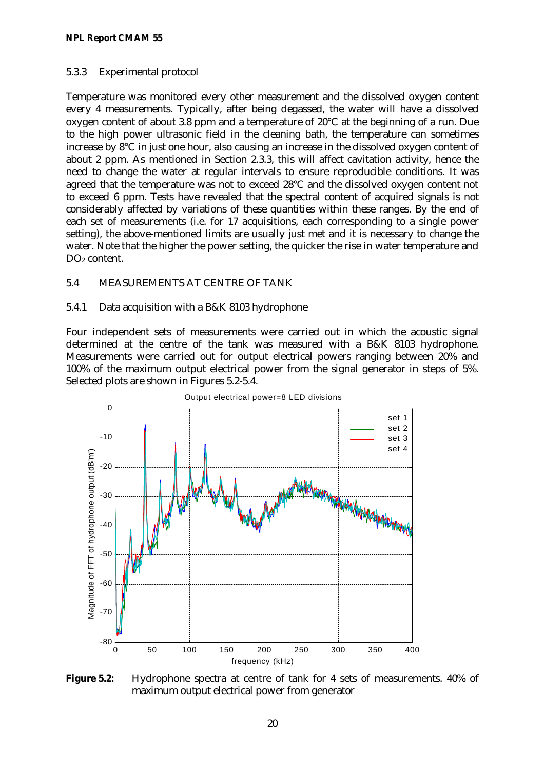### 5.3.3 Experimental protocol

Temperature was monitored every other measurement and the dissolved oxygen content every 4 measurements. Typically, after being degassed, the water will have a dissolved oxygen content of about 3.8 ppm and a temperature of 20°C at the beginning of a run. Due to the high power ultrasonic field in the cleaning bath, the temperature can sometimes increase by 8°C in just one hour, also causing an increase in the dissolved oxygen content of about 2 ppm. As mentioned in Section 2.3.3, this will affect cavitation activity, hence the need to change the water at regular intervals to ensure reproducible conditions. It was agreed that the temperature was not to exceed 28°C and the dissolved oxygen content not to exceed 6 ppm. Tests have revealed that the spectral content of acquired signals is not considerably affected by variations of these quantities within these ranges. By the end of each set of measurements (i.e. for 17 acquisitions, each corresponding to a single power setting), the above-mentioned limits are usually just met and it is necessary to change the water. Note that the higher the power setting, the quicker the rise in water temperature and $DO_2$ content.

## 5.4 MEASUREMENTS AT CENTRE OF TANK

### 5.4.1 Data acquisition with a B&K 8103 hydrophone

Four independent sets of measurements were carried out in which the acoustic signal determined at the centre of the tank was measured with a B&K 8103 hydrophone. Measurements were carried out for output electrical powers ranging between 20% and 100% of the maximum output electrical power from the signal generator in steps of 5%. Selected plots are shown in Figures 5.2-5.4.

**Figure 5.2:** Hydrophone spectra at centre of tank for 4 sets of measurements. 40% of maximum output electrical power from generator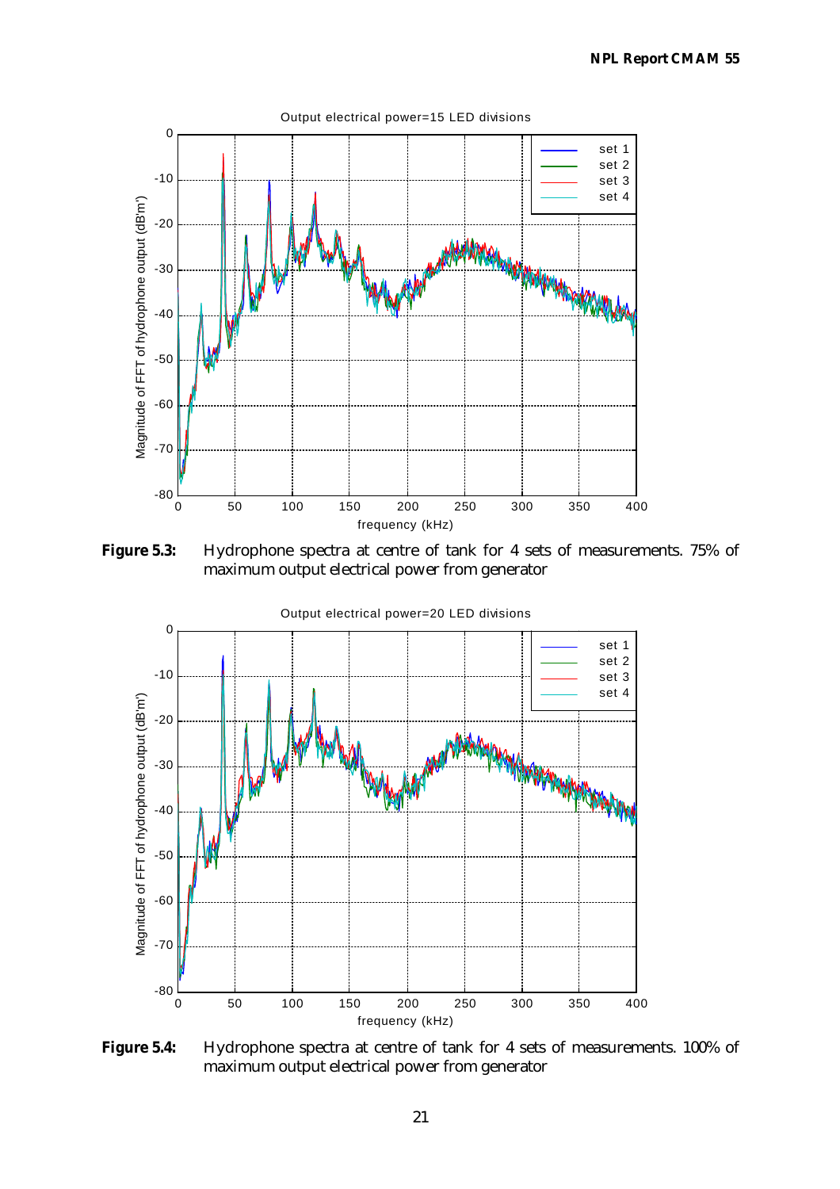**Figure 5.3:** Hydrophone spectra at centre of tank for 4 sets of measurements. 75% of maximum output electrical power from generator

**Figure 5.4:** Hydrophone spectra at centre of tank for 4 sets of measurements. 100% of maximum output electrical power from generator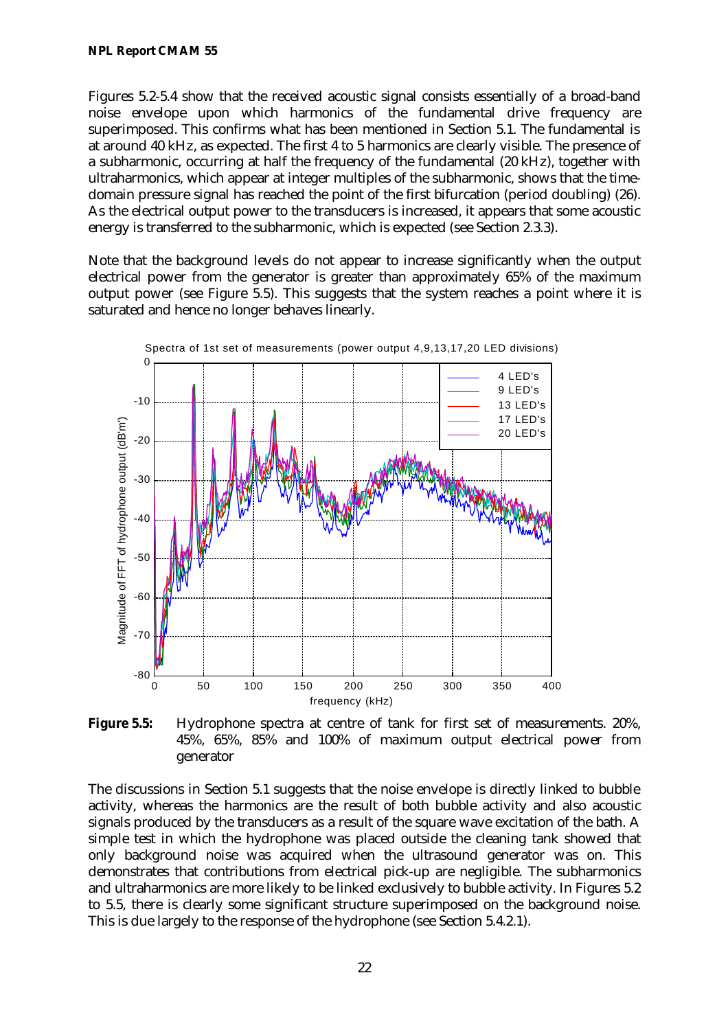Figures 5.2-5.4 show that the received acoustic signal consists essentially of a broad-band noise envelope upon which harmonics of the fundamental drive frequency are superimposed. This confirms what has been mentioned in Section 5.1. The fundamental is at around 40 kHz, as expected. The first 4 to 5 harmonics are clearly visible. The presence of a subharmonic, occurring at half the frequency of the fundamental (20 kHz), together with ultraharmonics, which appear at integer multiples of the subharmonic, shows that the time-domain pressure signal has reached the point of the first bifurcation (period doubling) (26). As the electrical output power to the transducers is increased, it appears that some acoustic energy is transferred to the subharmonic, which is expected (see Section 2.3.3).

Note that the background levels do not appear to increase significantly when the output electrical power from the generator is greater than approximately 65% of the maximum output power (see Figure 5.5). This suggests that the system reaches a point where it is saturated and hence no longer behaves linearly.

**Figure 5.5:** Hydrophone spectra at centre of tank for first set of measurements. 20%, 45%, 65%, 85% and 100% of maximum output electrical power from generator

The discussions in Section 5.1 suggests that the noise envelope is directly linked to bubble activity, whereas the harmonics are the result of both bubble activity and also acoustic signals produced by the transducers as a result of the square wave excitation of the bath. A simple test in which the hydrophone was placed outside the cleaning tank showed that only background noise was acquired when the ultrasound generator was on. This demonstrates that contributions from electrical pick-up are negligible. The subharmonics and ultraharmonics are more likely to be linked exclusively to bubble activity. In Figures 5.2 to 5.5, there is clearly some significant structure superimposed on the background noise. This is due largely to the response of the hydrophone (see Section 5.4.2.1).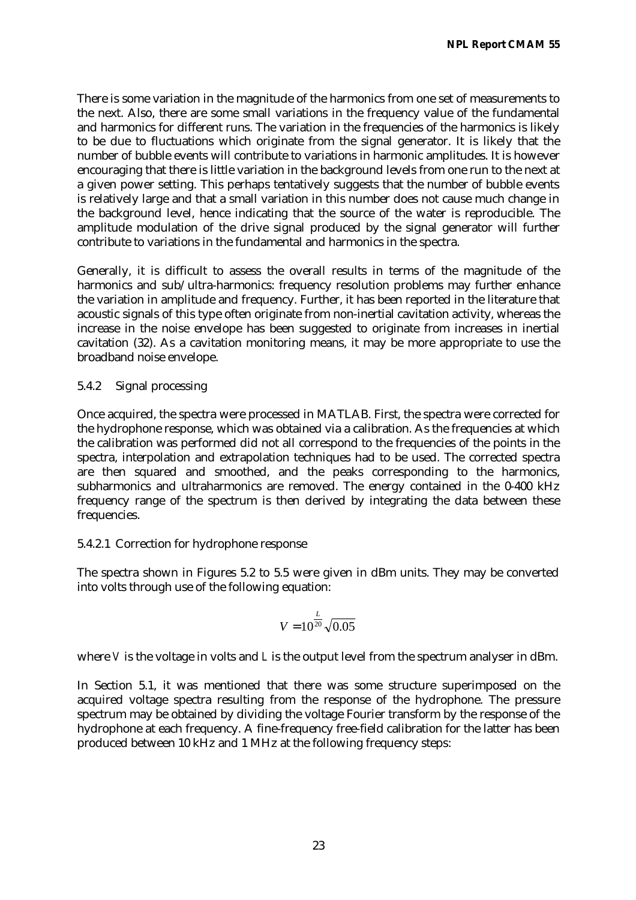There is some variation in the magnitude of the harmonics from one set of measurements to the next. Also, there are some small variations in the frequency value of the fundamental and harmonics for different runs. The variation in the frequencies of the harmonics is likely to be due to fluctuations which originate from the signal generator. It is likely that the number of bubble events will contribute to variations in harmonic amplitudes. It is however encouraging that there is little variation in the background levels from one run to the next at a given power setting. This perhaps tentatively suggests that the number of bubble events is relatively large and that a small variation in this number does not cause much change in the background level, hence indicating that the source of the water is reproducible. The amplitude modulation of the drive signal produced by the signal generator will further contribute to variations in the fundamental and harmonics in the spectra.

Generally, it is difficult to assess the overall results in terms of the magnitude of the harmonics and sub/ultra-harmonics: frequency resolution problems may further enhance the variation in amplitude and frequency. Further, it has been reported in the literature that acoustic signals of this type often originate from non-inertial cavitation activity, whereas the increase in the noise envelope has been suggested to originate from increases in inertial cavitation (32). As a cavitation monitoring means, it may be more appropriate to use the broadband noise envelope.

### 5.4.2 Signal processing

Once acquired, the spectra were processed in MATLAB. First, the spectra were corrected for the hydrophone response, which was obtained via a calibration. As the frequencies at which the calibration was performed did not all correspond to the frequencies of the points in the spectra, interpolation and extrapolation techniques had to be used. The corrected spectra are then squared and smoothed, and the peaks corresponding to the harmonics, subharmonics and ultraharmonics are removed. The energy contained in the 0-400 kHz frequency range of the spectrum is then derived by integrating the data between these frequencies.

#### 5.4.2.1 Correction for hydrophone response

The spectra shown in Figures 5.2 to 5.5 were given in dBm units. They may be converted into volts through use of the following equation:

$$V = 10^{\frac{L}{20}} \sqrt{0.05}$$

where $V$ is the voltage in volts and $L$ is the output level from the spectrum analyser in dBm.

In Section 5.1, it was mentioned that there was some structure superimposed on the acquired voltage spectra resulting from the response of the hydrophone. The pressure spectrum may be obtained by dividing the voltage Fourier transform by the response of the hydrophone at each frequency. A fine-frequency free-field calibration for the latter has been produced between 10 kHz and 1 MHz at the following frequency steps: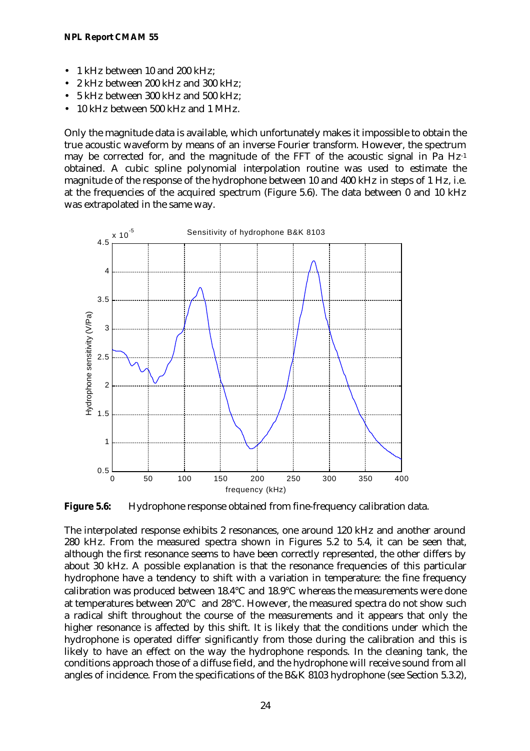- 1 kHz between 10 and 200 kHz;
- 2 kHz between 200 kHz and 300 kHz;
- 5 kHz between 300 kHz and 500 kHz;
- 10 kHz between 500 kHz and 1 MHz.

Only the magnitude data is available, which unfortunately makes it impossible to obtain the true acoustic waveform by means of an inverse Fourier transform. However, the spectrum may be corrected for, and the magnitude of the FFT of the acoustic signal in Pa $Hz^{-1}$ obtained. A cubic spline polynomial interpolation routine was used to estimate the magnitude of the response of the hydrophone between 10 and 400 kHz in steps of 1 Hz, i.e. at the frequencies of the acquired spectrum (Figure 5.6). The data between 0 and 10 kHz was extrapolated in the same way.

**Figure 5.6:** Hydrophone response obtained from fine-frequency calibration data.

The interpolated response exhibits 2 resonances, one around 120 kHz and another around 280 kHz. From the measured spectra shown in Figures 5.2 to 5.4, it can be seen that, although the first resonance seems to have been correctly represented, the other differs by about 30 kHz. A possible explanation is that the resonance frequencies of this particular hydrophone have a tendency to shift with a variation in temperature: the fine frequency calibration was produced between 18.4°C and 18.9°C whereas the measurements were done at temperatures between 20°C and 28°C. However, the measured spectra do not show such a radical shift throughout the course of the measurements and it appears that only the higher resonance is affected by this shift. It is likely that the conditions under which the hydrophone is operated differ significantly from those during the calibration and this is likely to have an effect on the way the hydrophone responds. In the cleaning tank, the conditions approach those of a diffuse field, and the hydrophone will receive sound from all angles of incidence. From the specifications of the B&K 8103 hydrophone (see Section 5.3.2),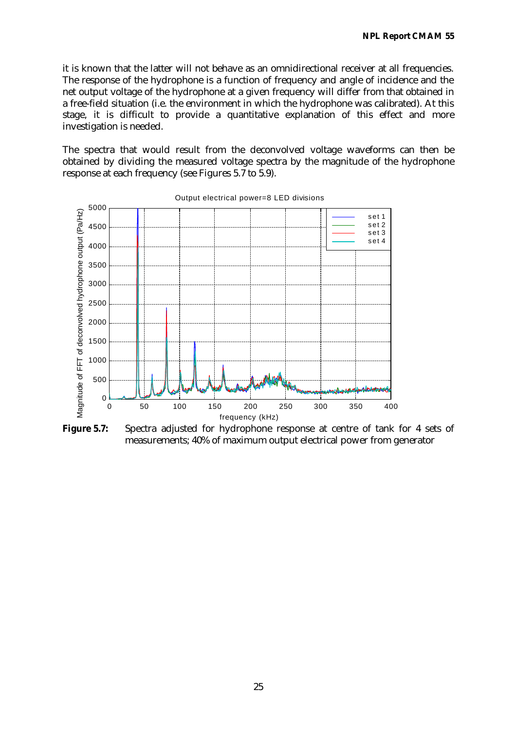it is known that the latter will not behave as an omnidirectional receiver at all frequencies. The response of the hydrophone is a function of frequency and angle of incidence and the net output voltage of the hydrophone at a given frequency will differ from that obtained in a free-field situation (i.e. the environment in which the hydrophone was calibrated). At this stage, it is difficult to provide a quantitative explanation of this effect and more investigation is needed.

The spectra that would result from the deconvolved voltage waveforms can then be obtained by dividing the measured voltage spectra by the magnitude of the hydrophone response at each frequency (see Figures 5.7 to 5.9).

**Figure 5.7:** Spectra adjusted for hydrophone response at centre of tank for 4 sets of measurements; 40% of maximum output electrical power from generator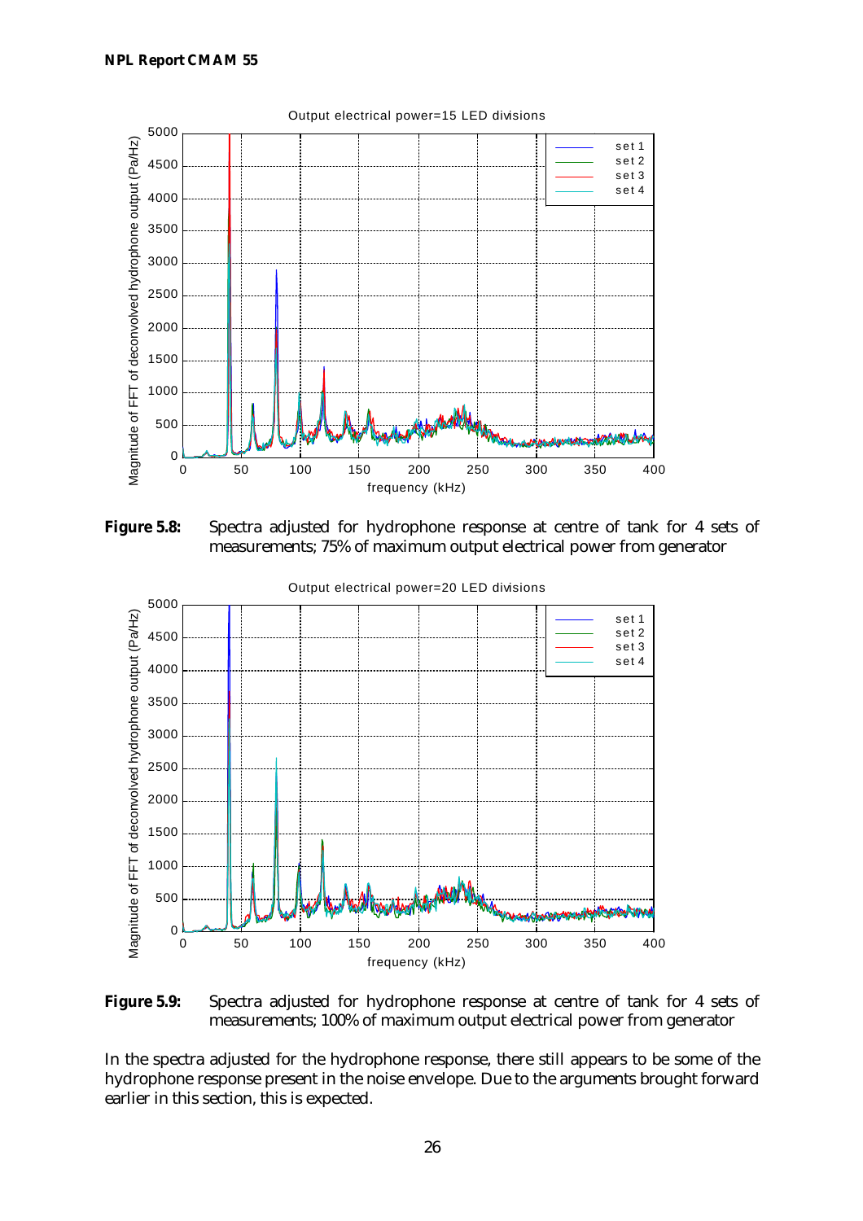**Figure 5.8:** Spectra adjusted for hydrophone response at centre of tank for 4 sets of measurements; 75% of maximum output electrical power from generator

**Figure 5.9:** Spectra adjusted for hydrophone response at centre of tank for 4 sets of measurements; 100% of maximum output electrical power from generator

In the spectra adjusted for the hydrophone response, there still appears to be some of the hydrophone response present in the noise envelope. Due to the arguments brought forward earlier in this section, this is expected.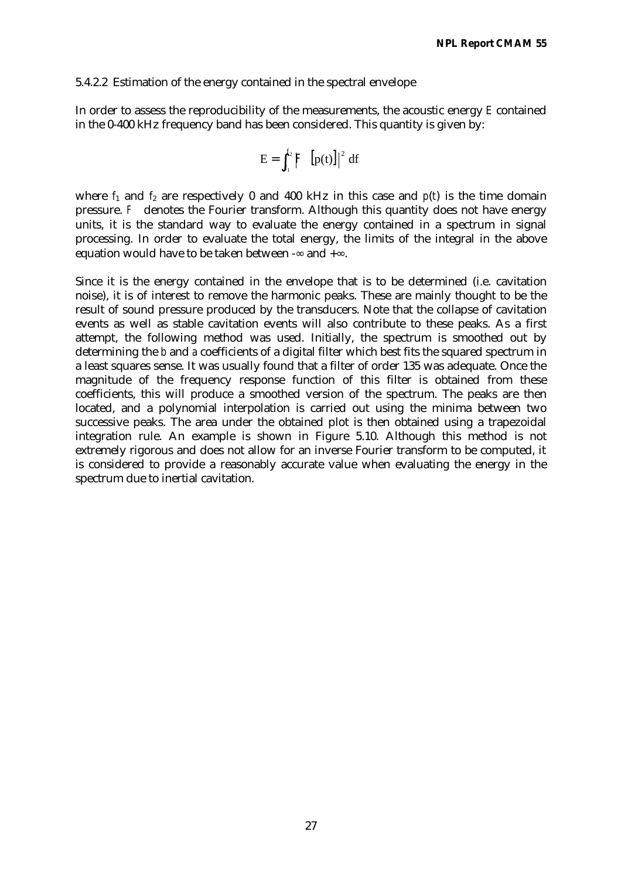### 5.4.2.2 Estimation of the energy contained in the spectral envelope

In order to assess the reproducibility of the measurements, the acoustic energy $E$ contained in the 0-400 kHz frequency band has been considered. This quantity is given by:

$$E = \int_{f_1}^{f_2} \left| F\left[p(t)\right] \right|^2 \, df$$

where $f_1$ and $f_2$ are respectively 0 and 400 kHz in this case and $p(t)$ is the time domain pressure. $F$ denotes the Fourier transform. Although this quantity does not have energy units, it is the standard way to evaluate the energy contained in a spectrum in signal processing. In order to evaluate the total energy, the limits of the integral in the above equation would have to be taken between $-\infty$ and $+\infty$.

Since it is the energy contained in the envelope that is to be determined (i.e. cavitation noise), it is of interest to remove the harmonic peaks. These are mainly thought to be the result of sound pressure produced by the transducers. Note that the collapse of cavitation events as well as stable cavitation events will also contribute to these peaks. As a first attempt, the following method was used. Initially, the spectrum is smoothed out by determining the $b$ and $a$ coefficients of a digital filter which best fits the squared spectrum in a least squares sense. It was usually found that a filter of order 135 was adequate. Once the magnitude of the frequency response function of this filter is obtained from these coefficients, this will produce a smoothed version of the spectrum. The peaks are then located, and a polynomial interpolation is carried out using the minima between two successive peaks. The area under the obtained plot is then obtained using a trapezoidal integration rule. An example is shown in Figure 5.10. Although this method is not extremely rigorous and does not allow for an inverse Fourier transform to be computed, it is considered to provide a reasonably accurate value when evaluating the energy in the spectrum due to inertial cavitation.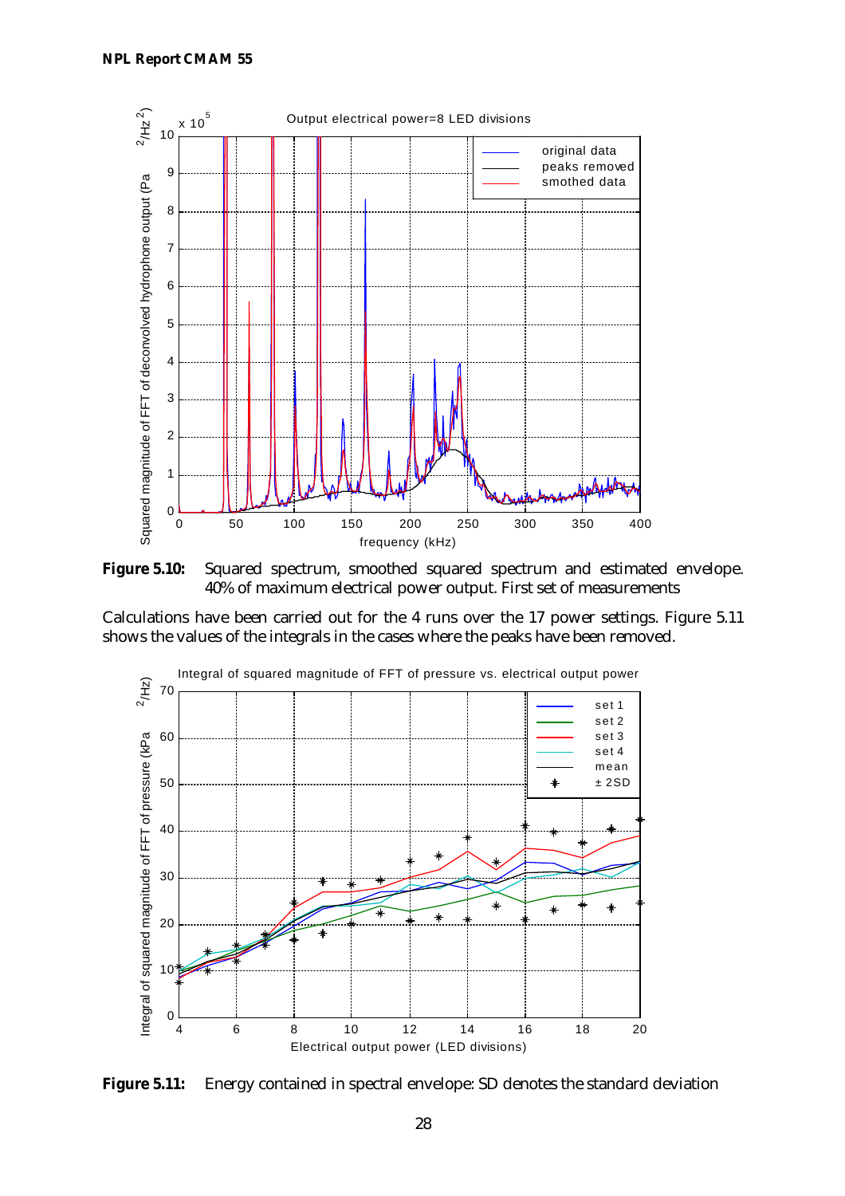**Figure 5.10:** Squared spectrum, smoothed squared spectrum and estimated envelope. 40% of maximum electrical power output. First set of measurements

Calculations have been carried out for the 4 runs over the 17 power settings. Figure 5.11 shows the values of the integrals in the cases where the peaks have been removed.

**Figure 5.11:** Energy contained in spectral envelope: SD denotes the standard deviation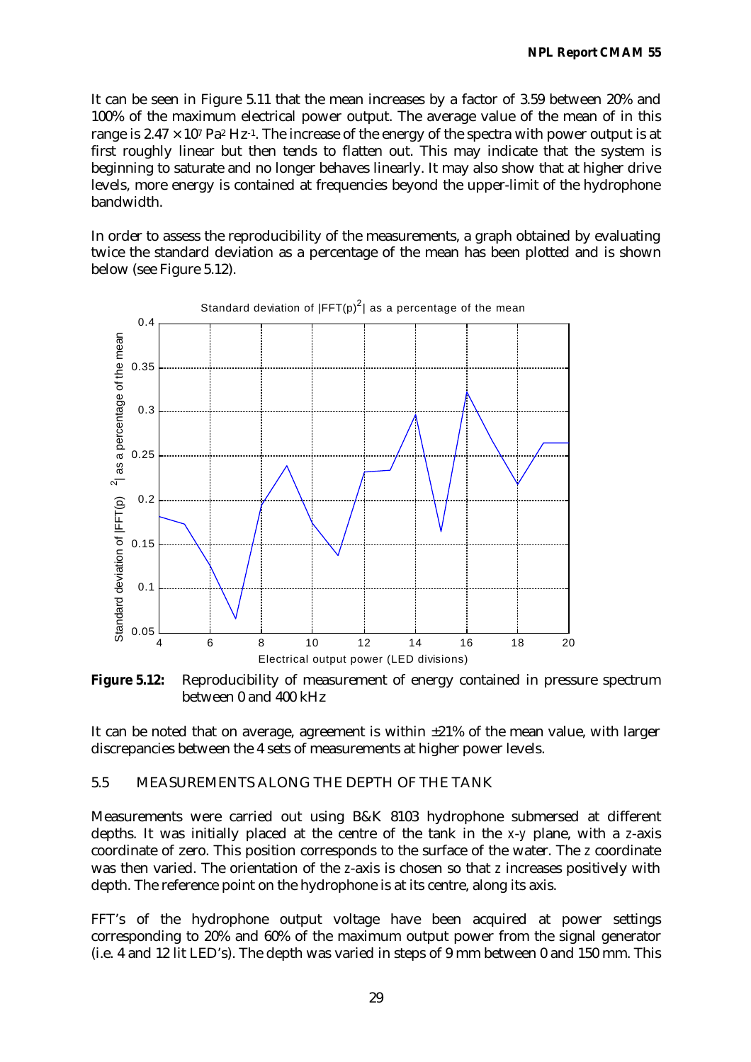It can be seen in Figure 5.11 that the mean increases by a factor of 3.59 between 20% and 100% of the maximum electrical power output. The average value of the mean of in this range is $2.47 \times 10^7$ Pa$^2$ Hz$^{-1}$. The increase of the energy of the spectra with power output is at first roughly linear but then tends to flatten out. This may indicate that the system is beginning to saturate and no longer behaves linearly. It may also show that at higher drive levels, more energy is contained at frequencies beyond the upper-limit of the hydrophone bandwidth.

In order to assess the reproducibility of the measurements, a graph obtained by evaluating twice the standard deviation as a percentage of the mean has been plotted and is shown below (see Figure 5.12).

**Figure 5.12:** Reproducibility of measurement of energy contained in pressure spectrum between 0 and 400 kHz

It can be noted that on average, agreement is within ±21% of the mean value, with larger discrepancies between the 4 sets of measurements at higher power levels.

## 5.5 MEASUREMENTS ALONG THE DEPTH OF THE TANK

Measurements were carried out using B&K 8103 hydrophone submersed at different depths. It was initially placed at the centre of the tank in the *x-y* plane, with a *z*-axis coordinate of zero. This position corresponds to the surface of the water. The *z* coordinate was then varied. The orientation of the *z*-axis is chosen so that *z* increases positively with depth. The reference point on the hydrophone is at its centre, along its axis.

FFT's of the hydrophone output voltage have been acquired at power settings corresponding to 20% and 60% of the maximum output power from the signal generator (i.e. 4 and 12 lit LED's). The depth was varied in steps of 9 mm between 0 and 150 mm. This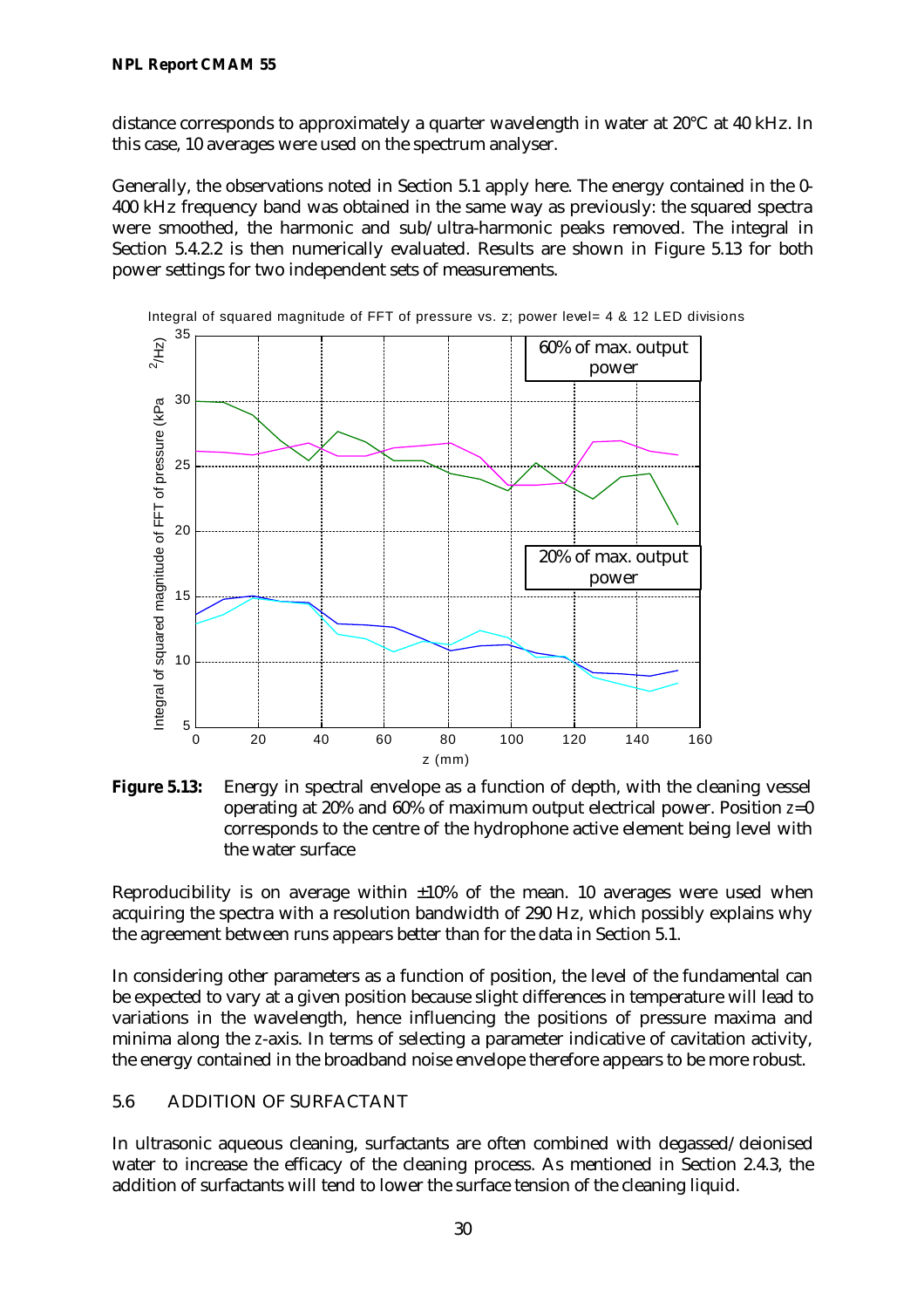distance corresponds to approximately a quarter wavelength in water at 20°C at 40 kHz. In this case, 10 averages were used on the spectrum analyser.

Generally, the observations noted in Section 5.1 apply here. The energy contained in the 0-400 kHz frequency band was obtained in the same way as previously: the squared spectra were smoothed, the harmonic and sub/ultra-harmonic peaks removed. The integral in Section 5.4.2.2 is then numerically evaluated. Results are shown in Figure 5.13 for both power settings for two independent sets of measurements.

**Figure 5.13:** Energy in spectral envelope as a function of depth, with the cleaning vessel operating at 20% and 60% of maximum output electrical power. Position $z$=0 corresponds to the centre of the hydrophone active element being level with the water surface

Reproducibility is on average within ±10% of the mean. 10 averages were used when acquiring the spectra with a resolution bandwidth of 290 Hz, which possibly explains why the agreement between runs appears better than for the data in Section 5.1.

In considering other parameters as a function of position, the level of the fundamental can be expected to vary at a given position because slight differences in temperature will lead to variations in the wavelength, hence influencing the positions of pressure maxima and minima along the $z$-axis. In terms of selecting a parameter indicative of cavitation activity, the energy contained in the broadband noise envelope therefore appears to be more robust.

## 5.6 ADDITION OF SURFACTANT

In ultrasonic aqueous cleaning, surfactants are often combined with degassed/deionised water to increase the efficacy of the cleaning process. As mentioned in Section 2.4.3, the addition of surfactants will tend to lower the surface tension of the cleaning liquid.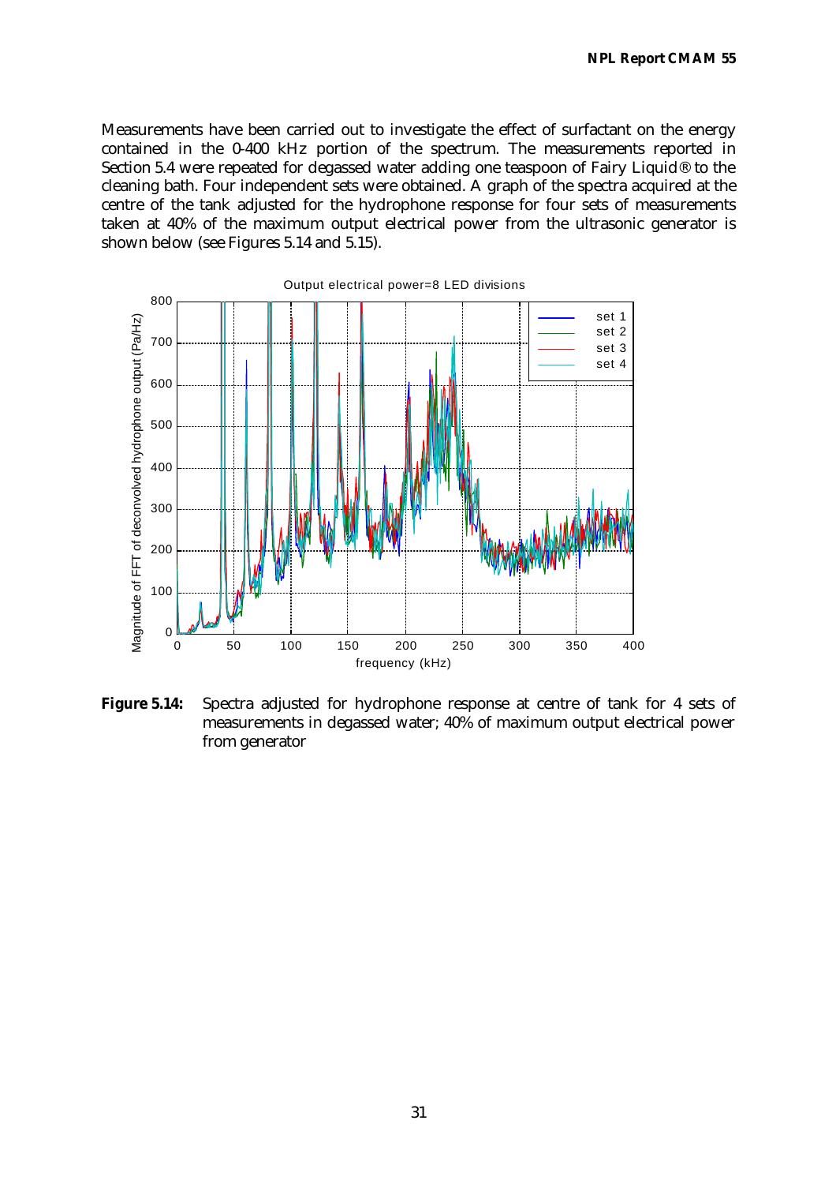Measurements have been carried out to investigate the effect of surfactant on the energy contained in the 0-400 kHz portion of the spectrum. The measurements reported in Section 5.4 were repeated for degassed water adding one teaspoon of Fairy Liquid® to the cleaning bath. Four independent sets were obtained. A graph of the spectra acquired at the centre of the tank adjusted for the hydrophone response for four sets of measurements taken at 40% of the maximum output electrical power from the ultrasonic generator is shown below (see Figures 5.14 and 5.15).

**Figure 5.14:** Spectra adjusted for hydrophone response at centre of tank for 4 sets of measurements in degassed water; 40% of maximum output electrical power from generator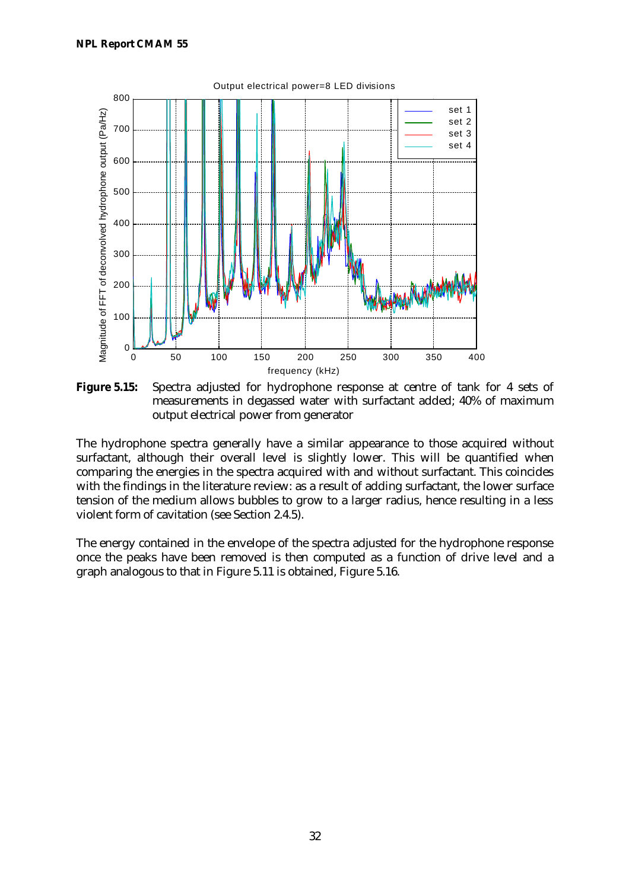**Figure 5.15:** Spectra adjusted for hydrophone response at centre of tank for 4 sets of measurements in degassed water with surfactant added; 40% of maximum output electrical power from generator

The hydrophone spectra generally have a similar appearance to those acquired without surfactant, although their overall level is slightly lower. This will be quantified when comparing the energies in the spectra acquired with and without surfactant. This coincides with the findings in the literature review: as a result of adding surfactant, the lower surface tension of the medium allows bubbles to grow to a larger radius, hence resulting in a less violent form of cavitation (see Section 2.4.5).

The energy contained in the envelope of the spectra adjusted for the hydrophone response once the peaks have been removed is then computed as a function of drive level and a graph analogous to that in Figure 5.11 is obtained, Figure 5.16.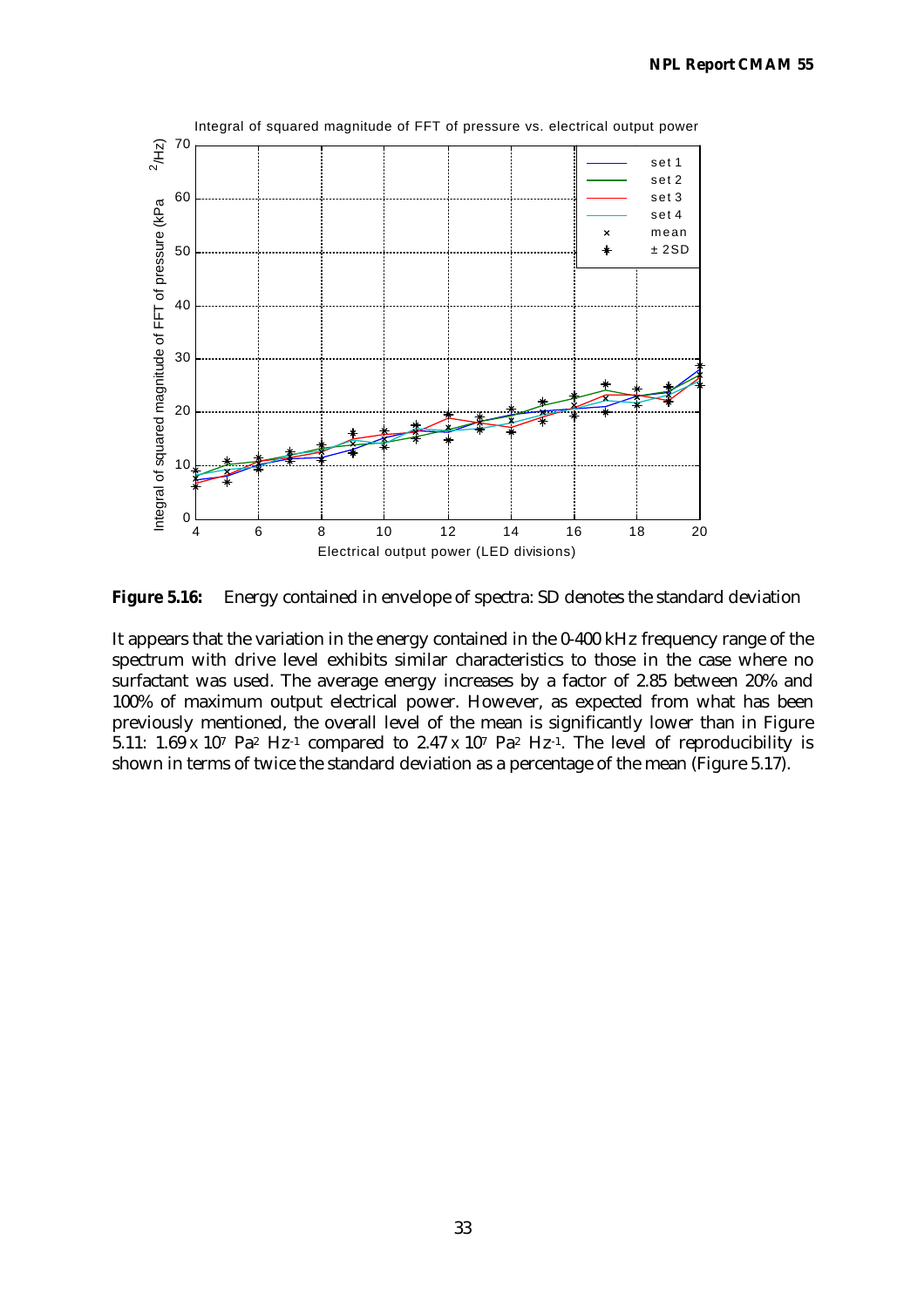**Figure 5.16:** Energy contained in envelope of spectra: SD denotes the standard deviation

It appears that the variation in the energy contained in the 0-400 kHz frequency range of the spectrum with drive level exhibits similar characteristics to those in the case where no surfactant was used. The average energy increases by a factor of 2.85 between 20% and 100% of maximum output electrical power. However, as expected from what has been previously mentioned, the overall level of the mean is significantly lower than in Figure 5.11: $1.69 \times 10^7$ $Pa^2$ $Hz^{-1}$ compared to $2.47 \times 10^7$ $Pa^2$ $Hz^{-1}$. The level of reproducibility is shown in terms of twice the standard deviation as a percentage of the mean (Figure 5.17).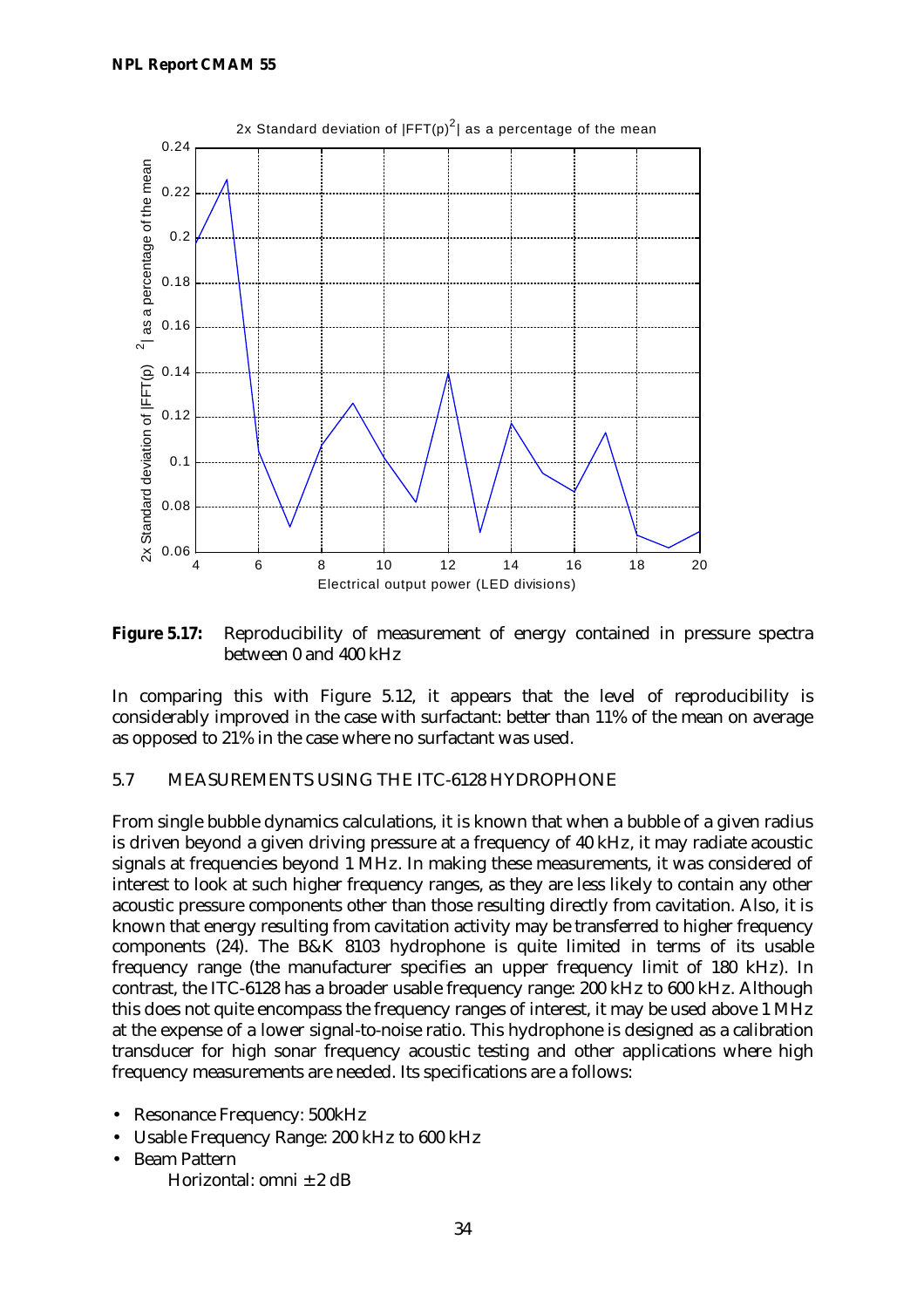**Figure 5.17:** Reproducibility of measurement of energy contained in pressure spectra between 0 and 400 kHz

In comparing this with Figure 5.12, it appears that the level of reproducibility is considerably improved in the case with surfactant: better than 11% of the mean on average as opposed to 21% in the case where no surfactant was used.

## 5.7 MEASUREMENTS USING THE ITC-6128 HYDROPHONE

From single bubble dynamics calculations, it is known that when a bubble of a given radius is driven beyond a given driving pressure at a frequency of 40 kHz, it may radiate acoustic signals at frequencies beyond 1 MHz. In making these measurements, it was considered of interest to look at such higher frequency ranges, as they are less likely to contain any other acoustic pressure components other than those resulting directly from cavitation. Also, it is known that energy resulting from cavitation activity may be transferred to higher frequency components (24). The B&K 8103 hydrophone is quite limited in terms of its usable frequency range (the manufacturer specifies an upper frequency limit of 180 kHz). In contrast, the ITC-6128 has a broader usable frequency range: 200 kHz to 600 kHz. Although this does not quite encompass the frequency ranges of interest, it may be used above 1 MHz at the expense of a lower signal-to-noise ratio. This hydrophone is designed as a calibration transducer for high sonar frequency acoustic testing and other applications where high frequency measurements are needed. Its specifications are a follows:

- Resonance Frequency: 500kHz
- Usable Frequency Range: 200 kHz to 600 kHz
- Beam Pattern
  
  Horizontal: omni ± 2 dB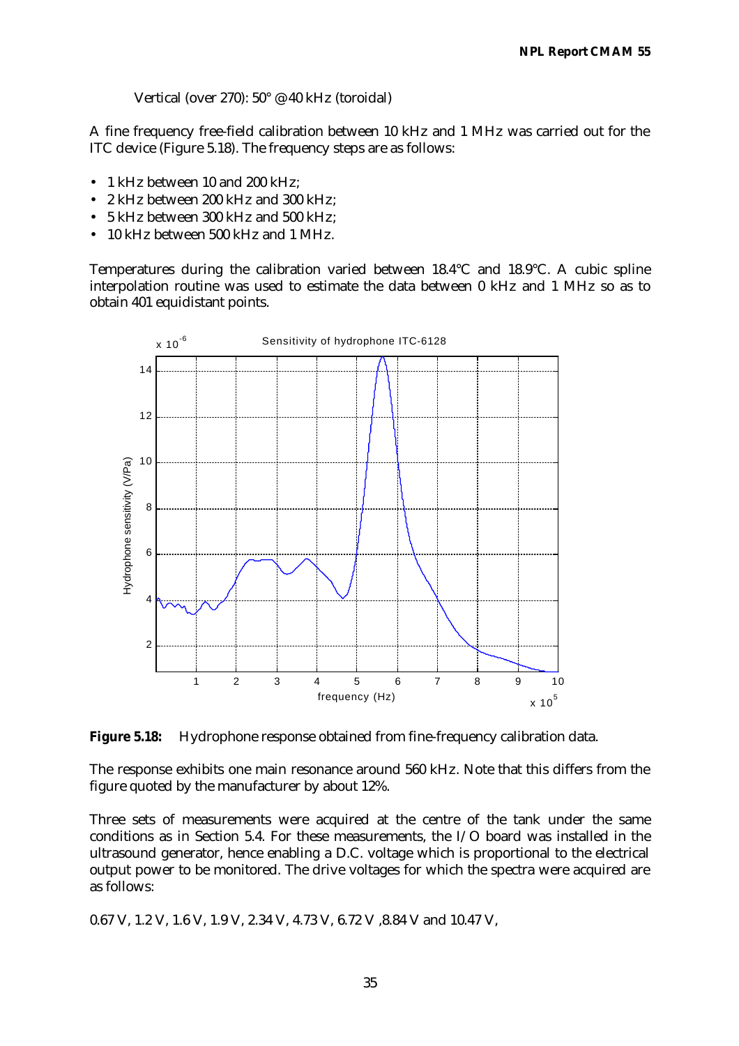Vertical (over 270): 50° @ 40 kHz (toroidal)

A fine frequency free-field calibration between 10 kHz and 1 MHz was carried out for the ITC device (Figure 5.18). The frequency steps are as follows:

- 1 kHz between 10 and 200 kHz;
- 2 kHz between 200 kHz and 300 kHz;
- 5 kHz between 300 kHz and 500 kHz;
- 10 kHz between 500 kHz and 1 MHz.

Temperatures during the calibration varied between 18.4°C and 18.9°C. A cubic spline interpolation routine was used to estimate the data between 0 kHz and 1 MHz so as to obtain 401 equidistant points.

**Figure 5.18:** Hydrophone response obtained from fine-frequency calibration data.

The response exhibits one main resonance around 560 kHz. Note that this differs from the figure quoted by the manufacturer by about 12%.

Three sets of measurements were acquired at the centre of the tank under the same conditions as in Section 5.4. For these measurements, the I/O board was installed in the ultrasound generator, hence enabling a D.C. voltage which is proportional to the electrical output power to be monitored. The drive voltages for which the spectra were acquired are as follows:

0.67 V, 1.2 V, 1.6 V, 1.9 V, 2.34 V, 4.73 V, 6.72 V ,8.84 V and 10.47 V,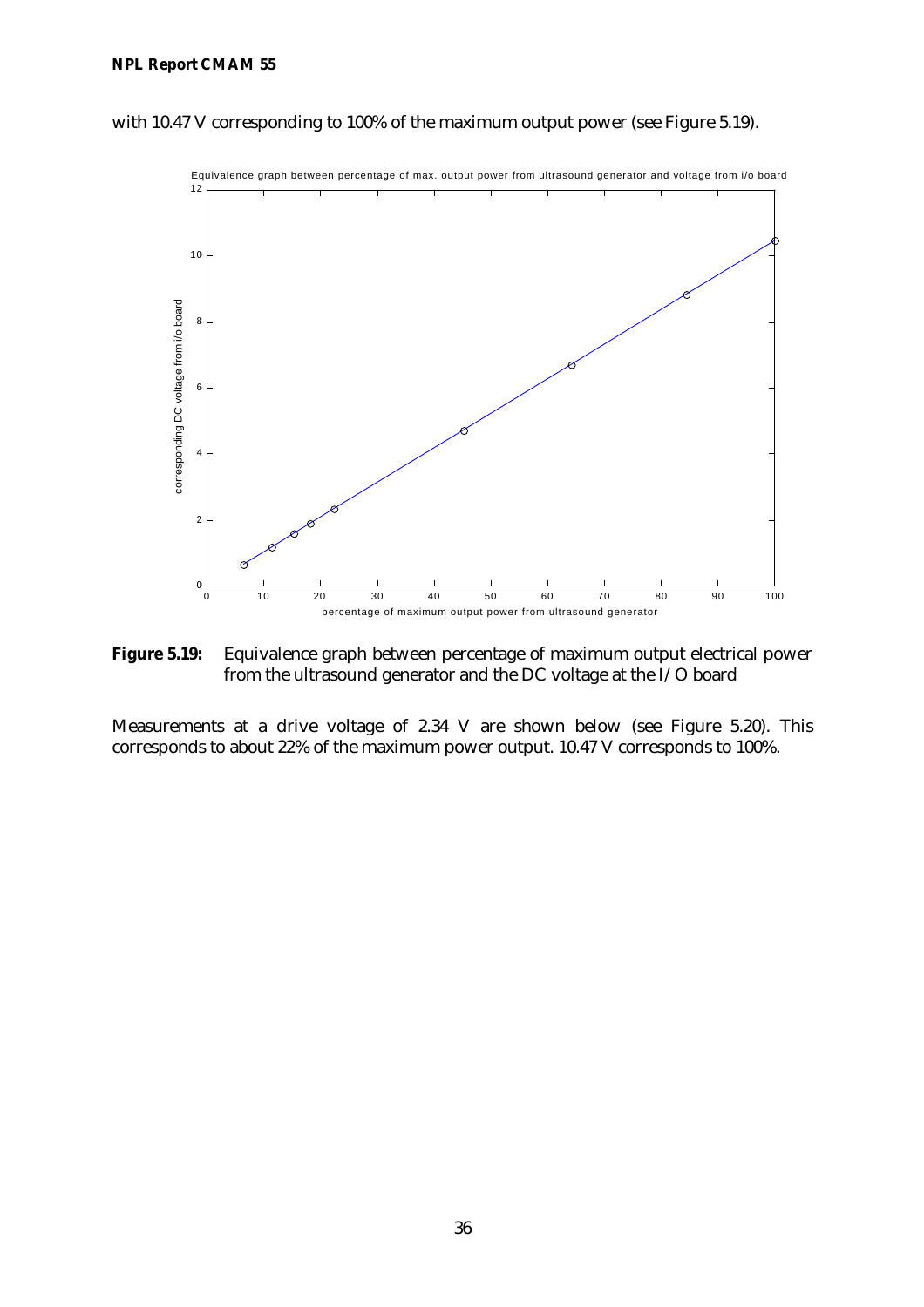with 10.47 V corresponding to 100% of the maximum output power (see Figure 5.19).

**Figure 5.19:** Equivalence graph between percentage of maximum output electrical power from the ultrasound generator and the DC voltage at the I/O board

Measurements at a drive voltage of 2.34 V are shown below (see Figure 5.20). This corresponds to about 22% of the maximum power output. 10.47 V corresponds to 100%.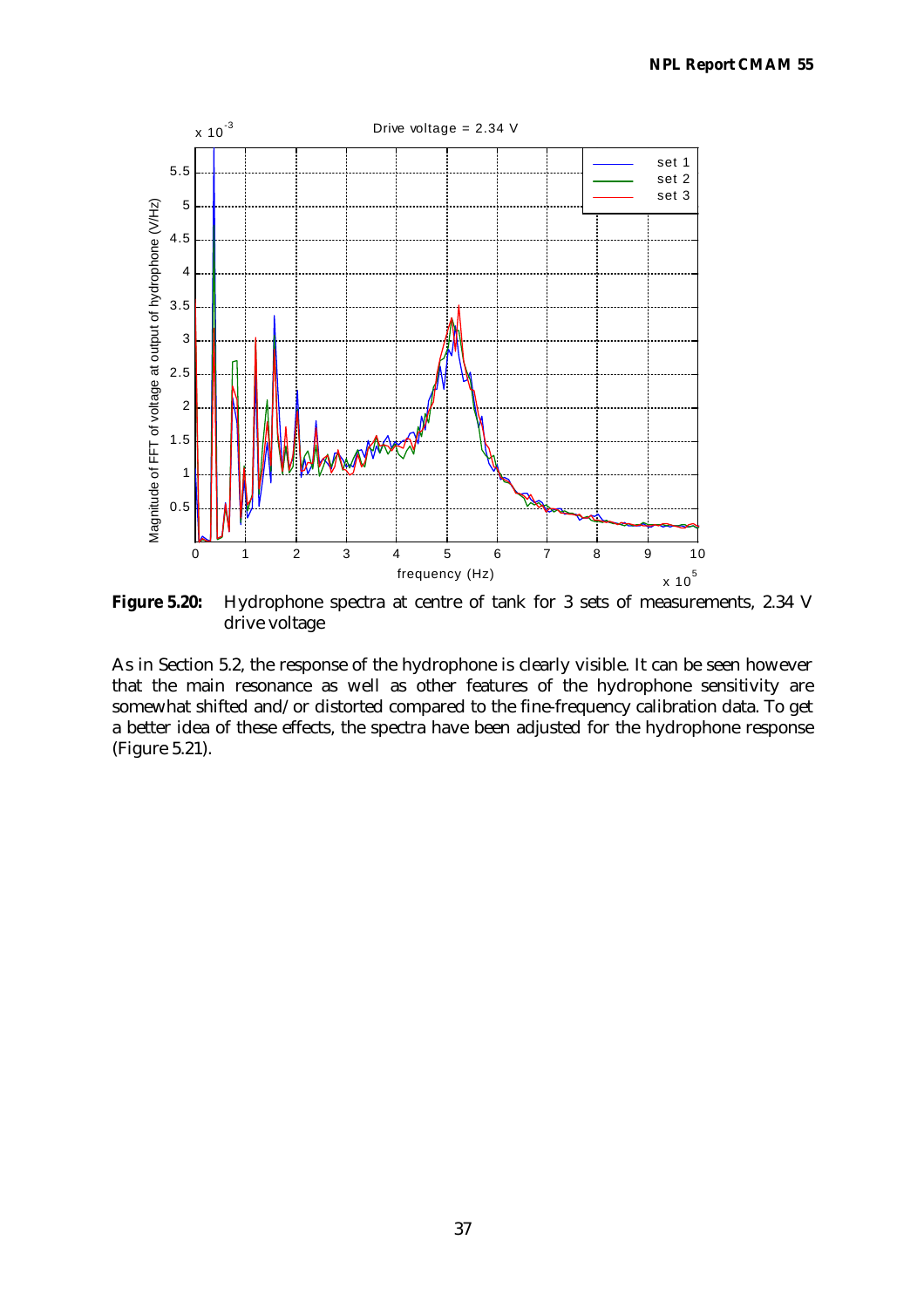**Figure 5.20:** Hydrophone spectra at centre of tank for 3 sets of measurements, 2.34 V drive voltage

As in Section 5.2, the response of the hydrophone is clearly visible. It can be seen however that the main resonance as well as other features of the hydrophone sensitivity are somewhat shifted and/or distorted compared to the fine-frequency calibration data. To get a better idea of these effects, the spectra have been adjusted for the hydrophone response (Figure 5.21).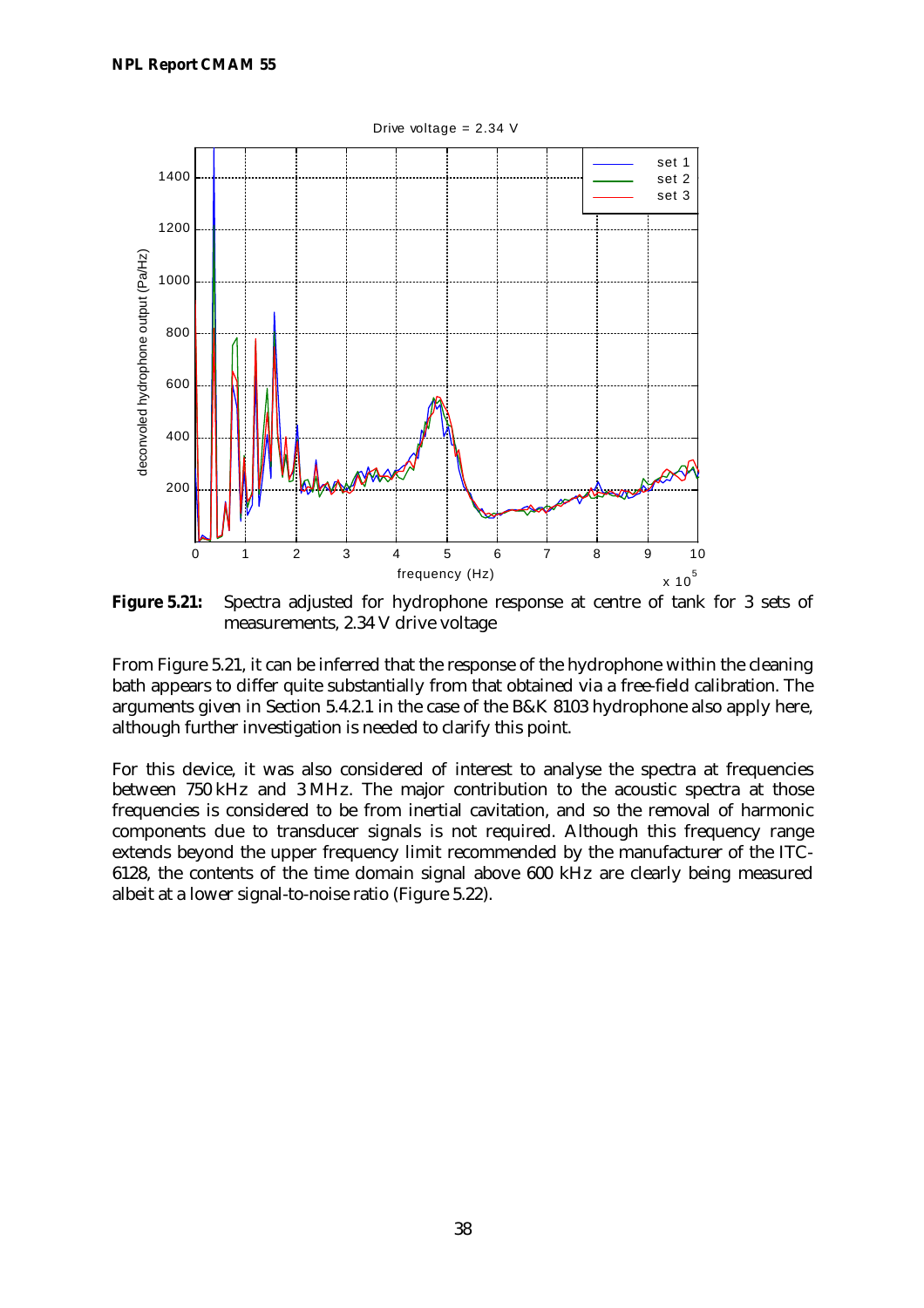**Figure 5.21:** Spectra adjusted for hydrophone response at centre of tank for 3 sets of measurements, 2.34 V drive voltage

From Figure 5.21, it can be inferred that the response of the hydrophone within the cleaning bath appears to differ quite substantially from that obtained via a free-field calibration. The arguments given in Section 5.4.2.1 in the case of the B&K 8103 hydrophone also apply here, although further investigation is needed to clarify this point.

For this device, it was also considered of interest to analyse the spectra at frequencies between 750 kHz and 3 MHz. The major contribution to the acoustic spectra at those frequencies is considered to be from inertial cavitation, and so the removal of harmonic components due to transducer signals is not required. Although this frequency range extends beyond the upper frequency limit recommended by the manufacturer of the ITC-6128, the contents of the time domain signal above 600 kHz are clearly being measured albeit at a lower signal-to-noise ratio (Figure 5.22).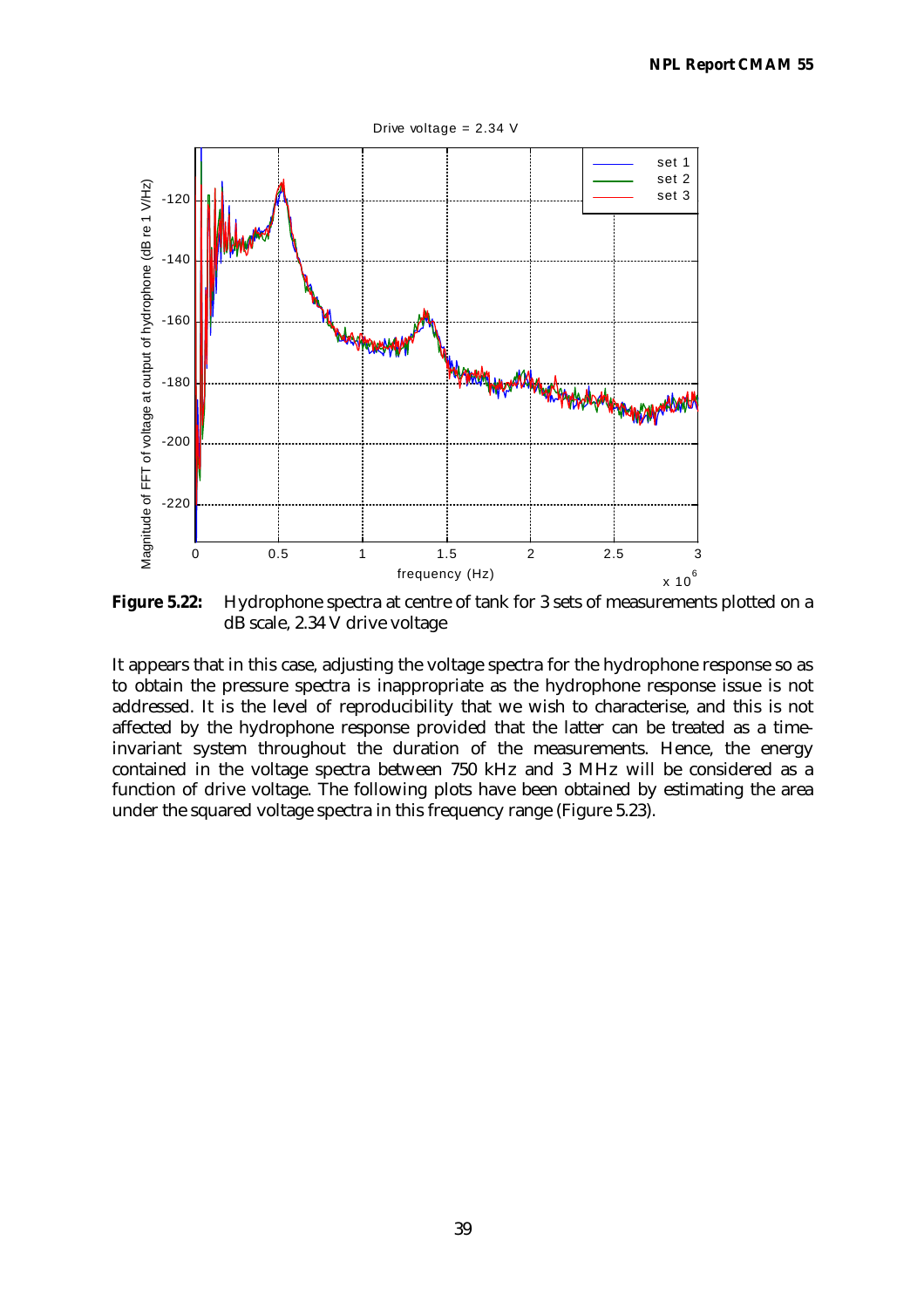**Figure 5.22:** Hydrophone spectra at centre of tank for 3 sets of measurements plotted on a dB scale, 2.34 V drive voltage

It appears that in this case, adjusting the voltage spectra for the hydrophone response so as to obtain the pressure spectra is inappropriate as the hydrophone response issue is not addressed. It is the level of reproducibility that we wish to characterise, and this is not affected by the hydrophone response provided that the latter can be treated as a time-invariant system throughout the duration of the measurements. Hence, the energy contained in the voltage spectra between 750 kHz and 3 MHz will be considered as a function of drive voltage. The following plots have been obtained by estimating the area under the squared voltage spectra in this frequency range (Figure 5.23).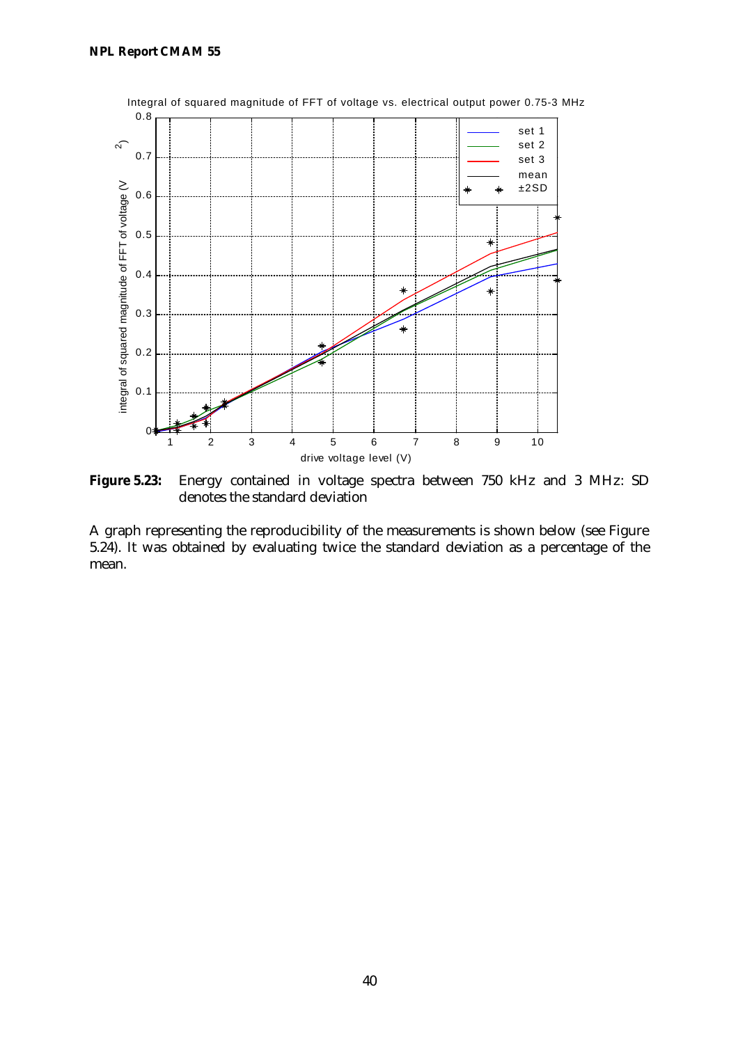**Figure 5.23:** Energy contained in voltage spectra between 750 kHz and 3 MHz: SD denotes the standard deviation

A graph representing the reproducibility of the measurements is shown below (see Figure 5.24). It was obtained by evaluating twice the standard deviation as a percentage of the mean.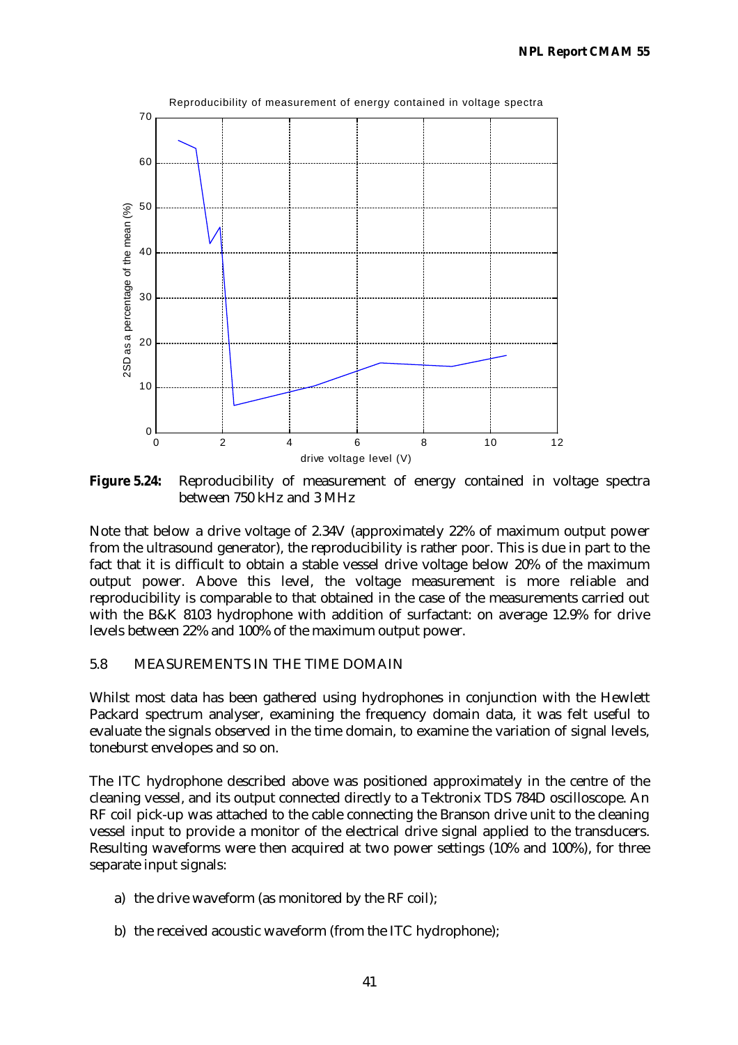**Figure 5.24:** Reproducibility of measurement of energy contained in voltage spectra between 750 kHz and 3 MHz

Note that below a drive voltage of 2.34V (approximately 22% of maximum output power from the ultrasound generator), the reproducibility is rather poor. This is due in part to the fact that it is difficult to obtain a stable vessel drive voltage below 20% of the maximum output power. Above this level, the voltage measurement is more reliable and reproducibility is comparable to that obtained in the case of the measurements carried out with the B&K 8103 hydrophone with addition of surfactant: on average 12.9% for drive levels between 22% and 100% of the maximum output power.

## 5.8 MEASUREMENTS IN THE TIME DOMAIN

Whilst most data has been gathered using hydrophones in conjunction with the Hewlett Packard spectrum analyser, examining the frequency domain data, it was felt useful to evaluate the signals observed in the time domain, to examine the variation of signal levels, toneburst envelopes and so on.

The ITC hydrophone described above was positioned approximately in the centre of the cleaning vessel, and its output connected directly to a Tektronix TDS 784D oscilloscope. An RF coil pick-up was attached to the cable connecting the Branson drive unit to the cleaning vessel input to provide a monitor of the electrical drive signal applied to the transducers. Resulting waveforms were then acquired at two power settings (10% and 100%), for three separate input signals:

a) the drive waveform (as monitored by the RF coil);

b) the received acoustic waveform (from the ITC hydrophone);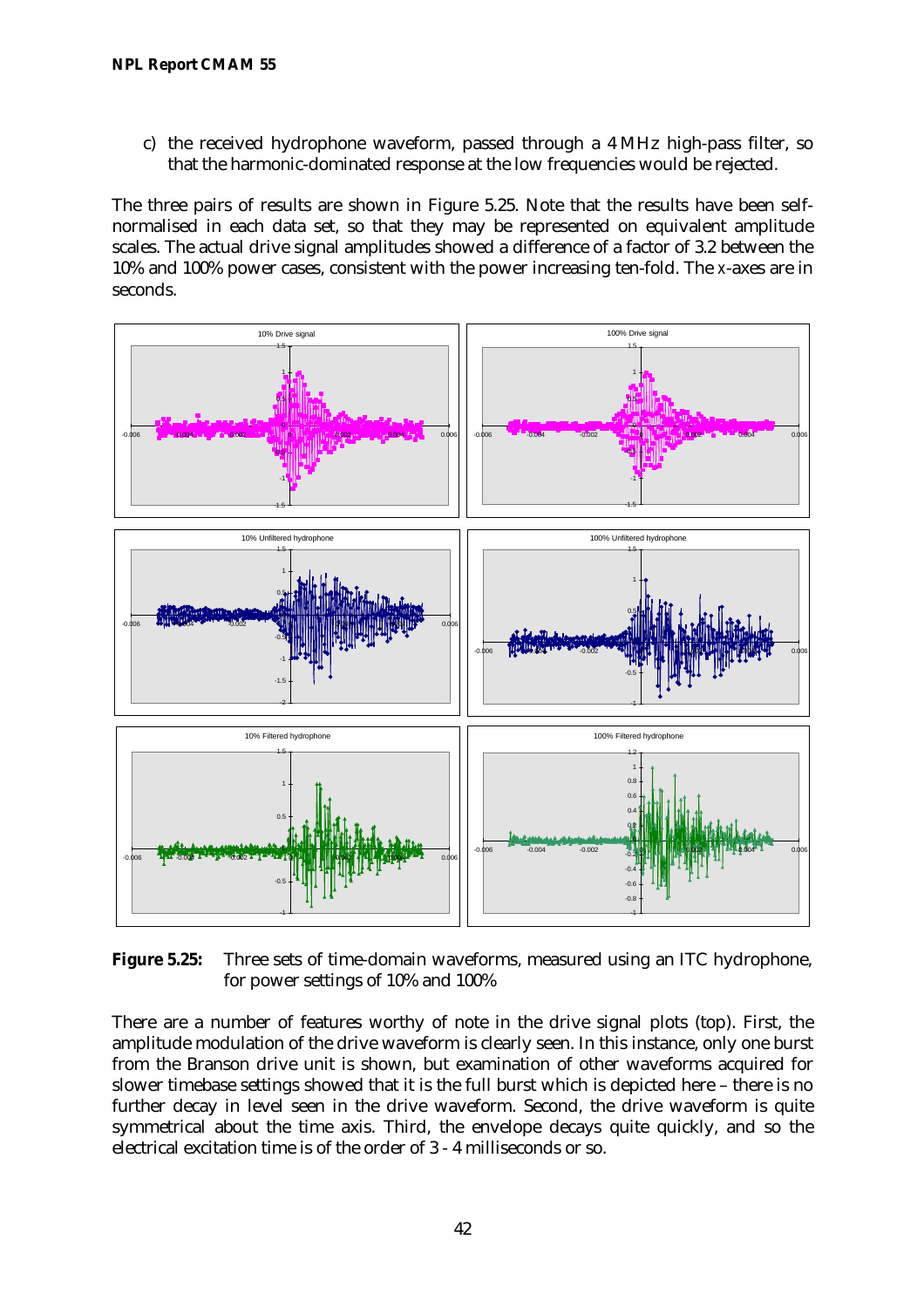c) the received hydrophone waveform, passed through a 4 MHz high-pass filter, so that the harmonic-dominated response at the low frequencies would be rejected.

The three pairs of results are shown in Figure 5.25. Note that the results have been self-normalised in each data set, so that they may be represented on equivalent amplitude scales. The actual drive signal amplitudes showed a difference of a factor of 3.2 between the 10% and 100% power cases, consistent with the power increasing ten-fold. The $x$-axes are in seconds.

**Figure 5.25:** Three sets of time-domain waveforms, measured using an ITC hydrophone, for power settings of 10% and 100%

There are a number of features worthy of note in the drive signal plots (top). First, the amplitude modulation of the drive waveform is clearly seen. In this instance, only one burst from the Branson drive unit is shown, but examination of other waveforms acquired for slower timebase settings showed that it is the full burst which is depicted here – there is no further decay in level seen in the drive waveform. Second, the drive waveform is quite symmetrical about the time axis. Third, the envelope decays quite quickly, and so the electrical excitation time is of the order of 3 - 4 milliseconds or so.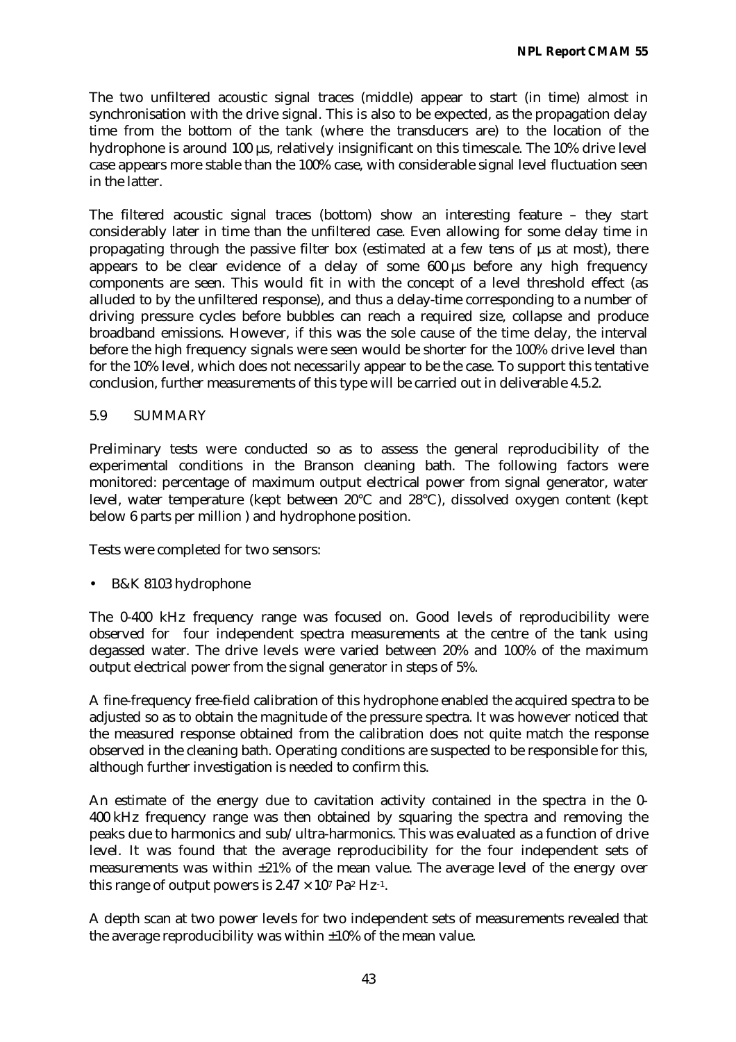The two unfiltered acoustic signal traces (middle) appear to start (in time) almost in synchronisation with the drive signal. This is also to be expected, as the propagation delay time from the bottom of the tank (where the transducers are) to the location of the hydrophone is around 100 µs, relatively insignificant on this timescale. The 10% drive level case appears more stable than the 100% case, with considerable signal level fluctuation seen in the latter.

The filtered acoustic signal traces (bottom) show an interesting feature – they start considerably later in time than the unfiltered case. Even allowing for some delay time in propagating through the passive filter box (estimated at a few tens of µs at most), there appears to be clear evidence of a delay of some 600 µs before any high frequency components are seen. This would fit in with the concept of a level threshold effect (as alluded to by the unfiltered response), and thus a delay-time corresponding to a number of driving pressure cycles before bubbles can reach a required size, collapse and produce broadband emissions. However, if this was the sole cause of the time delay, the interval before the high frequency signals were seen would be shorter for the 100% drive level than for the 10% level, which does not necessarily appear to be the case. To support this tentative conclusion, further measurements of this type will be carried out in deliverable 4.5.2.

## 5.9 SUMMARY

Preliminary tests were conducted so as to assess the general reproducibility of the experimental conditions in the Branson cleaning bath. The following factors were monitored: percentage of maximum output electrical power from signal generator, water level, water temperature (kept between 20°C and 28°C), dissolved oxygen content (kept below 6 parts per million ) and hydrophone position.

Tests were completed for two sensors:

- B&K 8103 hydrophone

The 0-400 kHz frequency range was focused on. Good levels of reproducibility were observed for four independent spectra measurements at the centre of the tank using degassed water. The drive levels were varied between 20% and 100% of the maximum output electrical power from the signal generator in steps of 5%.

A fine-frequency free-field calibration of this hydrophone enabled the acquired spectra to be adjusted so as to obtain the magnitude of the pressure spectra. It was however noticed that the measured response obtained from the calibration does not quite match the response observed in the cleaning bath. Operating conditions are suspected to be responsible for this, although further investigation is needed to confirm this.

An estimate of the energy due to cavitation activity contained in the spectra in the 0-400 kHz frequency range was then obtained by squaring the spectra and removing the peaks due to harmonics and sub/ultra-harmonics. This was evaluated as a function of drive level. It was found that the average reproducibility for the four independent sets of measurements was within ±21% of the mean value. The average level of the energy over this range of output powers is $2.47 \times 10^{7}$ $Pa^{2}$ $Hz^{-1}$.

A depth scan at two power levels for two independent sets of measurements revealed that the average reproducibility was within ±10% of the mean value.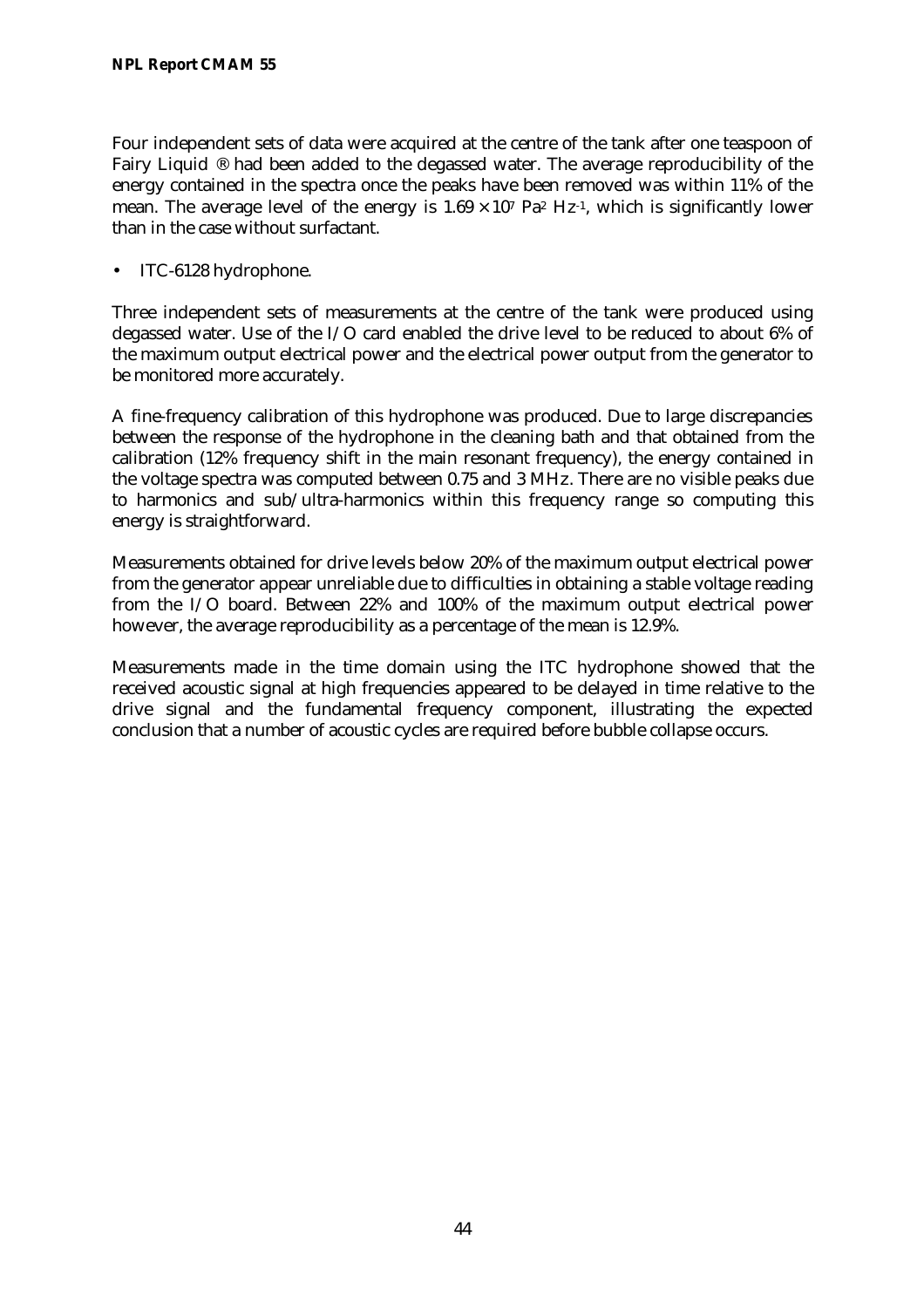Four independent sets of data were acquired at the centre of the tank after one teaspoon of Fairy Liquid ® had been added to the degassed water. The average reproducibility of the energy contained in the spectra once the peaks have been removed was within 11% of the mean. The average level of the energy is $1.69 \times 10^{7}$ $Pa^{2}$ $Hz^{-1}$, which is significantly lower than in the case without surfactant.

- ITC-6128 hydrophone.

Three independent sets of measurements at the centre of the tank were produced using degassed water. Use of the I/O card enabled the drive level to be reduced to about 6% of the maximum output electrical power and the electrical power output from the generator to be monitored more accurately.

A fine-frequency calibration of this hydrophone was produced. Due to large discrepancies between the response of the hydrophone in the cleaning bath and that obtained from the calibration (12% frequency shift in the main resonant frequency), the energy contained in the voltage spectra was computed between 0.75 and 3 MHz. There are no visible peaks due to harmonics and sub/ultra-harmonics within this frequency range so computing this energy is straightforward.

Measurements obtained for drive levels below 20% of the maximum output electrical power from the generator appear unreliable due to difficulties in obtaining a stable voltage reading from the I/O board. Between 22% and 100% of the maximum output electrical power however, the average reproducibility as a percentage of the mean is 12.9%.

Measurements made in the time domain using the ITC hydrophone showed that the received acoustic signal at high frequencies appeared to be delayed in time relative to the drive signal and the fundamental frequency component, illustrating the expected conclusion that a number of acoustic cycles are required before bubble collapse occurs.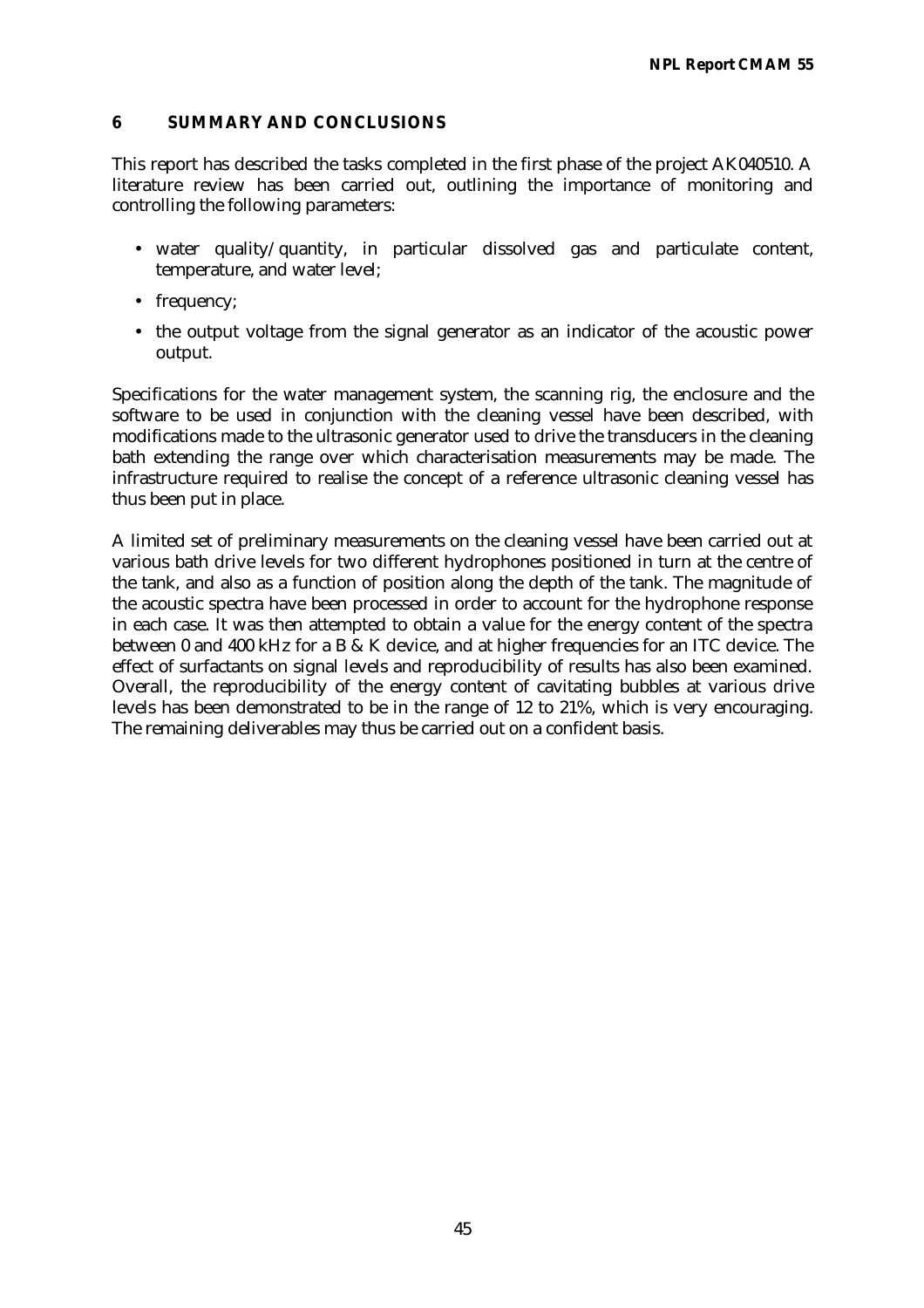## 6 SUMMARY AND CONCLUSIONS

This report has described the tasks completed in the first phase of the project AK040510. A literature review has been carried out, outlining the importance of monitoring and controlling the following parameters:

- water quality/quantity, in particular dissolved gas and particulate content, temperature, and water level;
- frequency;
- the output voltage from the signal generator as an indicator of the acoustic power output.

Specifications for the water management system, the scanning rig, the enclosure and the software to be used in conjunction with the cleaning vessel have been described, with modifications made to the ultrasonic generator used to drive the transducers in the cleaning bath extending the range over which characterisation measurements may be made. The infrastructure required to realise the concept of a reference ultrasonic cleaning vessel has thus been put in place.

A limited set of preliminary measurements on the cleaning vessel have been carried out at various bath drive levels for two different hydrophones positioned in turn at the centre of the tank, and also as a function of position along the depth of the tank. The magnitude of the acoustic spectra have been processed in order to account for the hydrophone response in each case. It was then attempted to obtain a value for the energy content of the spectra between 0 and 400 kHz for a B & K device, and at higher frequencies for an ITC device. The effect of surfactants on signal levels and reproducibility of results has also been examined. Overall, the reproducibility of the energy content of cavitating bubbles at various drive levels has been demonstrated to be in the range of 12 to 21%, which is very encouraging. The remaining deliverables may thus be carried out on a confident basis.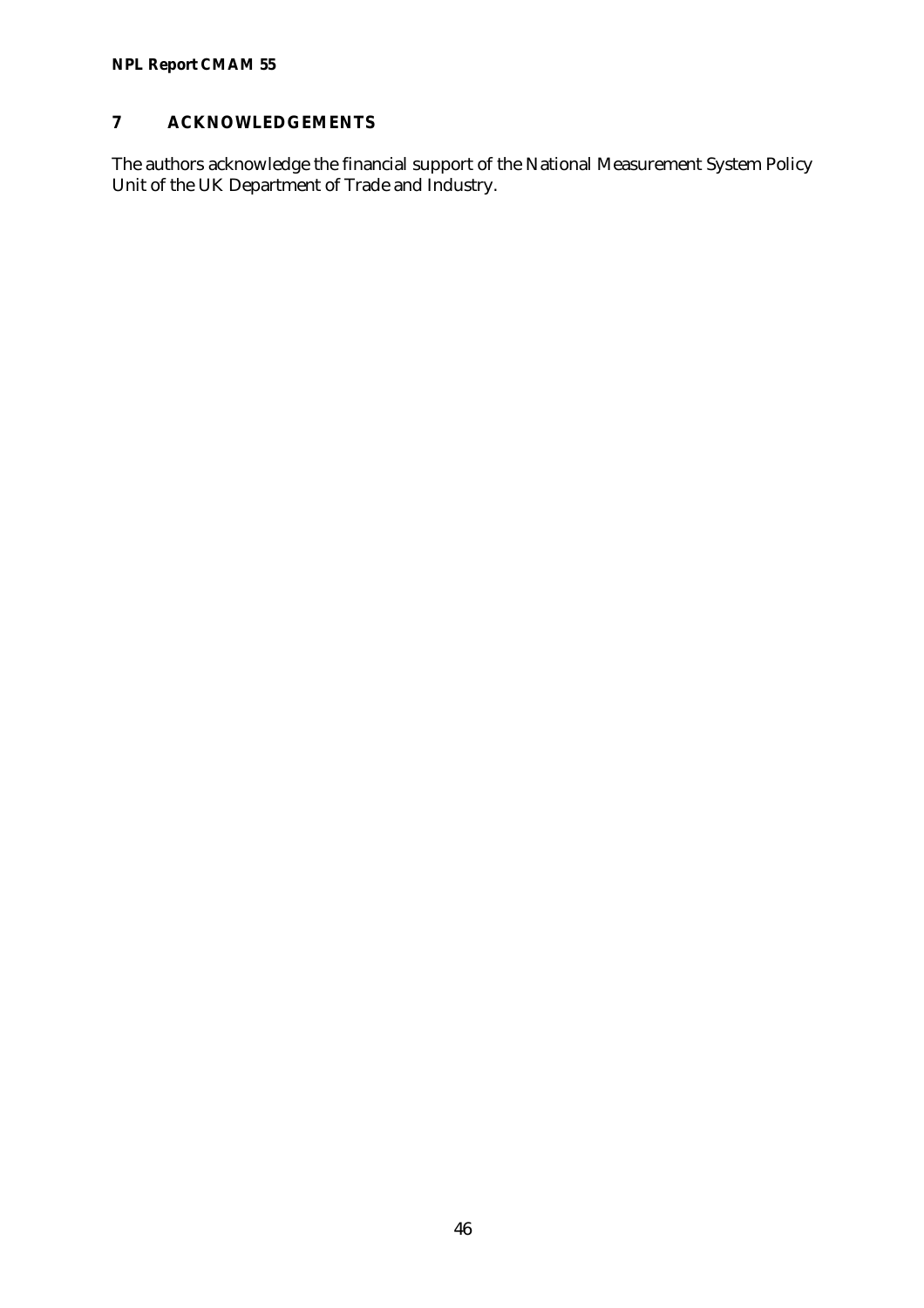## 7 ACKNOWLEDGEMENTS

The authors acknowledge the financial support of the National Measurement System Policy Unit of the UK Department of Trade and Industry.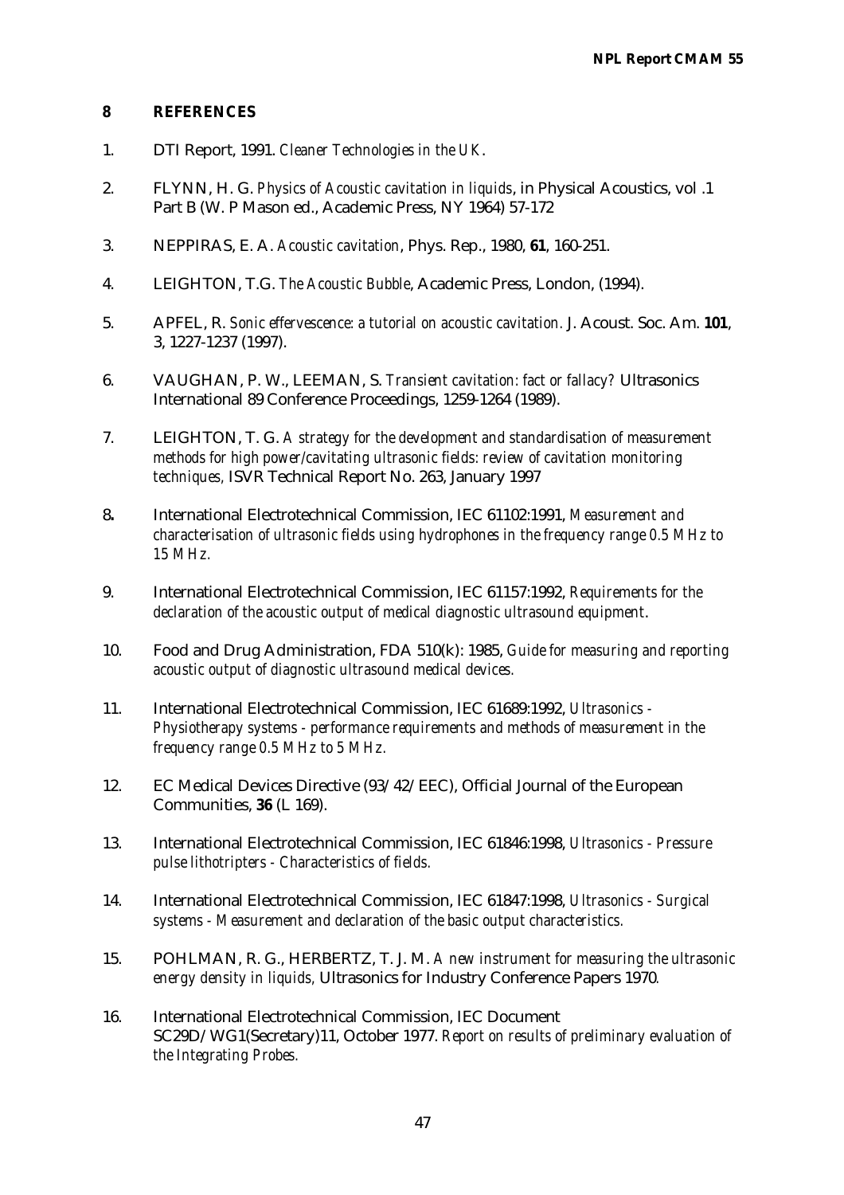## 8 REFERENCES

1. DTI Report, 1991. *Cleaner Technologies in the UK.*

2. FLYNN, H. G. *Physics of Acoustic cavitation in liquids*, in Physical Acoustics, vol .1 Part B (W. P Mason ed., Academic Press, NY 1964) 57-172

3. NEPPIRAS, E. A. *Acoustic cavitation*, Phys. Rep., 1980, **61**, 160-251.

4. LEIGHTON, T.G. *The Acoustic Bubble*, Academic Press, London, (1994).

5. APFEL, R. *Sonic effervescence: a tutorial on acoustic cavitation.* J. Acoust. Soc. Am. **101**, 3, 1227-1237 (1997).

6. VAUGHAN, P. W., LEEMAN, S. *Transient cavitation: fact or fallacy?* Ultrasonics International 89 Conference Proceedings, 1259-1264 (1989).

7. LEIGHTON, T. G. *A strategy for the development and standardisation of measurement methods for high power/cavitating ultrasonic fields: review of cavitation monitoring techniques,* ISVR Technical Report No. 263, January 1997

8. International Electrotechnical Commission, IEC 61102:1991, *Measurement and characterisation of ultrasonic fields using hydrophones in the frequency range 0.5 MHz to 15 MHz.*

9. International Electrotechnical Commission, IEC 61157:1992, *Requirements for the declaration of the acoustic output of medical diagnostic ultrasound equipment*.

10. Food and Drug Administration, FDA 510(k): 1985, *Guide for measuring and reporting acoustic output of diagnostic ultrasound medical devices.*

11. International Electrotechnical Commission, IEC 61689:1992, *Ultrasonics - Physiotherapy systems - performance requirements and methods of measurement in the frequency range 0.5 MHz to 5 MHz.*

12. EC Medical Devices Directive (93/42/EEC), Official Journal of the European Communities, **36** (L 169).

13. International Electrotechnical Commission, IEC 61846:1998, *Ultrasonics - Pressure pulse lithotripters - Characteristics of fields.*

14. International Electrotechnical Commission, IEC 61847:1998, *Ultrasonics - Surgical systems - Measurement and declaration of the basic output characteristics.*

15. POHLMAN, R. G., HERBERTZ, T. J. M. *A new instrument for measuring the ultrasonic energy density in liquids,* Ultrasonics for Industry Conference Papers 1970.

16. International Electrotechnical Commission, IEC Document SC29D/WG1(Secretary)11, October 1977. *Report on results of preliminary evaluation of the Integrating Probes.*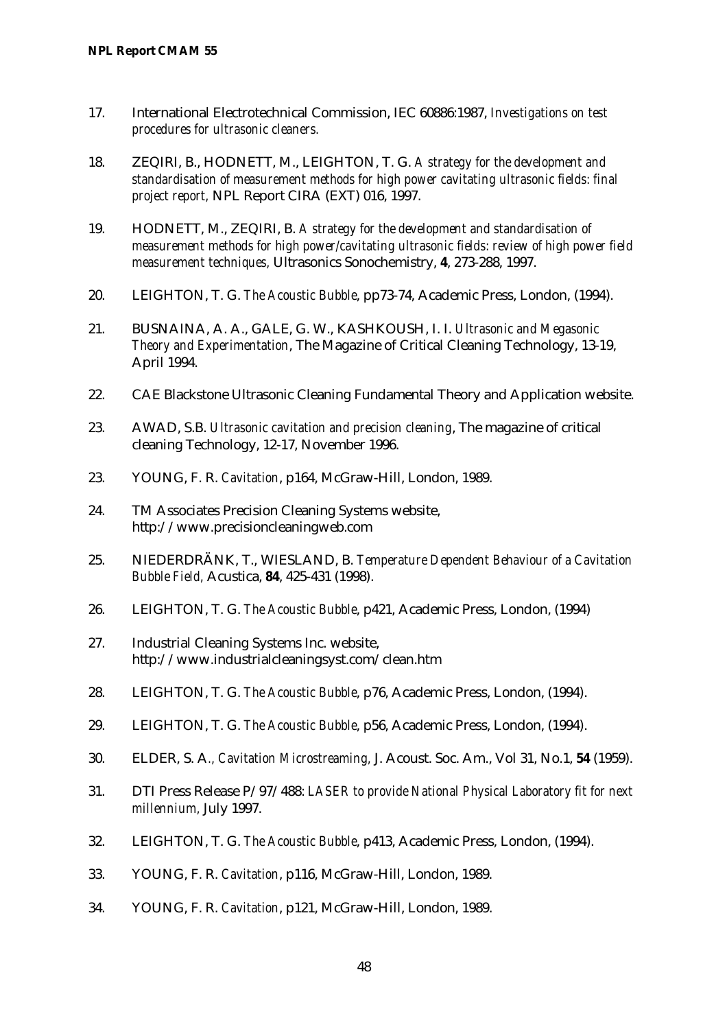17. International Electrotechnical Commission, IEC 60886:1987, *Investigations on test procedures for ultrasonic cleaners.*

18. ZEQIRI, B., HODNETT, M., LEIGHTON, T. G. *A strategy for the development and standardisation of measurement methods for high power cavitating ultrasonic fields: final project report,* NPL Report CIRA (EXT) 016, 1997.

19. HODNETT, M., ZEQIRI, B. *A strategy for the development and standardisation of measurement methods for high power/cavitating ultrasonic fields: review of high power field measurement techniques,* Ultrasonics Sonochemistry, **4**, 273-288, 1997.

20. LEIGHTON, T. G. *The Acoustic Bubble*, pp73-74, Academic Press, London, (1994).

21. BUSNAINA, A. A., GALE, G. W., KASHKOUSH, I. I. *Ultrasonic and Megasonic Theory and Experimentation*, The Magazine of Critical Cleaning Technology, 13-19, April 1994.

22. CAE Blackstone Ultrasonic Cleaning Fundamental Theory and Application website.

23. AWAD, S.B. *Ultrasonic cavitation and precision cleaning*, The magazine of critical cleaning Technology, 12-17, November 1996.

23. YOUNG, F. R. *Cavitation*, p164, McGraw-Hill, London, 1989.

24. TM Associates Precision Cleaning Systems website, http://www.precisioncleaningweb.com

25. NIEDERDRÄNK, T., WIESLAND, B. *Temperature Dependent Behaviour of a Cavitation Bubble Field,* Acustica, **84**, 425-431 (1998).

26. LEIGHTON, T. G. *The Acoustic Bubble*, p421, Academic Press, London, (1994)

27. Industrial Cleaning Systems Inc. website, http://www.industrialcleaningsyst.com/clean.htm

28. LEIGHTON, T. G. *The Acoustic Bubble*, p76, Academic Press, London, (1994).

29. LEIGHTON, T. G. *The Acoustic Bubble*, p56, Academic Press, London, (1994).

30. ELDER, S. A*., Cavitation Microstreaming,* J. Acoust. Soc. Am., Vol 31, No.1, **54** (1959).

31. DTI Press Release P/97/488: *LASER to provide National Physical Laboratory fit for next millennium,* July 1997.

32. LEIGHTON, T. G. *The Acoustic Bubble*, p413, Academic Press, London, (1994).

33. YOUNG, F. R. *Cavitation*, p116, McGraw-Hill, London, 1989.

34. YOUNG, F. R. *Cavitation*, p121, McGraw-Hill, London, 1989.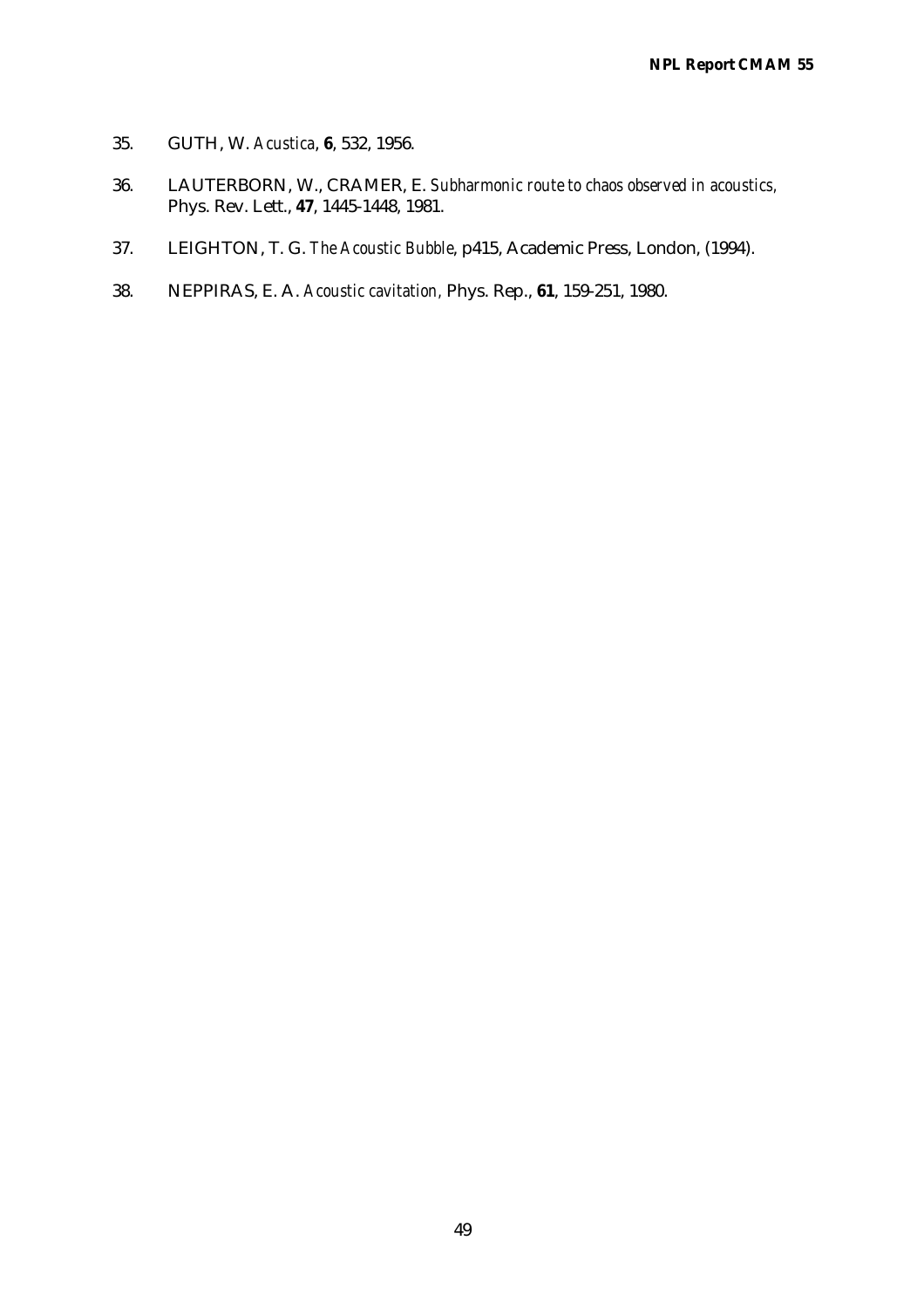35. GUTH, W. *Acustica*, **6**, 532, 1956.

36. LAUTERBORN, W., CRAMER, E. *Subharmonic route to chaos observed in acoustics,* Phys. Rev. Lett., **47**, 1445-1448, 1981.

37. LEIGHTON, T. G. *The Acoustic Bubble*, p415, Academic Press, London, (1994).

38. NEPPIRAS, E. A. *Acoustic cavitation,* Phys. Rep., **61**, 159-251, 1980.